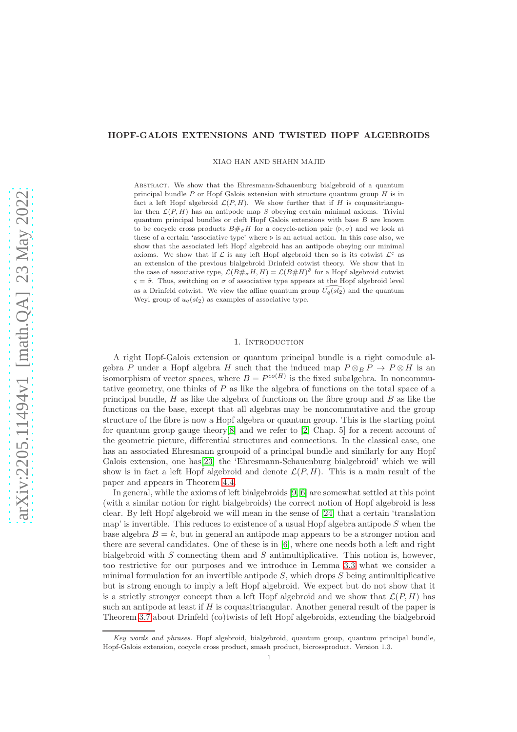# HOPF-GALOIS EXTENSIONS AND TWISTED HOPF ALGEBROIDS

XIAO HAN AND SHAHN MAJID

Abstract. We show that the Ehresmann-Schauenburg bialgebroid of a quantum principal bundle $P$ or Hopf Galois extension with structure quantum group $H$ is in fact a left Hopf algebroid $\mathcal{L}(P,H)$. We show further that if $H$ is coquasitriangular then $\mathcal{L}(P,H)$ has an antipode map $S$ obeying certain minimal axioms. Trivial quantum principal bundles or cleft Hopf Galois extensions with base $B$ are known to be cocycle cross products $B\#_\sigma H$ for a cocycle-action pair $(\triangleright,\sigma)$ and we look at these of a certain 'associative type' where $\triangleright$ is an actual action. In this case also, we show that the associated left Hopf algebroid has an antipode obeying our minimal axioms. We show that if $\mathcal{L}$ is any left Hopf algebroid then so is its cotwist $\mathcal{L}^\varsigma$ as an extension of the previous bialgebroid Drinfeld cotwist theory. We show that in the case of associative type, $\mathcal{L}(B\#_\sigma H,H)=\mathcal{L}(B\#H)^{\tilde\sigma}$ for a Hopf algebroid cotwist $\varsigma=\tilde\sigma$. Thus, switching on $\sigma$ of associative type appears at the Hopf algebroid level as a Drinfeld cotwist. We view the affine quantum group $\widehat{U_q(sl_2)}$ and the quantum Weyl group of $u_q(sl_2)$ as examples of associative type.

## 1. Introduction

A right Hopf-Galois extension or quantum principal bundle is a right comodule algebra $P$ under a Hopf algebra $H$ such that the induced map $P\otimes_B P\to P\otimes H$ is an isomorphism of vector spaces, where $B=P^{co(H)}$ is the fixed subalgebra. In noncommutative geometry, one thinks of $P$ as like the algebra of functions on the total space of a principal bundle, $H$ as like the algebra of functions on the fibre group and $B$ as like the functions on the base, except that all algebras may be noncommutative and the group structure of the fibre is now a Hopf algebra or quantum group. This is the starting point for quantum group gauge theory[8] and we refer to [2, Chap. 5] for a recent account of the geometric picture, differential structures and connections. In the classical case, one has an associated Ehresmann groupoid of a principal bundle and similarly for any Hopf Galois extension, one has[23] the 'Ehresmann-Schauenburg bialgebroid' which we will show is in fact a left Hopf algebroid and denote $\mathcal{L}(P,H)$. This is a main result of the paper and appears in Theorem 4.4.

In general, while the axioms of left bialgebroids [9, 6] are somewhat settled at this point (with a similar notion for right bialgebroids) the correct notion of Hopf algebroid is less clear. By left Hopf algebroid we will mean in the sense of [24] that a certain 'translation map' is invertible. This reduces to existence of a usual Hopf algebra antipode $S$ when the base algebra $B=k$, but in general an antipode map appears to be a stronger notion and there are several candidates. One of these is in [6], where one needs both a left and right bialgebroid with $S$ connecting them and $S$ antimultiplicative. This notion is, however, too restrictive for our purposes and we introduce in Lemma 3.3 what we consider a minimal formulation for an invertible antipode $S$, which drops $S$ being antimultiplicative but is strong enough to imply a left Hopf algebroid. We expect but do not show that it is a strictly stronger concept than a left Hopf algebroid and we show that $\mathcal{L}(P,H)$ has such an antipode at least if $H$ is coquasitriangular. Another general result of the paper is Theorem 3.7 about Drinfeld (co)twists of left Hopf algebroids, extending the bialgebroid

*Key words and phrases.* Hopf algebroid, bialgebroid, quantum group, quantum principal bundle, Hopf-Galois extension, cocycle cross product, smash product, bicrossproduct. Version 1.3.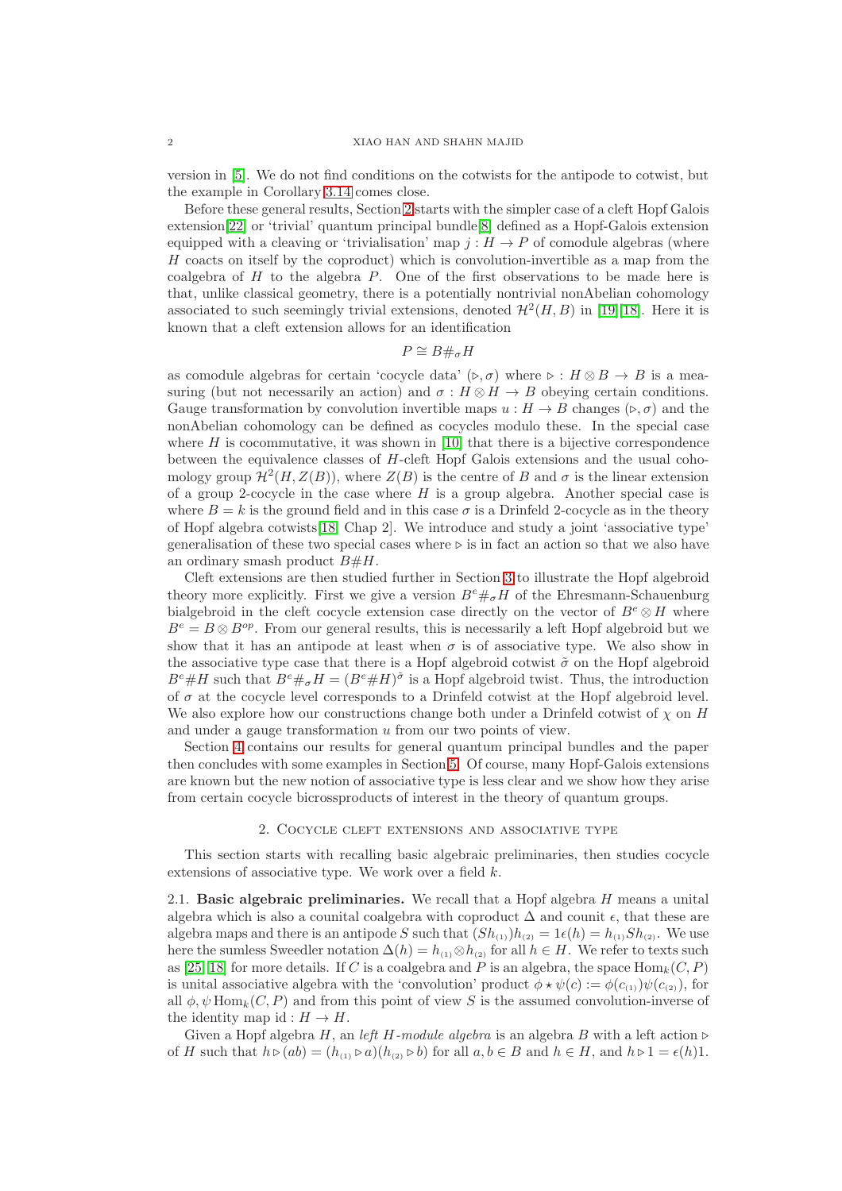version in [5]. We do not find conditions on the cotwists for the antipode to cotwist, but the example in Corollary 3.14 comes close.

Before these general results, Section 2 starts with the simpler case of a cleft Hopf Galois extension[22] or 'trivial' quantum principal bundle[8] defined as a Hopf-Galois extension equipped with a cleaving or 'trivialisation' map $j : H \to P$ of comodule algebras (where $H$ coacts on itself by the coproduct) which is convolution-invertible as a map from the coalgebra of $H$ to the algebra $P$. One of the first observations to be made here is that, unlike classical geometry, there is a potentially nontrivial nonAbelian cohomology associated to such seemingly trivial extensions, denoted $\mathcal{H}^2(H, B)$ in [19, 18]. Here it is known that a cleft extension allows for an identification

$$P \cong B\#_\sigma H$$

as comodule algebras for certain 'cocycle data' $(\triangleright, \sigma)$ where $\triangleright : H \otimes B \to B$ is a measuring (but not necessarily an action) and $\sigma : H \otimes H \to B$ obeying certain conditions. Gauge transformation by convolution invertible maps $u : H \to B$ changes $(\triangleright, \sigma)$ and the nonAbelian cohomology can be defined as cocycles modulo these. In the special case where $H$ is cocommutative, it was shown in [10] that there is a bijective correspondence between the equivalence classes of $H$-cleft Hopf Galois extensions and the usual cohomology group $\mathcal{H}^2(H, Z(B))$, where $Z(B)$ is the centre of $B$ and $\sigma$ is the linear extension of a group 2-cocycle in the case where $H$ is a group algebra. Another special case is where $B = k$ is the ground field and in this case $\sigma$ is a Drinfeld 2-cocycle as in the theory of Hopf algebra cotwists[18, Chap 2]. We introduce and study a joint 'associative type' generalisation of these two special cases where $\triangleright$ is in fact an action so that we also have an ordinary smash product $B\#H$.

Cleft extensions are then studied further in Section 3 to illustrate the Hopf algebroid theory more explicitly. First we give a version $B^e\#_\sigma H$ of the Ehresmann-Schauenburg bialgebroid in the cleft cocycle extension case directly on the vector of $B^e \otimes H$ where $B^e = B \otimes B^{op}$. From our general results, this is necessarily a left Hopf algebroid but we show that it has an antipode at least when $\sigma$ is of associative type. We also show in the associative type case that there is a Hopf algebroid cotwist $\tilde{\sigma}$ on the Hopf algebroid $B^e\#H$ such that $B^e\#_\sigma H = (B^e\#H)^{\tilde{\sigma}}$ is a Hopf algebroid twist. Thus, the introduction of $\sigma$ at the cocycle level corresponds to a Drinfeld cotwist at the Hopf algebroid level. We also explore how our constructions change both under a Drinfeld cotwist of $\chi$ on $H$ and under a gauge transformation $u$ from our two points of view.

Section 4 contains our results for general quantum principal bundles and the paper then concludes with some examples in Section 5. Of course, many Hopf-Galois extensions are known but the new notion of associative type is less clear and we show how they arise from certain cocycle bicrossproducts of interest in the theory of quantum groups.

## 2. Cocycle cleft extensions and associative type

This section starts with recalling basic algebraic preliminaries, then studies cocycle extensions of associative type. We work over a field $k$.

2.1. **Basic algebraic preliminaries.** We recall that a Hopf algebra $H$ means a unital algebra which is also a counital coalgebra with coproduct $\Delta$ and counit $\epsilon$, that these are algebra maps and there is an antipode $S$ such that $(Sh_{(1)})h_{(2)} = 1\epsilon(h) = h_{(1)}Sh_{(2)}$. We use here the sumless Sweedler notation $\Delta(h) = h_{(1)} \otimes h_{(2)}$ for all $h \in H$. We refer to texts such as [25, 18] for more details. If $C$ is a coalgebra and $P$ is an algebra, the space $\mathrm{Hom}_k(C, P)$ is unital associative algebra with the 'convolution' product $\phi \star \psi(c) := \phi(c_{(1)})\psi(c_{(2)})$, for all $\phi, \psi \, \mathrm{Hom}_k(C, P)$ and from this point of view $S$ is the assumed convolution-inverse of the identity map $\mathrm{id} : H \to H$.

Given a Hopf algebra $H$, an *left $H$-module algebra* is an algebra $B$ with a left action $\triangleright$ of $H$ such that $h \triangleright (ab) = (h_{(1)} \triangleright a)(h_{(2)} \triangleright b)$ for all $a, b \in B$ and $h \in H$, and $h \triangleright 1 = \epsilon(h)1$.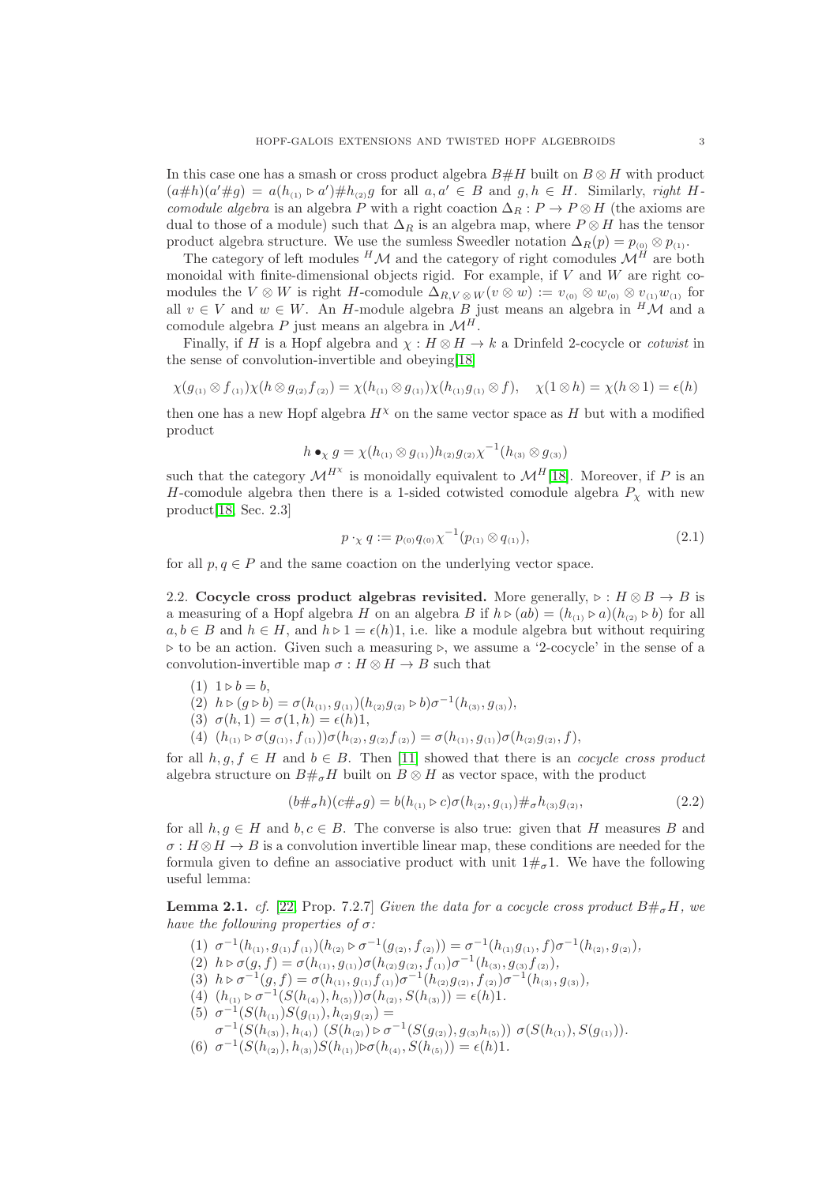In this case one has a smash or cross product algebra $B\#H$ built on $B\otimes H$ with product $(a\#h)(a'\#g) = a(h_{(1)} \triangleright a')\#h_{(2)}g$ for all $a, a' \in B$ and $g, h \in H$. Similarly, *right $H$-comodule algebra* is an algebra $P$ with a right coaction $\Delta_R : P \to P\otimes H$ (the axioms are dual to those of a module) such that $\Delta_R$ is an algebra map, where $P\otimes H$ has the tensor product algebra structure. We use the sumless Sweedler notation $\Delta_R(p) = p_{(0)} \otimes p_{(1)}$.

The category of left modules ${}^H\mathcal{M}$ and the category of right comodules $\mathcal{M}^H$ are both monoidal with finite-dimensional objects rigid. For example, if $V$ and $W$ are right comodules the $V\otimes W$ is right $H$-comodule $\Delta_{R,V\otimes W}(v\otimes w) := v_{(0)} \otimes w_{(0)} \otimes v_{(1)}w_{(1)}$ for all $v \in V$ and $w \in W$. An $H$-module algebra $B$ just means an algebra in ${}^H\mathcal{M}$ and a comodule algebra $P$ just means an algebra in $\mathcal{M}^H$.

Finally, if $H$ is a Hopf algebra and $\chi : H\otimes H \to k$ a Drinfeld 2-cocycle or *cotwist* in the sense of convolution-invertible and obeying[18]

$$\chi(g_{(1)}\otimes f_{(1)})\chi(h\otimes g_{(2)}f_{(2)}) = \chi(h_{(1)}\otimes g_{(1)})\chi(h_{(1)}g_{(1)}\otimes f), \quad \chi(1\otimes h) = \chi(h\otimes 1) = \epsilon(h)$$

then one has a new Hopf algebra $H^\chi$ on the same vector space as $H$ but with a modified product

$$h \bullet_\chi g = \chi(h_{(1)}\otimes g_{(1)})h_{(2)}g_{(2)}\chi^{-1}(h_{(3)}\otimes g_{(3)})$$

such that the category $\mathcal{M}^{H^\chi}$ is monoidally equivalent to $\mathcal{M}^H$[18]. Moreover, if $P$ is an $H$-comodule algebra then there is a 1-sided cotwisted comodule algebra $P_\chi$ with new product[18, Sec. 2.3]

$$p \cdot_\chi q := p_{(0)}q_{(0)}\chi^{-1}(p_{(1)}\otimes q_{(1)}), \tag{2.1}$$

for all $p, q \in P$ and the same coaction on the underlying vector space.

### 2.2. Cocycle cross product algebras revisited.

More generally, $\triangleright : H\otimes B \to B$ is a measuring of a Hopf algebra $H$ on an algebra $B$ if $h\triangleright(ab) = (h_{(1)} \triangleright a)(h_{(2)} \triangleright b)$ for all $a, b \in B$ and $h \in H$, and $h\triangleright 1 = \epsilon(h)1$, i.e. like a module algebra but without requiring $\triangleright$ to be an action. Given such a measuring $\triangleright$, we assume a '2-cocycle' in the sense of a convolution-invertible map $\sigma : H\otimes H \to B$ such that

(1) $1 \triangleright b = b$,
(2) $h\triangleright(g\triangleright b) = \sigma(h_{(1)}, g_{(1)})(h_{(2)}g_{(2)} \triangleright b)\sigma^{-1}(h_{(3)}, g_{(3)})$,
(3) $\sigma(h, 1) = \sigma(1, h) = \epsilon(h)1$,
(4) $(h_{(1)} \triangleright \sigma(g_{(1)}, f_{(1)}))\sigma(h_{(2)}, g_{(2)}f_{(2)}) = \sigma(h_{(1)}, g_{(1)})\sigma(h_{(2)}g_{(2)}, f)$,

for all $h, g, f \in H$ and $b \in B$. Then [11] showed that there is an *cocycle cross product* algebra structure on $B\#_\sigma H$ built on $B\otimes H$ as vector space, with the product

$$(b\#_\sigma h)(c\#_\sigma g) = b(h_{(1)} \triangleright c)\sigma(h_{(2)}, g_{(1)})\#_\sigma h_{(3)}g_{(2)}, \tag{2.2}$$

for all $h, g \in H$ and $b, c \in B$. The converse is also true: given that $H$ measures $B$ and $\sigma : H\otimes H \to B$ is a convolution invertible linear map, these conditions are needed for the formula given to define an associative product with unit $1\#_\sigma 1$. We have the following useful lemma:

**Lemma 2.1.** *cf.* [22, Prop. 7.2.7] *Given the data for a cocycle cross product $B\#_\sigma H$, we have the following properties of $\sigma$:*

(1) $\sigma^{-1}(h_{(1)}, g_{(1)}f_{(1)})(h_{(2)} \triangleright \sigma^{-1}(g_{(2)}, f_{(2)})) = \sigma^{-1}(h_{(1)}g_{(1)}, f)\sigma^{-1}(h_{(2)}, g_{(2)})$,
(2) $h\triangleright\sigma(g, f) = \sigma(h_{(1)}, g_{(1)})\sigma(h_{(2)}g_{(2)}, f_{(1)})\sigma^{-1}(h_{(3)}, g_{(3)}f_{(2)})$,
(3) $h\triangleright\sigma^{-1}(g, f) = \sigma(h_{(1)}, g_{(1)}f_{(1)})\sigma^{-1}(h_{(2)}g_{(2)}, f_{(2)})\sigma^{-1}(h_{(3)}, g_{(3)})$,
(4) $(h_{(1)} \triangleright \sigma^{-1}(S(h_{(4)}), h_{(5)}))\sigma(h_{(2)}, S(h_{(3)})) = \epsilon(h)1$.
(5) $\sigma^{-1}(S(h_{(1)})S(g_{(1)}), h_{(2)}g_{(2)}) =$
$\sigma^{-1}(S(h_{(3)}), h_{(4)})\ (S(h_{(2)}) \triangleright \sigma^{-1}(S(g_{(2)}), g_{(3)}h_{(5)}))\ \sigma(S(h_{(1)}), S(g_{(1)}))$.
(6) $\sigma^{-1}(S(h_{(2)}), h_{(3)})S(h_{(1)})\triangleright\sigma(h_{(4)}, S(h_{(5)})) = \epsilon(h)1$.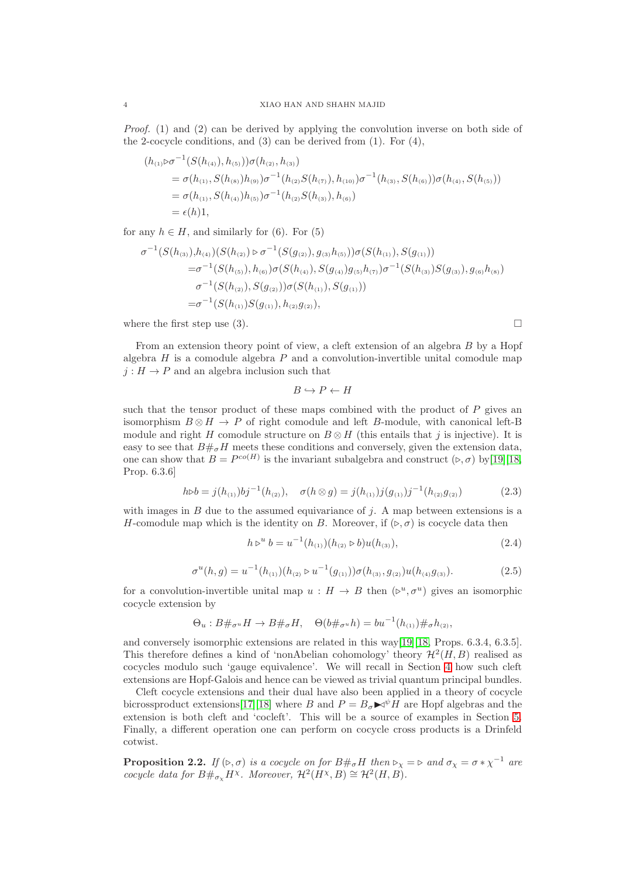*Proof.* (1) and (2) can be derived by applying the convolution inverse on both side of the 2-cocycle conditions, and (3) can be derived from (1). For (4),

$$
\begin{aligned}
&(h_{(1)}\triangleright\sigma^{-1}(S(h_{(4)}), h_{(5)}))\sigma(h_{(2)}, h_{(3)})\\
&= \sigma(h_{(1)}, S(h_{(8)})h_{(9)})\sigma^{-1}(h_{(2)}S(h_{(7)}), h_{(10)})\sigma^{-1}(h_{(3)}, S(h_{(6)}))\sigma(h_{(4)}, S(h_{(5)}))\\
&= \sigma(h_{(1)}, S(h_{(4)})h_{(5)})\sigma^{-1}(h_{(2)}S(h_{(3)}), h_{(6)})\\
&= \epsilon(h)1,
\end{aligned}
$$

for any $h \in H$, and similarly for (6). For (5)

$$
\begin{aligned}
\sigma^{-1}&(S(h_{(3)}),h_{(4)})(S(h_{(2)}) \triangleright \sigma^{-1}(S(g_{(2)}), g_{(3)}h_{(5)}))\sigma(S(h_{(1)}), S(g_{(1)}))\\
&=\sigma^{-1}(S(h_{(5)}), h_{(6)})\sigma(S(h_{(4)}), S(g_{(4)})g_{(5)}h_{(7)})\sigma^{-1}(S(h_{(3)})S(g_{(3)}), g_{(6)}h_{(8)})\\
&\quad\sigma^{-1}(S(h_{(2)}), S(g_{(2)}))\sigma(S(h_{(1)}), S(g_{(1)}))\\
&=\sigma^{-1}(S(h_{(1)})S(g_{(1)}), h_{(2)}g_{(2)}),
\end{aligned}
$$

where the first step use (3). □

From an extension theory point of view, a cleft extension of an algebra $B$ by a Hopf algebra $H$ is a comodule algebra $P$ and a convolution-invertible unital comodule map $j : H \to P$ and an algebra inclusion such that

$$B \hookrightarrow P \leftarrow H$$

such that the tensor product of these maps combined with the product of $P$ gives an isomorphism $B \otimes H \to P$ of right comodule and left $B$-module, with canonical left-B module and right $H$ comodule structure on $B \otimes H$ (this entails that $j$ is injective). It is easy to see that $B\#_\sigma H$ meets these conditions and conversely, given the extension data, one can show that $B = P^{co(H)}$ is the invariant subalgebra and construct $(\triangleright, \sigma)$ by[19][18, Prop. 6.3.6]

$$h\triangleright b = j(h_{(1)})bj^{-1}(h_{(2)}), \quad \sigma(h \otimes g) = j(h_{(1)})j(g_{(1)})j^{-1}(h_{(2)}g_{(2)}) \tag{2.3}$$

with images in $B$ due to the assumed equivariance of $j$. A map between extensions is a $H$-comodule map which is the identity on $B$. Moreover, if $(\triangleright, \sigma)$ is cocycle data then

$$h \triangleright^u b = u^{-1}(h_{(1)})(h_{(2)} \triangleright b)u(h_{(3)}), \tag{2.4}$$

$$\sigma^u(h, g) = u^{-1}(h_{(1)})(h_{(2)} \triangleright u^{-1}(g_{(1)}))\sigma(h_{(3)}, g_{(2)})u(h_{(4)}g_{(3)}). \tag{2.5}$$

for a convolution-invertible unital map $u : H \to B$ then $(\triangleright^u, \sigma^u)$ gives an isomorphic cocycle extension by

$$\Theta_u : B\#_{\sigma^u}H \to B\#_\sigma H, \quad \Theta(b\#_{\sigma^u}h) = bu^{-1}(h_{(1)})\#_\sigma h_{(2)},$$

and conversely isomorphic extensions are related in this way[19][18, Props. 6.3.4, 6.3.5]. This therefore defines a kind of 'nonAbelian cohomology' theory $\mathcal{H}^2(H, B)$ realised as cocycles modulo such 'gauge equivalence'. We will recall in Section 4 how such cleft extensions are Hopf-Galois and hence can be viewed as trivial quantum principal bundles.

Cleft cocycle extensions and their dual have also been applied in a theory of cocycle bicrossproduct extensions[17][18] where $B$ and $P = B_\sigma{\blacktriangleright\!\!\triangleleft}^\psi H$ are Hopf algebras and the extension is both cleft and 'cocleft'. This will be a source of examples in Section 5. Finally, a different operation one can perform on cocycle cross products is a Drinfeld cotwist.

**Proposition 2.2.** *If $(\triangleright, \sigma)$ is a cocycle on for $B\#_\sigma H$ then $\triangleright_\chi = \triangleright$ and $\sigma_\chi = \sigma * \chi^{-1}$ are cocycle data for $B\#_{\sigma_\chi}H^\chi$. Moreover, $\mathcal{H}^2(H^\chi, B) \cong \mathcal{H}^2(H, B)$.*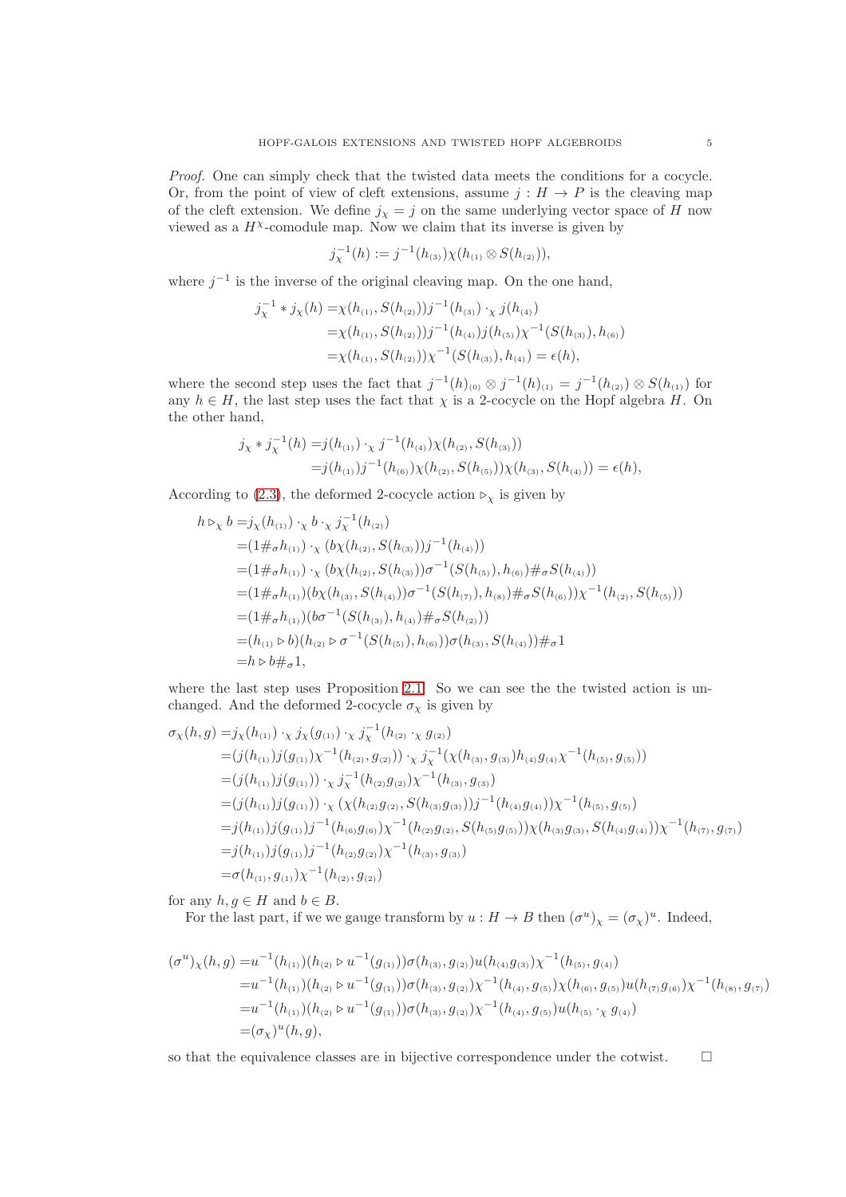*Proof.* One can simply check that the twisted data meets the conditions for a cocycle. Or, from the point of view of cleft extensions, assume $j : H \to P$ is the cleaving map of the cleft extension. We define $j_\chi = j$ on the same underlying vector space of $H$ now viewed as a $H^\chi$-comodule map. Now we claim that its inverse is given by

$$j_\chi^{-1}(h) := j^{-1}(h_{(3)})\chi(h_{(1)} \otimes S(h_{(2)})),$$

where $j^{-1}$ is the inverse of the original cleaving map. On the one hand,

$$\begin{aligned}
j_\chi^{-1} * j_\chi(h) =& \chi(h_{(1)}, S(h_{(2)}))j^{-1}(h_{(3)}) \cdot_\chi j(h_{(4)}) \\
=& \chi(h_{(1)}, S(h_{(2)}))j^{-1}(h_{(4)})j(h_{(5)})\chi^{-1}(S(h_{(3)}), h_{(6)}) \\
=& \chi(h_{(1)}, S(h_{(2)}))\chi^{-1}(S(h_{(3)}), h_{(4)}) = \epsilon(h),
\end{aligned}$$

where the second step uses the fact that $j^{-1}(h)_{(0)} \otimes j^{-1}(h)_{(1)} = j^{-1}(h_{(2)}) \otimes S(h_{(1)})$ for any $h \in H$, the last step uses the fact that $\chi$ is a 2-cocycle on the Hopf algebra $H$. On the other hand,

$$\begin{aligned}
j_\chi * j_\chi^{-1}(h) =& j(h_{(1)}) \cdot_\chi j^{-1}(h_{(4)})\chi(h_{(2)}, S(h_{(3)})) \\
=& j(h_{(1)})j^{-1}(h_{(6)})\chi(h_{(2)}, S(h_{(5)}))\chi(h_{(3)}, S(h_{(4)})) = \epsilon(h),
\end{aligned}$$

According to (2.3), the deformed 2-cocycle action $\triangleright_\chi$ is given by

$$\begin{aligned}
h \triangleright_\chi b =& j_\chi(h_{(1)}) \cdot_\chi b \cdot_\chi j_\chi^{-1}(h_{(2)}) \\
=& (1\#_\sigma h_{(1)}) \cdot_\chi (b\chi(h_{(2)}, S(h_{(3)}))j^{-1}(h_{(4)})) \\
=& (1\#_\sigma h_{(1)}) \cdot_\chi (b\chi(h_{(2)}, S(h_{(3)}))\sigma^{-1}(S(h_{(5)}), h_{(6)})\#_\sigma S(h_{(4)})) \\
=& (1\#_\sigma h_{(1)})(b\chi(h_{(3)}, S(h_{(4)}))\sigma^{-1}(S(h_{(7)}), h_{(8)})\#_\sigma S(h_{(6)}))\chi^{-1}(h_{(2)}, S(h_{(5)})) \\
=& (1\#_\sigma h_{(1)})(b\sigma^{-1}(S(h_{(3)}), h_{(4)})\#_\sigma S(h_{(2)})) \\
=& (h_{(1)} \triangleright b)(h_{(2)} \triangleright \sigma^{-1}(S(h_{(5)}), h_{(6)}))\sigma(h_{(3)}, S(h_{(4)}))\#_\sigma 1 \\
=& h \triangleright b\#_\sigma 1,
\end{aligned}$$

where the last step uses Proposition 2.1. So we can see the the twisted action is unchanged. And the deformed 2-cocycle $\sigma_\chi$ is given by

$$\begin{aligned}
\sigma_\chi(h, g) =& j_\chi(h_{(1)}) \cdot_\chi j_\chi(g_{(1)}) \cdot_\chi j_\chi^{-1}(h_{(2)} \cdot_\chi g_{(2)}) \\
=& (j(h_{(1)})j(g_{(1)})\chi^{-1}(h_{(2)}, g_{(2)})) \cdot_\chi j_\chi^{-1}(\chi(h_{(3)}, g_{(3)})h_{(4)}g_{(4)}\chi^{-1}(h_{(5)}, g_{(5)})) \\
=& (j(h_{(1)})j(g_{(1)})) \cdot_\chi j_\chi^{-1}(h_{(2)}g_{(2)})\chi^{-1}(h_{(3)}, g_{(3)}) \\
=& (j(h_{(1)})j(g_{(1)})) \cdot_\chi (\chi(h_{(2)}g_{(2)}, S(h_{(3)}g_{(3)}))j^{-1}(h_{(4)}g_{(4)}))\chi^{-1}(h_{(5)}, g_{(5)}) \\
=& j(h_{(1)})j(g_{(1)})j^{-1}(h_{(6)}g_{(6)})\chi^{-1}(h_{(2)}g_{(2)}, S(h_{(5)}g_{(5)}))\chi(h_{(3)}g_{(3)}, S(h_{(4)}g_{(4)}))\chi^{-1}(h_{(7)}, g_{(7)}) \\
=& j(h_{(1)})j(g_{(1)})j^{-1}(h_{(2)}g_{(2)})\chi^{-1}(h_{(3)}, g_{(3)}) \\
=& \sigma(h_{(1)}, g_{(1)})\chi^{-1}(h_{(2)}, g_{(2)})
\end{aligned}$$

for any $h, g \in H$ and $b \in B$.

For the last part, if we we gauge transform by $u : H \to B$ then $(\sigma^u)_\chi = (\sigma_\chi)^u$. Indeed,

$$\begin{aligned}
(\sigma^u)_\chi(h, g) =& u^{-1}(h_{(1)})(h_{(2)} \triangleright u^{-1}(g_{(1)}))\sigma(h_{(3)}, g_{(2)})u(h_{(4)}g_{(3)})\chi^{-1}(h_{(5)}, g_{(4)}) \\
=& u^{-1}(h_{(1)})(h_{(2)} \triangleright u^{-1}(g_{(1)}))\sigma(h_{(3)}, g_{(2)})\chi^{-1}(h_{(4)}, g_{(5)})\chi(h_{(6)}, g_{(5)})u(h_{(7)}g_{(6)})\chi^{-1}(h_{(8)}, g_{(7)}) \\
=& u^{-1}(h_{(1)})(h_{(2)} \triangleright u^{-1}(g_{(1)}))\sigma(h_{(3)}, g_{(2)})\chi^{-1}(h_{(4)}, g_{(5)})u(h_{(5)} \cdot_\chi g_{(4)}) \\
=& (\sigma_\chi)^u(h, g),
\end{aligned}$$

so that the equivalence classes are in bijective correspondence under the cotwist. $\square$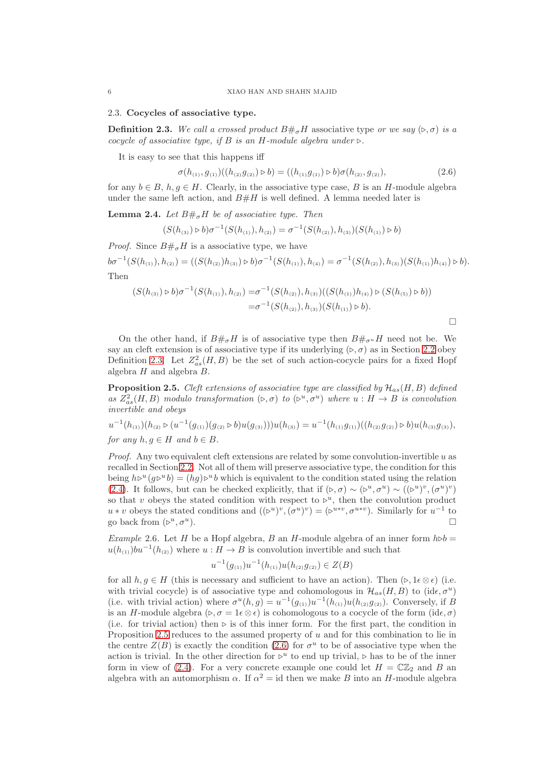### 2.3. Cocycles of associative type.

**Definition 2.3.** *We call a crossed product $B\#_\sigma H$* associative type *or we say $(\triangleright, \sigma)$ is a cocycle of associative type, if $B$ is an $H$-module algebra under $\triangleright$.*

It is easy to see that this happens iff

$$\sigma(h_{(1)}, g_{(1)})((h_{(2)}g_{(2)}) \triangleright b) = ((h_{(1)}g_{(1)}) \triangleright b)\sigma(h_{(2)}, g_{(2)}), \tag{2.6}$$

for any $b \in B$, $h, g \in H$. Clearly, in the associative type case, $B$ is an $H$-module algebra under the same left action, and $B\#H$ is well defined. A lemma needed later is

**Lemma 2.4.** *Let $B\#_\sigma H$ be of associative type. Then*

$$(S(h_{(3)}) \triangleright b)\sigma^{-1}(S(h_{(1)}), h_{(2)}) = \sigma^{-1}(S(h_{(2)}), h_{(3)})(S(h_{(1)}) \triangleright b)$$

*Proof.* Since $B\#_\sigma H$ is a associative type, we have

$$b\sigma^{-1}(S(h_{(1)}), h_{(2)}) = ((S(h_{(2)})h_{(3)}) \triangleright b)\sigma^{-1}(S(h_{(1)}), h_{(4)}) = \sigma^{-1}(S(h_{(2)}), h_{(3)})(S(h_{(1)})h_{(4)}) \triangleright b).$$

Then

$$\begin{aligned}(S(h_{(3)}) \triangleright b)\sigma^{-1}(S(h_{(1)}), h_{(2)}) =& \sigma^{-1}(S(h_{(2)}), h_{(3)})((S(h_{(1)})h_{(4)}) \triangleright (S(h_{(5)}) \triangleright b)) \\ =& \sigma^{-1}(S(h_{(2)}), h_{(3)})(S(h_{(1)}) \triangleright b).\end{aligned}$$

□

On the other hand, if $B\#_\sigma H$ is of associative type then $B\#_{\sigma^u} H$ need not be. We say an cleft extension is of associative type if its underlying $(\triangleright, \sigma)$ as in Section 2.2 obey Definition 2.3. Let $Z^2_{as}(H, B)$ be the set of such action-cocycle pairs for a fixed Hopf algebra $H$ and algebra $B$.

**Proposition 2.5.** *Cleft extensions of associative type are classified by $\mathcal{H}_{as}(H, B)$ defined as $Z^2_{as}(H, B)$ modulo transformation $(\triangleright, \sigma)$ to $(\triangleright^u, \sigma^u)$ where $u : H \to B$ is convolution invertible and obeys*

$$u^{-1}(h_{(1)})(h_{(2)} \triangleright (u^{-1}(g_{(1)})(g_{(2)} \triangleright b)u(g_{(3)})))u(h_{(3)}) = u^{-1}(h_{(1)}g_{(1)})((h_{(2)}g_{(2)}) \triangleright b)u(h_{(3)}g_{(3)}),$$

*for any $h, g \in H$ and $b \in B$.*

*Proof.* Any two equivalent cleft extensions are related by some convolution-invertible $u$ as recalled in Section 2.2. Not all of them will preserve associative type, the condition for this being $h \triangleright^u (g \triangleright^u b) = (hg) \triangleright^u b$ which is equivalent to the condition stated using the relation (2.4). It follows, but can be checked explicitly, that if $(\triangleright, \sigma) \sim (\triangleright^u, \sigma^u) \sim ((\triangleright^u)^v, (\sigma^u)^v)$ so that $v$ obeys the stated condition with respect to $\triangleright^u$, then the convolution product $u * v$ obeys the stated conditions and $((\triangleright^u)^v, (\sigma^u)^v) = (\triangleright^{u*v}, \sigma^{u*v})$. Similarly for $u^{-1}$ to go back from $(\triangleright^u, \sigma^u)$. □

*Example* 2.6. Let $H$ be a Hopf algebra, $B$ an $H$-module algebra of an inner form $h \triangleright b = u(h_{(1)})bu^{-1}(h_{(2)})$ where $u : H \to B$ is convolution invertible and such that

$$u^{-1}(g_{(1)})u^{-1}(h_{(1)})u(h_{(2)}g_{(2)}) \in Z(B)$$

for all $h, g \in H$ (this is necessary and sufficient to have an action). Then $(\triangleright, 1\epsilon \otimes \epsilon)$ (i.e. with trivial cocycle) is of associative type and cohomologous in $\mathcal{H}_{as}(H, B)$ to $(\mathrm{id}\epsilon, \sigma^u)$ (i.e. with trivial action) where $\sigma^u(h, g) = u^{-1}(g_{(1)})u^{-1}(h_{(1)})u(h_{(2)}g_{(2)})$. Conversely, if $B$ is an $H$-module algebra $(\triangleright, \sigma = 1\epsilon \otimes \epsilon)$ is cohomologous to a cocycle of the form $(\mathrm{id}\epsilon, \sigma)$ (i.e. for trivial action) then $\triangleright$ is of this inner form. For the first part, the condition in Proposition 2.5 reduces to the assumed property of $u$ and for this combination to lie in the centre $Z(B)$ is exactly the condition (2.6) for $\sigma^u$ to be of associative type when the action is trivial. In the other direction for $\triangleright^u$ to end up trivial, $\triangleright$ has to be of the inner form in view of (2.4). For a very concrete example one could let $H = \mathbb{C}\mathbb{Z}_2$ and $B$ an algebra with an automorphism $\alpha$. If $\alpha^2 = \mathrm{id}$ then we make $B$ into an $H$-module algebra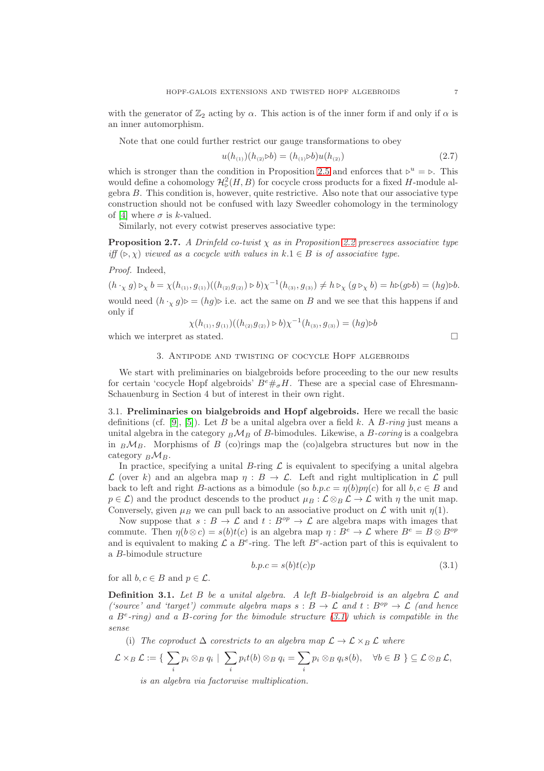with the generator of $\mathbb{Z}_2$ acting by $\alpha$. This action is of the inner form if and only if $\alpha$ is an inner automorphism.

Note that one could further restrict our gauge transformations to obey

$$u(h_{(1)})(h_{(2)}\triangleright b) = (h_{(1)}\triangleright b)u(h_{(2)}) \tag{2.7}$$

which is stronger than the condition in Proposition 2.5 and enforces that $\triangleright^u = \triangleright$. This would define a cohomology $\mathcal{H}^2_\triangleright(H, B)$ for cocycle cross products for a fixed $H$-module algebra $B$. This condition is, however, quite restrictive. Also note that our associative type construction should not be confused with lazy Sweedler cohomology in the terminology of [4] where $\sigma$ is $k$-valued.

Similarly, not every cotwist preserves associative type:

**Proposition 2.7.** *A Drinfeld co-twist $\chi$ as in Proposition 2.2 preserves associative type iff $(\triangleright, \chi)$ viewed as a cocycle with values in $k.1 \in B$ is of associative type.*

*Proof.* Indeed,

$$(h\cdot_\chi g)\triangleright_\chi b = \chi(h_{(1)}, g_{(1)})((h_{(2)}g_{(2)})\triangleright b)\chi^{-1}(h_{(3)}, g_{(3)}) \neq h\triangleright_\chi (g\triangleright_\chi b) = h\triangleright(g\triangleright b) = (hg)\triangleright b.$$

would need $(h\cdot_\chi g)\triangleright = (hg)\triangleright$ i.e. act the same on $B$ and we see that this happens if and only if

$$\chi(h_{(1)}, g_{(1)})((h_{(2)}g_{(2)})\triangleright b)\chi^{-1}(h_{(3)}, g_{(3)}) = (hg)\triangleright b$$

which we interpret as stated. $\square$

## 3. Antipode and twisting of cocycle Hopf algebroids

We start with preliminaries on bialgebroids before proceeding to the our new results for certain 'cocycle Hopf algebroids' $B^e\#_\sigma H$. These are a special case of Ehresmann-Schauenburg in Section 4 but of interest in their own right.

### 3.1. Preliminaries on bialgebroids and Hopf algebroids.

Here we recall the basic definitions (cf. [9], [5]). Let $B$ be a unital algebra over a field $k$. A *$B$-ring* just means a unital algebra in the category ${}_B\mathcal{M}_B$ of $B$-bimodules. Likewise, a *$B$-coring* is a coalgebra in ${}_B\mathcal{M}_B$. Morphisms of $B$ (co)rings map the (co)algebra structures but now in the category ${}_B\mathcal{M}_B$.

In practice, specifying a unital $B$-ring $\mathcal{L}$ is equivalent to specifying a unital algebra $\mathcal{L}$ (over $k$) and an algebra map $\eta : B \to \mathcal{L}$. Left and right multiplication in $\mathcal{L}$ pull back to left and right $B$-actions as a bimodule (so $b.p.c = \eta(b)p\eta(c)$ for all $b, c \in B$ and $p \in \mathcal{L}$) and the product descends to the product $\mu_B : \mathcal{L} \otimes_B \mathcal{L} \to \mathcal{L}$ with $\eta$ the unit map. Conversely, given $\mu_B$ we can pull back to an associative product on $\mathcal{L}$ with unit $\eta(1)$.

Now suppose that $s : B \to \mathcal{L}$ and $t : B^{op} \to \mathcal{L}$ are algebra maps with images that commute. Then $\eta(b\otimes c) = s(b)t(c)$ is an algebra map $\eta : B^e \to \mathcal{L}$ where $B^e = B \otimes B^{op}$ and is equivalent to making $\mathcal{L}$ a $B^e$-ring. The left $B^e$-action part of this is equivalent to a $B$-bimodule structure

$$b.p.c = s(b)t(c)p \tag{3.1}$$

for all $b, c \in B$ and $p \in \mathcal{L}$.

**Definition 3.1.** *Let $B$ be a unital algebra. A left $B$-bialgebroid is an algebra $\mathcal{L}$ and ('source' and 'target') commute algebra maps $s : B \to \mathcal{L}$ and $t : B^{op} \to \mathcal{L}$ (and hence a $B^e$-ring) and a $B$-coring for the bimodule structure (3.1) which is compatible in the sense*

(i) *The coproduct $\Delta$ corestricts to an algebra map $\mathcal{L} \to \mathcal{L} \times_B \mathcal{L}$ where*

$$\mathcal{L} \times_B \mathcal{L} := \{\ \sum_i p_i \otimes_B q_i \mid \sum_i p_i t(b) \otimes_B q_i = \sum_i p_i \otimes_B q_i s(b), \quad \forall b \in B\ \} \subseteq \mathcal{L} \otimes_B \mathcal{L},$$

*is an algebra via factorwise multiplication.*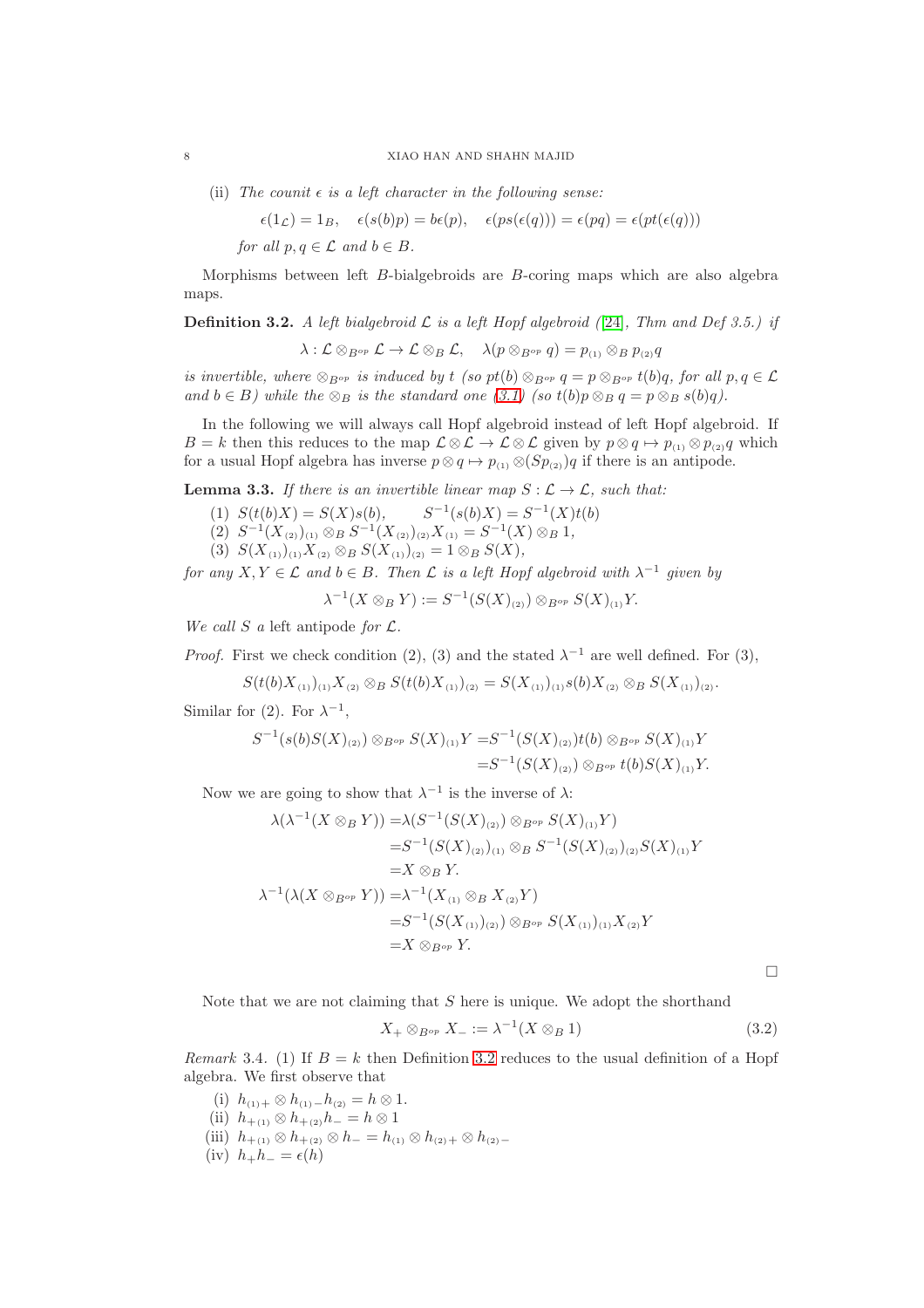(ii) *The counit $\epsilon$ is a left character in the following sense:*

$$\epsilon(1_{\mathcal{L}}) = 1_B, \quad \epsilon(s(b)p) = b\epsilon(p), \quad \epsilon(ps(\epsilon(q))) = \epsilon(pq) = \epsilon(pt(\epsilon(q)))$$

*for all $p, q \in \mathcal{L}$ and $b \in B$.*

Morphisms between left $B$-bialgebroids are $B$-coring maps which are also algebra maps.

**Definition 3.2.** *A left bialgebroid $\mathcal{L}$ is a left Hopf algebroid ([24], Thm and Def 3.5.) if*

$$\lambda : \mathcal{L} \otimes_{B^{op}} \mathcal{L} \to \mathcal{L} \otimes_B \mathcal{L}, \quad \lambda(p \otimes_{B^{op}} q) = p_{(1)} \otimes_B p_{(2)}q$$

*is invertible, where $\otimes_{B^{op}}$ is induced by $t$ (so $pt(b) \otimes_{B^{op}} q = p \otimes_{B^{op}} t(b)q$, for all $p, q \in \mathcal{L}$ and $b \in B$) while the $\otimes_B$ is the standard one (3.1) (so $t(b)p \otimes_B q = p \otimes_B s(b)q$).*

In the following we will always call Hopf algebroid instead of left Hopf algebroid. If $B = k$ then this reduces to the map $\mathcal{L} \otimes \mathcal{L} \to \mathcal{L} \otimes \mathcal{L}$ given by $p \otimes q \mapsto p_{(1)} \otimes p_{(2)}q$ which for a usual Hopf algebra has inverse $p \otimes q \mapsto p_{(1)} \otimes (Sp_{(2)})q$ if there is an antipode.

**Lemma 3.3.** *If there is an invertible linear map $S : \mathcal{L} \to \mathcal{L}$, such that:*

1. $S(t(b)X) = S(X)s(b), \qquad S^{-1}(s(b)X) = S^{-1}(X)t(b)$
2. $S^{-1}(X_{(2)})_{(1)} \otimes_B S^{-1}(X_{(2)})_{(2)}X_{(1)} = S^{-1}(X) \otimes_B 1,$
3. $S(X_{(1)})_{(1)}X_{(2)} \otimes_B S(X_{(1)})_{(2)} = 1 \otimes_B S(X),$

*for any $X, Y \in \mathcal{L}$ and $b \in B$. Then $\mathcal{L}$ is a left Hopf algebroid with $\lambda^{-1}$ given by*

$$\lambda^{-1}(X \otimes_B Y) := S^{-1}(S(X)_{(2)}) \otimes_{B^{op}} S(X)_{(1)}Y.$$

*We call $S$ a* left antipode *for $\mathcal{L}$.*

*Proof.* First we check condition (2), (3) and the stated $\lambda^{-1}$ are well defined. For (3),

$$S(t(b)X_{(1)})_{(1)}X_{(2)} \otimes_B S(t(b)X_{(1)})_{(2)} = S(X_{(1)})_{(1)}s(b)X_{(2)} \otimes_B S(X_{(1)})_{(2)}.$$

Similar for (2). For $\lambda^{-1}$,

$$\begin{aligned}
S^{-1}(s(b)S(X)_{(2)}) \otimes_{B^{op}} S(X)_{(1)}Y =& S^{-1}(S(X)_{(2)})t(b) \otimes_{B^{op}} S(X)_{(1)}Y \\
=& S^{-1}(S(X)_{(2)}) \otimes_{B^{op}} t(b)S(X)_{(1)}Y.
\end{aligned}$$

Now we are going to show that $\lambda^{-1}$ is the inverse of $\lambda$:

$$\begin{aligned}
\lambda(\lambda^{-1}(X \otimes_B Y)) =& \lambda(S^{-1}(S(X)_{(2)}) \otimes_{B^{op}} S(X)_{(1)}Y) \\
=& S^{-1}(S(X)_{(2)})_{(1)} \otimes_B S^{-1}(S(X)_{(2)})_{(2)}S(X)_{(1)}Y \\
=& X \otimes_B Y. \\
\lambda^{-1}(\lambda(X \otimes_{B^{op}} Y)) =& \lambda^{-1}(X_{(1)} \otimes_B X_{(2)}Y) \\
=& S^{-1}(S(X_{(1)})_{(2)}) \otimes_{B^{op}} S(X_{(1)})_{(1)}X_{(2)}Y \\
=& X \otimes_{B^{op}} Y.
\end{aligned}$$

$\square$

Note that we are not claiming that $S$ here is unique. We adopt the shorthand

$$X_+ \otimes_{B^{op}} X_- := \lambda^{-1}(X \otimes_B 1) \tag{3.2}$$

*Remark* 3.4. (1) If $B = k$ then Definition 3.2 reduces to the usual definition of a Hopf algebra. We first observe that

(i) $h_{(1)+} \otimes h_{(1)-}h_{(2)} = h \otimes 1.$
(ii) $h_{+(1)} \otimes h_{+(2)}h_- = h \otimes 1$
(iii) $h_{+(1)} \otimes h_{+(2)} \otimes h_- = h_{(1)} \otimes h_{(2)+} \otimes h_{(2)-}$
(iv) $h_+h_- = \epsilon(h)$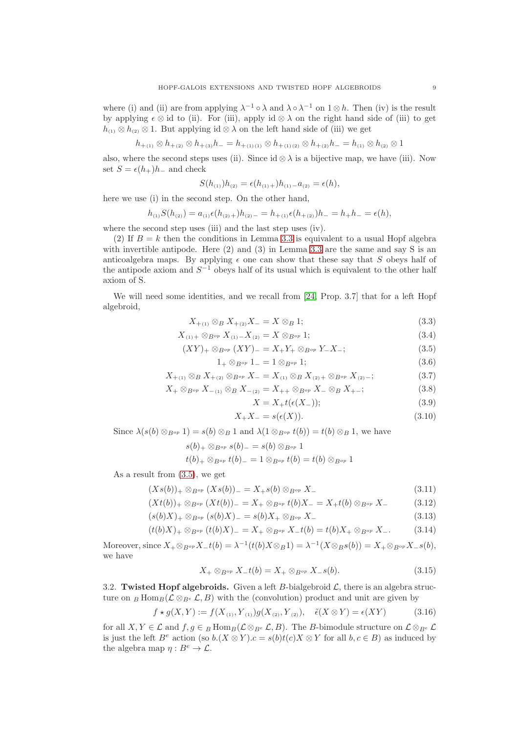where (i) and (ii) are from applying $\lambda^{-1}\circ\lambda$ and $\lambda\circ\lambda^{-1}$ on $1\otimes h$. Then (iv) is the result by applying $\epsilon\otimes\mathrm{id}$ to (ii). For (iii), apply $\mathrm{id}\otimes\lambda$ on the right hand side of (iii) to get $h_{(1)}\otimes h_{(2)}\otimes 1$. But applying $\mathrm{id}\otimes\lambda$ on the left hand side of (iii) we get

$$h_{+(1)}\otimes h_{+(2)}\otimes h_{+(3)}h_{-} = h_{+(1)(1)}\otimes h_{+(1)(2)}\otimes h_{+(2)}h_{-} = h_{(1)}\otimes h_{(2)}\otimes 1$$

also, where the second steps uses (ii). Since $\mathrm{id}\otimes\lambda$ is a bijective map, we have (iii). Now set $S=\epsilon(h_+)h_-$ and check

$$S(h_{(1)})h_{(2)} = \epsilon(h_{(1)+})h_{(1)-}a_{(2)} = \epsilon(h),$$

here we use (i) in the second step. On the other hand,

$$h_{(1)}S(h_{(2)}) = a_{(1)}\epsilon(h_{(2)+})h_{(2)-} = h_{+(1)}\epsilon(h_{+(2)})h_{-} = h_+h_- = \epsilon(h),$$

where the second step uses (iii) and the last step uses (iv).

(2) If $B=k$ then the conditions in Lemma 3.3 is equivalent to a usual Hopf algebra with invertible antipode. Here (2) and (3) in Lemma 3.3 are the same and say S is an anticoalgebra maps. By applying $\epsilon$ one can show that these say that $S$ obeys half of the antipode axiom and $S^{-1}$ obeys half of its usual which is equivalent to the other half axiom of S.

We will need some identities, and we recall from [24, Prop. 3.7] that for a left Hopf algebroid,

$$X_{+(1)}\otimes_B X_{+(2)}X_- = X\otimes_B 1; \tag{3.3}$$

$$X_{(1)+}\otimes_{B^{op}} X_{(1)-}X_{(2)} = X\otimes_{B^{op}} 1; \tag{3.4}$$

$$(XY)_+\otimes_{B^{op}} (XY)_- = X_+Y_+\otimes_{B^{op}} Y_-X_-; \tag{3.5}$$

$$1_+\otimes_{B^{op}} 1_- = 1\otimes_{B^{op}} 1; \tag{3.6}$$

$$X_{+(1)}\otimes_B X_{+(2)}\otimes_{B^{op}} X_- = X_{(1)}\otimes_B X_{(2)+}\otimes_{B^{op}} X_{(2)-}; \tag{3.7}$$

$$X_+\otimes_{B^{op}} X_{-(1)}\otimes_B X_{-(2)} = X_{++}\otimes_{B^{op}} X_-\otimes_B X_{+-}; \tag{3.8}$$

$$X = X_+t(\epsilon(X_-)); \tag{3.9}$$

$$X_+X_- = s(\epsilon(X)). \tag{3.10}$$

Since $\lambda(s(b)\otimes_{B^{op}} 1) = s(b)\otimes_B 1$ and $\lambda(1\otimes_{B^{op}} t(b)) = t(b)\otimes_B 1$, we have

$$s(b)_+\otimes_{B^{op}} s(b)_- = s(b)\otimes_{B^{op}} 1$$
$$t(b)_+\otimes_{B^{op}} t(b)_- = 1\otimes_{B^{op}} t(b) = t(b)\otimes_{B^{op}} 1$$

As a result from (3.5), we get

$$(Xs(b))_+\otimes_{B^{op}} (Xs(b))_- = X_+s(b)\otimes_{B^{op}} X_- \tag{3.11}$$

$$(Xt(b))_+\otimes_{B^{op}} (Xt(b))_- = X_+\otimes_{B^{op}} t(b)X_- = X_+t(b)\otimes_{B^{op}} X_- \tag{3.12}$$

$$(s(b)X)_+\otimes_{B^{op}} (s(b)X)_- = s(b)X_+\otimes_{B^{op}} X_- \tag{3.13}$$

$$(t(b)X)_+\otimes_{B^{op}} (t(b)X)_- = X_+\otimes_{B^{op}} X_-t(b) = t(b)X_+\otimes_{B^{op}} X_-. \tag{3.14}$$

Moreover, since $X_+\otimes_{B^{op}}X_-t(b) = \lambda^{-1}(t(b)X\otimes_B 1) = \lambda^{-1}(X\otimes_B s(b)) = X_+\otimes_{B^{op}}X_-s(b)$, we have

$$X_+\otimes_{B^{op}} X_-t(b) = X_+\otimes_{B^{op}} X_-s(b). \tag{3.15}$$

3.2. **Twisted Hopf algebroids.** Given a left $B$-bialgebroid $\mathcal{L}$, there is an algebra structure on ${}_B\mathrm{Hom}_B(\mathcal{L}\otimes_{B^e}\mathcal{L}, B)$ with the (convolution) product and unit are given by

$$f\star g(X,Y) := f(X_{(1)},Y_{(1)})g(X_{(2)},Y_{(2)}),\quad \tilde{\epsilon}(X\otimes Y) = \epsilon(XY) \tag{3.16}$$

for all $X,Y\in\mathcal{L}$ and $f,g\in {}_B\mathrm{Hom}_B(\mathcal{L}\otimes_{B^e}\mathcal{L}, B)$. The $B$-bimodule structure on $\mathcal{L}\otimes_{B^e}\mathcal{L}$ is just the left $B^e$ action (so $b.(X\otimes Y).c = s(b)t(c)X\otimes Y$ for all $b,c\in B$) as induced by the algebra map $\eta: B^e\to\mathcal{L}$.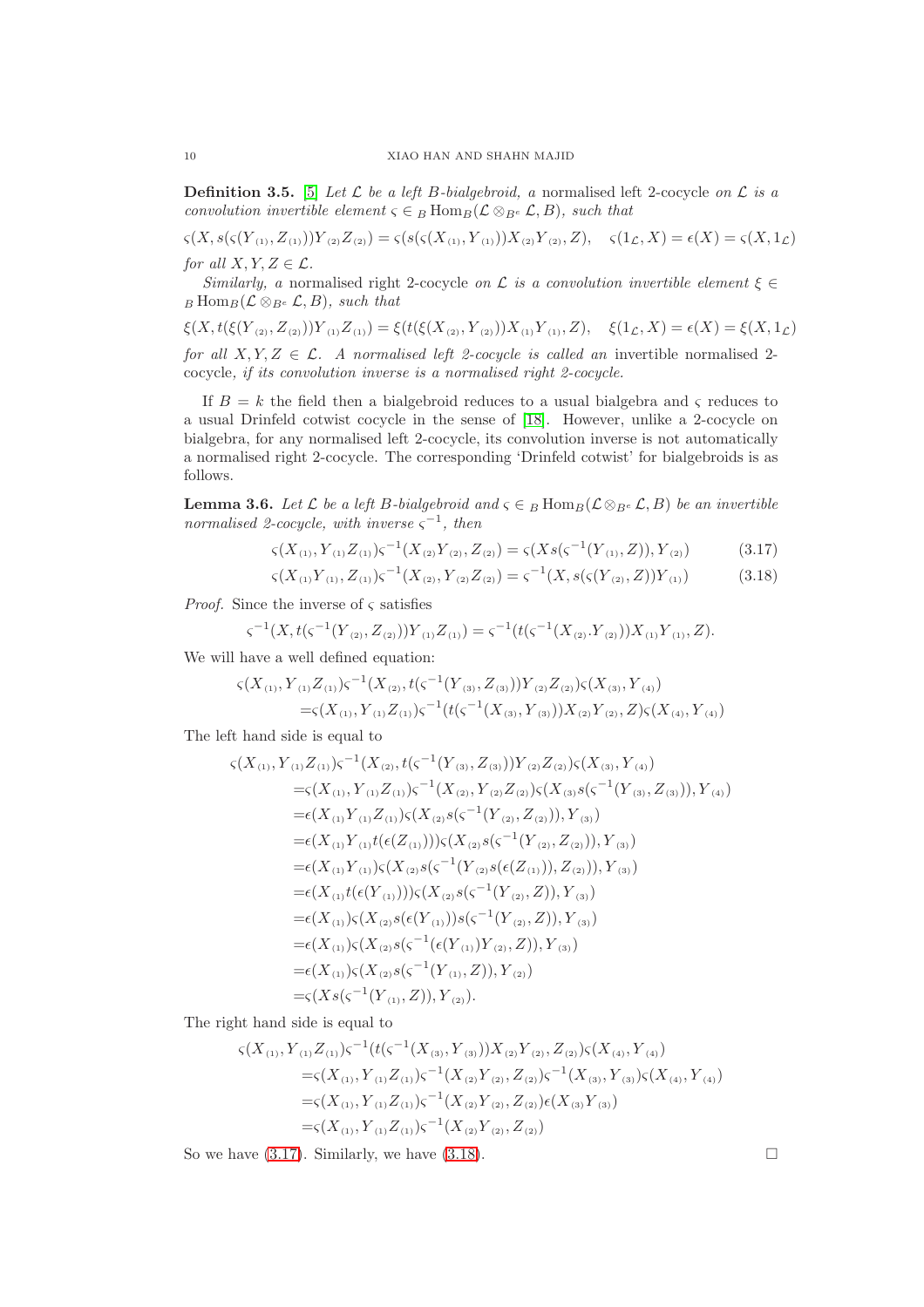**Definition 3.5.** [5] *Let $\mathcal{L}$ be a left $B$-bialgebroid, a* normalised left 2-cocycle *on $\mathcal{L}$ is a convolution invertible element $\varsigma \in {}_B\mathrm{Hom}_B(\mathcal{L}\otimes_{B^e}\mathcal{L}, B)$, such that*

$$\varsigma(X, s(\varsigma(Y_{(1)}, Z_{(1)}))Y_{(2)}Z_{(2)}) = \varsigma(s(\varsigma(X_{(1)}, Y_{(1)}))X_{(2)}Y_{(2)}, Z), \quad \varsigma(1_{\mathcal{L}}, X) = \epsilon(X) = \varsigma(X, 1_{\mathcal{L}})$$

*for all $X, Y, Z \in \mathcal{L}$.*

*Similarly, a* normalised right 2-cocycle *on $\mathcal{L}$ is a convolution invertible element $\xi \in {}_B\mathrm{Hom}_B(\mathcal{L}\otimes_{B^e}\mathcal{L}, B)$, such that*

$$\xi(X, t(\xi(Y_{(2)}, Z_{(2)}))Y_{(1)}Z_{(1)}) = \xi(t(\xi(X_{(2)}, Y_{(2)}))X_{(1)}Y_{(1)}, Z), \quad \xi(1_{\mathcal{L}}, X) = \epsilon(X) = \xi(X, 1_{\mathcal{L}})$$

*for all $X, Y, Z \in \mathcal{L}$. A normalised left 2-cocycle is called an* invertible normalised 2-cocycle*, if its convolution inverse is a normalised right 2-cocycle.*

If $B = k$ the field then a bialgebroid reduces to a usual bialgebra and $\varsigma$ reduces to a usual Drinfeld cotwist cocycle in the sense of [18]. However, unlike a 2-cocycle on bialgebra, for any normalised left 2-cocycle, its convolution inverse is not automatically a normalised right 2-cocycle. The corresponding 'Drinfeld cotwist' for bialgebroids is as follows.

**Lemma 3.6.** *Let $\mathcal{L}$ be a left $B$-bialgebroid and $\varsigma \in {}_B\mathrm{Hom}_B(\mathcal{L}\otimes_{B^e}\mathcal{L}, B)$ be an invertible normalised 2-cocycle, with inverse $\varsigma^{-1}$, then*

$$\varsigma(X_{(1)}, Y_{(1)}Z_{(1)})\varsigma^{-1}(X_{(2)}Y_{(2)}, Z_{(2)}) = \varsigma(Xs(\varsigma^{-1}(Y_{(1)}, Z)), Y_{(2)}) \tag{3.17}$$

$$\varsigma(X_{(1)}Y_{(1)}, Z_{(1)})\varsigma^{-1}(X_{(2)}, Y_{(2)}Z_{(2)}) = \varsigma^{-1}(X, s(\varsigma(Y_{(2)}, Z))Y_{(1)}) \tag{3.18}$$

*Proof.* Since the inverse of $\varsigma$ satisfies

$$\varsigma^{-1}(X, t(\varsigma^{-1}(Y_{(2)}, Z_{(2)}))Y_{(1)}Z_{(1)}) = \varsigma^{-1}(t(\varsigma^{-1}(X_{(2)}.Y_{(2)}))X_{(1)}Y_{(1)}, Z).$$

We will have a well defined equation:

$$\begin{aligned}
&\varsigma(X_{(1)}, Y_{(1)}Z_{(1)})\varsigma^{-1}(X_{(2)}, t(\varsigma^{-1}(Y_{(3)}, Z_{(3)}))Y_{(2)}Z_{(2)})\varsigma(X_{(3)}, Y_{(4)})\\
=&\varsigma(X_{(1)}, Y_{(1)}Z_{(1)})\varsigma^{-1}(t(\varsigma^{-1}(X_{(3)}, Y_{(3)}))X_{(2)}Y_{(2)}, Z)\varsigma(X_{(4)}, Y_{(4)})
\end{aligned}$$

The left hand side is equal to

$$\begin{aligned}
&\varsigma(X_{(1)}, Y_{(1)}Z_{(1)})\varsigma^{-1}(X_{(2)}, t(\varsigma^{-1}(Y_{(3)}, Z_{(3)}))Y_{(2)}Z_{(2)})\varsigma(X_{(3)}, Y_{(4)})\\
=&\varsigma(X_{(1)}, Y_{(1)}Z_{(1)})\varsigma^{-1}(X_{(2)}, Y_{(2)}Z_{(2)})\varsigma(X_{(3)}s(\varsigma^{-1}(Y_{(3)}, Z_{(3)})), Y_{(4)})\\
=&\epsilon(X_{(1)}Y_{(1)}Z_{(1)})\varsigma(X_{(2)}s(\varsigma^{-1}(Y_{(2)}, Z_{(2)})), Y_{(3)})\\
=&\epsilon(X_{(1)}Y_{(1)}t(\epsilon(Z_{(1)})))\varsigma(X_{(2)}s(\varsigma^{-1}(Y_{(2)}, Z_{(2)})), Y_{(3)})\\
=&\epsilon(X_{(1)}Y_{(1)})\varsigma(X_{(2)}s(\varsigma^{-1}(Y_{(2)}s(\epsilon(Z_{(1)})), Z_{(2)})), Y_{(3)})\\
=&\epsilon(X_{(1)}t(\epsilon(Y_{(1)})))\varsigma(X_{(2)}s(\varsigma^{-1}(Y_{(2)}, Z)), Y_{(3)})\\
=&\epsilon(X_{(1)})\varsigma(X_{(2)}s(\epsilon(Y_{(1)}))s(\varsigma^{-1}(Y_{(2)}, Z)), Y_{(3)})\\
=&\epsilon(X_{(1)})\varsigma(X_{(2)}s(\varsigma^{-1}(\epsilon(Y_{(1)})Y_{(2)}, Z)), Y_{(3)})\\
=&\epsilon(X_{(1)})\varsigma(X_{(2)}s(\varsigma^{-1}(Y_{(1)}, Z)), Y_{(2)})\\
=&\varsigma(Xs(\varsigma^{-1}(Y_{(1)}, Z)), Y_{(2)}).
\end{aligned}$$

The right hand side is equal to

$$\begin{aligned}
&\varsigma(X_{(1)}, Y_{(1)}Z_{(1)})\varsigma^{-1}(t(\varsigma^{-1}(X_{(3)}, Y_{(3)}))X_{(2)}Y_{(2)}, Z_{(2)})\varsigma(X_{(4)}, Y_{(4)})\\
=&\varsigma(X_{(1)}, Y_{(1)}Z_{(1)})\varsigma^{-1}(X_{(2)}Y_{(2)}, Z_{(2)})\varsigma^{-1}(X_{(3)}, Y_{(3)})\varsigma(X_{(4)}, Y_{(4)})\\
=&\varsigma(X_{(1)}, Y_{(1)}Z_{(1)})\varsigma^{-1}(X_{(2)}Y_{(2)}, Z_{(2)})\epsilon(X_{(3)}Y_{(3)})\\
=&\varsigma(X_{(1)}, Y_{(1)}Z_{(1)})\varsigma^{-1}(X_{(2)}Y_{(2)}, Z_{(2)})
\end{aligned}$$

So we have (3.17). Similarly, we have (3.18). $\square$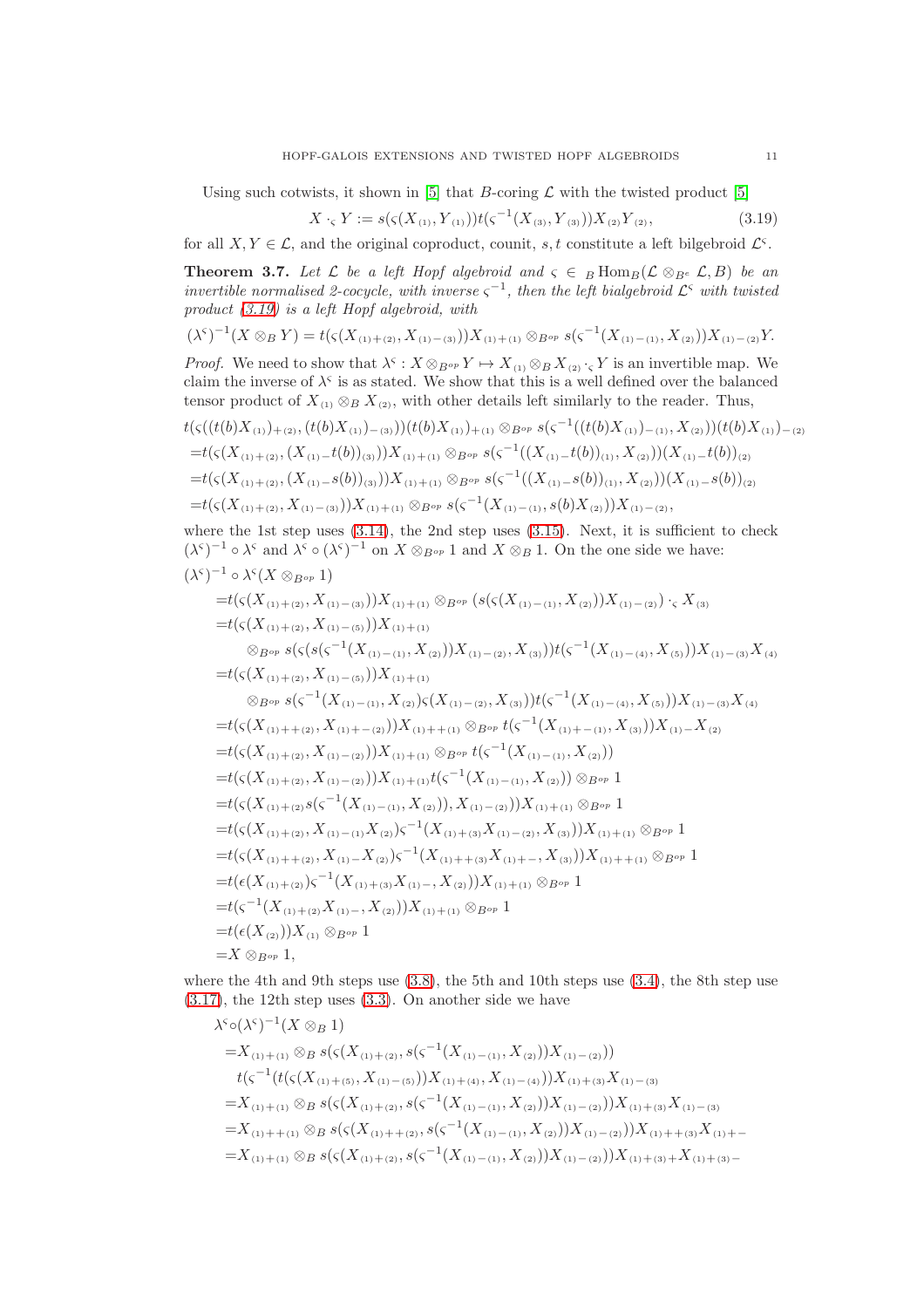Using such cotwists, it shown in [5] that $B$-coring $\mathcal{L}$ with the twisted product [5]

$$X \cdot_\varsigma Y := s(\varsigma(X_{(1)}, Y_{(1)}))t(\varsigma^{-1}(X_{(3)}, Y_{(3)}))X_{(2)}Y_{(2)}, \tag{3.19}$$

for all $X, Y \in \mathcal{L}$, and the original coproduct, counit, $s, t$ constitute a left bilgebroid $\mathcal{L}^\varsigma$.

**Theorem 3.7.** *Let $\mathcal{L}$ be a left Hopf algebroid and $\varsigma \in {}_B\mathrm{Hom}_B(\mathcal{L} \otimes_{B^e} \mathcal{L}, B)$ be an invertible normalised 2-cocycle, with inverse $\varsigma^{-1}$, then the left bialgebroid $\mathcal{L}^\varsigma$ with twisted product (3.19) is a left Hopf algebroid, with*

$$(\lambda^\varsigma)^{-1}(X \otimes_B Y) = t(\varsigma(X_{(1)+(2)}, X_{(1)-(3)}))X_{(1)+(1)} \otimes_{B^{op}} s(\varsigma^{-1}(X_{(1)-(1)}, X_{(2)}))X_{(1)-(2)}Y.$$

*Proof.* We need to show that $\lambda^\varsigma : X \otimes_{B^{op}} Y \mapsto X_{(1)} \otimes_B X_{(2)} \cdot_\varsigma Y$ is an invertible map. We claim the inverse of $\lambda^\varsigma$ is as stated. We show that this is a well defined over the balanced tensor product of $X_{(1)} \otimes_B X_{(2)}$, with other details left similarly to the reader. Thus,

$$\begin{aligned}
&t(\varsigma((t(b)X_{(1)})_{+(2)}, (t(b)X_{(1)})_{-(3)}))(t(b)X_{(1)})_{+(1)} \otimes_{B^{op}} s(\varsigma^{-1}((t(b)X_{(1)})_{-(1)}, X_{(2)}))(t(b)X_{(1)})_{-(2)}\\
=&t(\varsigma(X_{(1)+(2)}, (X_{(1)-}t(b))_{(3)}))X_{(1)+(1)} \otimes_{B^{op}} s(\varsigma^{-1}((X_{(1)-}t(b))_{(1)}, X_{(2)}))(X_{(1)-}t(b))_{(2)}\\
=&t(\varsigma(X_{(1)+(2)}, (X_{(1)-}s(b))_{(3)}))X_{(1)+(1)} \otimes_{B^{op}} s(\varsigma^{-1}((X_{(1)-}s(b))_{(1)}, X_{(2)}))(X_{(1)-}s(b))_{(2)}\\
=&t(\varsigma(X_{(1)+(2)}, X_{(1)-(3)}))X_{(1)+(1)} \otimes_{B^{op}} s(\varsigma^{-1}(X_{(1)-(1)}, s(b)X_{(2)}))X_{(1)-(2)},
\end{aligned}$$

where the 1st step uses (3.14), the 2nd step uses (3.15). Next, it is sufficient to check $(\lambda^\varsigma)^{-1} \circ \lambda^\varsigma$ and $\lambda^\varsigma \circ (\lambda^\varsigma)^{-1}$ on $X \otimes_{B^{op}} 1$ and $X \otimes_B 1$. On the one side we have:

$$\begin{aligned}
&(\lambda^\varsigma)^{-1} \circ \lambda^\varsigma(X \otimes_{B^{op}} 1)\\
=&t(\varsigma(X_{(1)+(2)}, X_{(1)-(3)}))X_{(1)+(1)} \otimes_{B^{op}} (s(\varsigma(X_{(1)-(1)}, X_{(2)}))X_{(1)-(2)}) \cdot_\varsigma X_{(3)}\\
=&t(\varsigma(X_{(1)+(2)}, X_{(1)-(5)}))X_{(1)+(1)}\\
&\quad \otimes_{B^{op}} s(\varsigma(s(\varsigma^{-1}(X_{(1)-(1)}, X_{(2)}))X_{(1)-(2)}, X_{(3)}))t(\varsigma^{-1}(X_{(1)-(4)}, X_{(5)}))X_{(1)-(3)}X_{(4)}\\
=&t(\varsigma(X_{(1)+(2)}, X_{(1)-(5)}))X_{(1)+(1)}\\
&\quad \otimes_{B^{op}} s(\varsigma^{-1}(X_{(1)-(1)}, X_{(2)})\varsigma(X_{(1)-(2)}, X_{(3)}))t(\varsigma^{-1}(X_{(1)-(4)}, X_{(5)}))X_{(1)-(3)}X_{(4)}\\
=&t(\varsigma(X_{(1)++(2)}, X_{(1)+-(2)}))X_{(1)++(1)} \otimes_{B^{op}} t(\varsigma^{-1}(X_{(1)+-(1)}, X_{(3)}))X_{(1)-}X_{(2)}\\
=&t(\varsigma(X_{(1)+(2)}, X_{(1)-(2)}))X_{(1)+(1)} \otimes_{B^{op}} t(\varsigma^{-1}(X_{(1)-(1)}, X_{(2)}))\\
=&t(\varsigma(X_{(1)+(2)}, X_{(1)-(2)}))X_{(1)+(1)}t(\varsigma^{-1}(X_{(1)-(1)}, X_{(2)})) \otimes_{B^{op}} 1\\
=&t(\varsigma(X_{(1)+(2)}s(\varsigma^{-1}(X_{(1)-(1)}, X_{(2)})), X_{(1)-(2)}))X_{(1)+(1)} \otimes_{B^{op}} 1\\
=&t(\varsigma(X_{(1)+(2)}, X_{(1)-(1)}X_{(2)})\varsigma^{-1}(X_{(1)+(3)}X_{(1)-(2)}, X_{(3)}))X_{(1)+(1)} \otimes_{B^{op}} 1\\
=&t(\varsigma(X_{(1)++(2)}, X_{(1)-}X_{(2)})\varsigma^{-1}(X_{(1)+(3)}X_{(1)+-}, X_{(3)}))X_{(1)++(1)} \otimes_{B^{op}} 1\\
=&t(\epsilon(X_{(1)+(2)})\varsigma^{-1}(X_{(1)+(3)}X_{(1)-}, X_{(2)}))X_{(1)+(1)} \otimes_{B^{op}} 1\\
=&t(\varsigma^{-1}(X_{(1)+(2)}X_{(1)-}, X_{(2)}))X_{(1)+(1)} \otimes_{B^{op}} 1\\
=&t(\epsilon(X_{(2)}))X_{(1)} \otimes_{B^{op}} 1\\
=&X \otimes_{B^{op}} 1,
\end{aligned}$$

where the 4th and 9th steps use (3.8), the 5th and 10th steps use (3.4), the 8th step use (3.17), the 12th step uses (3.3). On another side we have

$$\begin{aligned}
&\lambda^\varsigma \circ (\lambda^\varsigma)^{-1}(X \otimes_B 1)\\
=&X_{(1)+(1)} \otimes_B s(\varsigma(X_{(1)+(2)}, s(\varsigma^{-1}(X_{(1)-(1)}, X_{(2)}))X_{(1)-(2)}))\\
&\quad t(\varsigma^{-1}(t(\varsigma(X_{(1)+(5)}, X_{(1)-(5)}))X_{(1)+(4)}, X_{(1)-(4)}))X_{(1)+(3)}X_{(1)-(3)}\\
=&X_{(1)+(1)} \otimes_B s(\varsigma(X_{(1)+(2)}, s(\varsigma^{-1}(X_{(1)-(1)}, X_{(2)}))X_{(1)-(2)}))X_{(1)+(3)}X_{(1)-(3)}\\
=&X_{(1)++(1)} \otimes_B s(\varsigma(X_{(1)++(2)}, s(\varsigma^{-1}(X_{(1)-(1)}, X_{(2)}))X_{(1)-(2)}))X_{(1)++(3)}X_{(1)+-}\\
=&X_{(1)+(1)} \otimes_B s(\varsigma(X_{(1)+(2)}, s(\varsigma^{-1}(X_{(1)-(1)}, X_{(2)}))X_{(1)-(2)}))X_{(1)+(3)+}X_{(1)+(3)-}
\end{aligned}$$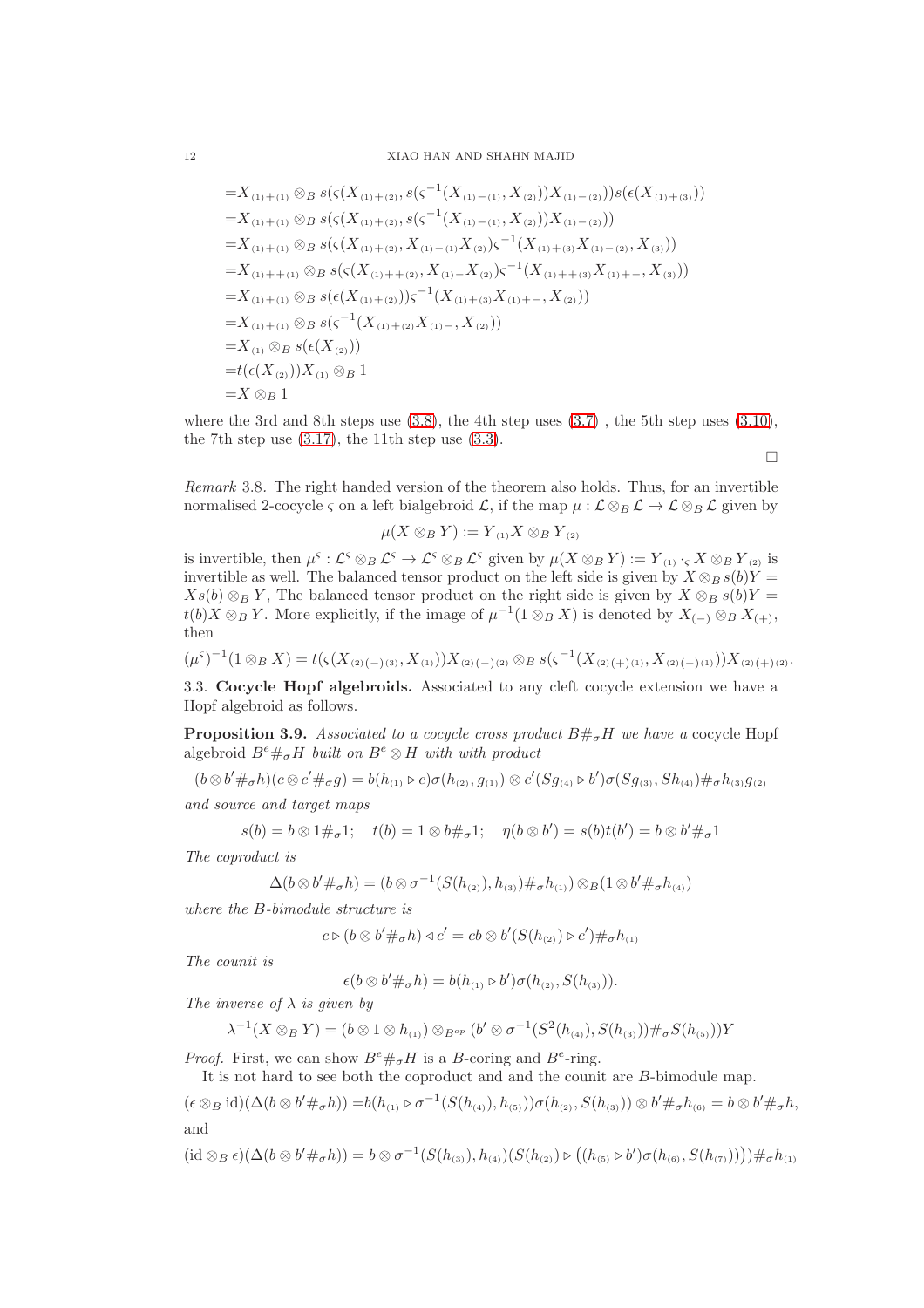$$
\begin{aligned}
=&X_{{}_{(1)+(1)}} \otimes_B s(\varsigma(X_{{}_{(1)+(2)}}, s(\varsigma^{-1}(X_{{}_{(1)-(1)}}, X_{{}_{(2)}}))X_{{}_{(1)-(2)}}))s(\epsilon(X_{{}_{(1)+(3)}}))\\
=&X_{{}_{(1)+(1)}} \otimes_B s(\varsigma(X_{{}_{(1)+(2)}}, s(\varsigma^{-1}(X_{{}_{(1)-(1)}}, X_{{}_{(2)}}))X_{{}_{(1)-(2)}}))\\
=&X_{{}_{(1)+(1)}} \otimes_B s(\varsigma(X_{{}_{(1)+(2)}}, X_{{}_{(1)-(1)}}X_{{}_{(2)}})\varsigma^{-1}(X_{{}_{(1)+(3)}}X_{{}_{(1)-(2)}}, X_{{}_{(3)}}))\\
=&X_{{}_{(1)++(1)}} \otimes_B s(\varsigma(X_{{}_{(1)++(2)}}, X_{{}_{(1)-}}X_{{}_{(2)}})\varsigma^{-1}(X_{{}_{(1)++(3)}}X_{{}_{(1)+-}}, X_{{}_{(3)}}))\\
=&X_{{}_{(1)+(1)}} \otimes_B s(\epsilon(X_{{}_{(1)+(2)}}))\varsigma^{-1}(X_{{}_{(1)+(3)}}X_{{}_{(1)+-}}, X_{{}_{(2)}}))\\
=&X_{{}_{(1)+(1)}} \otimes_B s(\varsigma^{-1}(X_{{}_{(1)+(2)}}X_{{}_{(1)-}}, X_{{}_{(2)}}))\\
=&X_{{}_{(1)}} \otimes_B s(\epsilon(X_{{}_{(2)}}))\\
=&t(\epsilon(X_{{}_{(2)}}))X_{{}_{(1)}} \otimes_B 1\\
=&X \otimes_B 1
\end{aligned}
$$

where the 3rd and 8th steps use (3.8), the 4th step uses (3.7) , the 5th step uses (3.10), the 7th step use (3.17), the 11th step use (3.3).

□

*Remark* 3.8. The right handed version of the theorem also holds. Thus, for an invertible normalised 2-cocycle $\varsigma$ on a left bialgebroid $\mathcal{L}$, if the map $\mu : \mathcal{L} \otimes_B \mathcal{L} \to \mathcal{L} \otimes_B \mathcal{L}$ given by

$$
\mu(X \otimes_B Y) := Y_{{}_{(1)}}X \otimes_B Y_{{}_{(2)}}
$$

is invertible, then $\mu^{\varsigma} : \mathcal{L}^{\varsigma} \otimes_B \mathcal{L}^{\varsigma} \to \mathcal{L}^{\varsigma} \otimes_B \mathcal{L}^{\varsigma}$ given by $\mu(X \otimes_B Y) := Y_{{}_{(1)}} \cdot_{\varsigma} X \otimes_B Y_{{}_{(2)}}$ is invertible as well. The balanced tensor product on the left side is given by $X \otimes_B s(b)Y = Xs(b) \otimes_B Y$, The balanced tensor product on the right side is given by $X \otimes_B s(b)Y = t(b)X \otimes_B Y$. More explicitly, if the image of $\mu^{-1}(1 \otimes_B X)$ is denoted by $X_{(-)} \otimes_B X_{(+)}$, then

$$
(\mu^{\varsigma})^{-1}(1 \otimes_B X) = t(\varsigma(X_{{}_{(2)(-)(3)}}, X_{{}_{(1)}}))X_{{}_{(2)(-)(2)}} \otimes_B s(\varsigma^{-1}(X_{{}_{(2)(+)(1)}}, X_{{}_{(2)(-)(1)}}))X_{{}_{(2)(+)(2)}}.
$$

### 3.3. Cocycle Hopf algebroids.

Associated to any cleft cocycle extension we have a Hopf algebroid as follows.

**Proposition 3.9.** *Associated to a cocycle cross product $B\#_\sigma H$ we have a* cocycle Hopf algebroid *$B^e\#_\sigma H$ built on $B^e \otimes H$ with with product*

$$
(b \otimes b'\#_\sigma h)(c \otimes c'\#_\sigma g) = b(h_{{}_{(1)}} \triangleright c)\sigma(h_{{}_{(2)}}, g_{{}_{(1)}}) \otimes c'(Sg_{{}_{(4)}} \triangleright b')\sigma(Sg_{{}_{(3)}}, Sh_{{}_{(4)}})\#_\sigma h_{{}_{(3)}}g_{{}_{(2)}}
$$

*and source and target maps*

$$
s(b) = b \otimes 1\#_\sigma 1; \quad t(b) = 1 \otimes b\#_\sigma 1; \quad \eta(b \otimes b') = s(b)t(b') = b \otimes b'\#_\sigma 1
$$

*The coproduct is*

$$
\Delta(b \otimes b'\#_\sigma h) = (b \otimes \sigma^{-1}(S(h_{{}_{(2)}}), h_{{}_{(3)}})\#_\sigma h_{{}_{(1)}}) \otimes_B (1 \otimes b'\#_\sigma h_{{}_{(4)}})
$$

*where the $B$-bimodule structure is*

$$
c \triangleright (b \otimes b'\#_\sigma h) \triangleleft c' = cb \otimes b'(S(h_{{}_{(2)}}) \triangleright c')\#_\sigma h_{{}_{(1)}}
$$

*The counit is*

$$
\epsilon(b \otimes b'\#_\sigma h) = b(h_{{}_{(1)}} \triangleright b')\sigma(h_{{}_{(2)}}, S(h_{{}_{(3)}})).
$$

*The inverse of $\lambda$ is given by*

$$
\lambda^{-1}(X \otimes_B Y) = (b \otimes 1 \otimes h_{{}_{(1)}}) \otimes_{B^{op}} (b' \otimes \sigma^{-1}(S^2(h_{{}_{(4)}}), S(h_{{}_{(3)}}))\#_\sigma S(h_{{}_{(5)}}))Y
$$

*Proof.* First, we can show $B^e\#_\sigma H$ is a $B$-coring and $B^e$-ring.

It is not hard to see both the coproduct and and the counit are $B$-bimodule map.

$$
(\epsilon \otimes_B \mathrm{id})(\Delta(b \otimes b'\#_\sigma h)) = b(h_{{}_{(1)}} \triangleright \sigma^{-1}(S(h_{{}_{(4)}}), h_{{}_{(5)}}))\sigma(h_{{}_{(2)}}, S(h_{{}_{(3)}})) \otimes b'\#_\sigma h_{{}_{(6)}} = b \otimes b'\#_\sigma h,
$$

and

$$
(\mathrm{id} \otimes_B \epsilon)(\Delta(b \otimes b'\#_\sigma h)) = b \otimes \sigma^{-1}(S(h_{{}_{(3)}}), h_{{}_{(4)}})(S(h_{{}_{(2)}}) \triangleright \big((h_{{}_{(5)}} \triangleright b')\sigma(h_{{}_{(6)}}, S(h_{{}_{(7)}}))\big))\#_\sigma h_{{}_{(1)}}
$$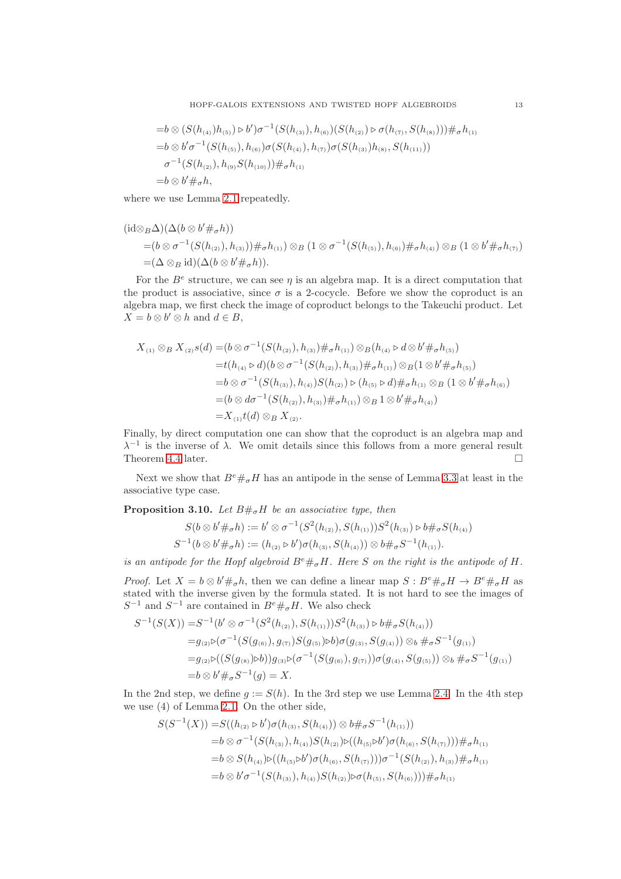$$
\begin{aligned}
=&b \otimes (S(h_{(4)})h_{(5)}) \triangleright b')\sigma^{-1}(S(h_{(3)}), h_{(6)})(S(h_{(2)}) \triangleright \sigma(h_{(7)}, S(h_{(8)})))\#_\sigma h_{(1)}\\
=&b \otimes b'\sigma^{-1}(S(h_{(5)}), h_{(6)})\sigma(S(h_{(4)}), h_{(7)})\sigma(S(h_{(3)})h_{(8)}, S(h_{(11)}))\\
&\sigma^{-1}(S(h_{(2)}), h_{(9)}S(h_{(10)}))\#_\sigma h_{(1)}\\
=&b \otimes b'\#_\sigma h,
\end{aligned}
$$

where we use Lemma 2.1 repeatedly.

$$
\begin{aligned}
&(\mathrm{id}\otimes_B \Delta)(\Delta(b \otimes b'\#_\sigma h))\\
&=(b \otimes \sigma^{-1}(S(h_{(2)}), h_{(3)}))\#_\sigma h_{(1)}) \otimes_B (1 \otimes \sigma^{-1}(S(h_{(5)}), h_{(6)})\#_\sigma h_{(4)}) \otimes_B (1 \otimes b'\#_\sigma h_{(7)})\\
&=(\Delta \otimes_B \mathrm{id})(\Delta(b \otimes b'\#_\sigma h)).
\end{aligned}
$$

For the $B^e$ structure, we can see $\eta$ is an algebra map. It is a direct computation that the product is associative, since $\sigma$ is a 2-cocycle. Before we show the coproduct is an algebra map, we first check the image of coproduct belongs to the Takeuchi product. Let $X = b \otimes b' \otimes h$ and $d \in B$,

$$
\begin{aligned}
X_{(1)} \otimes_B X_{(2)}s(d) =&(b \otimes \sigma^{-1}(S(h_{(2)}), h_{(3)})\#_\sigma h_{(1)}) \otimes_B (h_{(4)} \triangleright d \otimes b'\#_\sigma h_{(5)})\\
=&t(h_{(4)} \triangleright d)(b \otimes \sigma^{-1}(S(h_{(2)}), h_{(3)})\#_\sigma h_{(1)}) \otimes_B (1 \otimes b'\#_\sigma h_{(5)})\\
=&b \otimes \sigma^{-1}(S(h_{(3)}), h_{(4)})S(h_{(2)}) \triangleright (h_{(5)} \triangleright d)\#_\sigma h_{(1)} \otimes_B (1 \otimes b'\#_\sigma h_{(6)})\\
=&(b \otimes d\sigma^{-1}(S(h_{(2)}), h_{(3)})\#_\sigma h_{(1)}) \otimes_B 1 \otimes b'\#_\sigma h_{(4)})\\
=&X_{(1)}t(d) \otimes_B X_{(2)}.
\end{aligned}
$$

Finally, by direct computation one can show that the coproduct is an algebra map and $\lambda^{-1}$ is the inverse of $\lambda$. We omit details since this follows from a more general result Theorem 4.4 later. □

Next we show that $B^e\#_\sigma H$ has an antipode in the sense of Lemma 3.3 at least in the associative type case.

**Proposition 3.10.** *Let $B\#_\sigma H$ be an associative type, then*

$$
\begin{aligned}
S(b \otimes b'\#_\sigma h) &:= b' \otimes \sigma^{-1}(S^2(h_{(2)}), S(h_{(1)}))S^2(h_{(3)}) \triangleright b\#_\sigma S(h_{(4)})\\
S^{-1}(b \otimes b'\#_\sigma h) &:= (h_{(2)} \triangleright b')\sigma(h_{(3)}, S(h_{(4)})) \otimes b\#_\sigma S^{-1}(h_{(1)}).
\end{aligned}
$$

*is an antipode for the Hopf algebroid $B^e\#_\sigma H$. Here $S$ on the right is the antipode of $H$.*

*Proof.* Let $X = b \otimes b'\#_\sigma h$, then we can define a linear map $S : B^e\#_\sigma H \to B^e\#_\sigma H$ as stated with the inverse given by the formula stated. It is not hard to see the images of $S^{-1}$ and $S^{-1}$ are contained in $B^e\#_\sigma H$. We also check

$$
\begin{aligned}
S^{-1}(S(X)) =&S^{-1}(b' \otimes \sigma^{-1}(S^2(h_{(2)}), S(h_{(1)}))S^2(h_{(3)}) \triangleright b\#_\sigma S(h_{(4)}))\\
=&g_{(2)}\triangleright(\sigma^{-1}(S(g_{(6)}), g_{(7)})S(g_{(5)})\triangleright b)\sigma(g_{(3)}, S(g_{(4)})) \otimes_b \#_\sigma S^{-1}(g_{(1)})\\
=&g_{(2)}\triangleright((S(g_{(8)})\triangleright b))g_{(3)}\triangleright(\sigma^{-1}(S(g_{(6)}), g_{(7)}))\sigma(g_{(4)}, S(g_{(5)})) \otimes_b \#_\sigma S^{-1}(g_{(1)})\\
=&b \otimes b'\#_\sigma S^{-1}(g) = X.
\end{aligned}
$$

In the 2nd step, we define $g := S(h)$. In the 3rd step we use Lemma 2.4. In the 4th step we use (4) of Lemma 2.1. On the other side,

$$
\begin{aligned}
S(S^{-1}(X)) =&S((h_{(2)} \triangleright b')\sigma(h_{(3)}, S(h_{(4)})) \otimes b\#_\sigma S^{-1}(h_{(1)}))\\
=&b \otimes \sigma^{-1}(S(h_{(3)}), h_{(4)})S(h_{(2)})\triangleright((h_{(5)}\triangleright b')\sigma(h_{(6)}, S(h_{(7)})))\#_\sigma h_{(1)}\\
=&b \otimes S(h_{(4)})\triangleright((h_{(5)}\triangleright b')\sigma(h_{(6)}, S(h_{(7)})))\sigma^{-1}(S(h_{(2)}), h_{(3)})\#_\sigma h_{(1)}\\
=&b \otimes b'\sigma^{-1}(S(h_{(3)}), h_{(4)})S(h_{(2)})\triangleright\sigma(h_{(5)}, S(h_{(6)})))\#_\sigma h_{(1)}
\end{aligned}
$$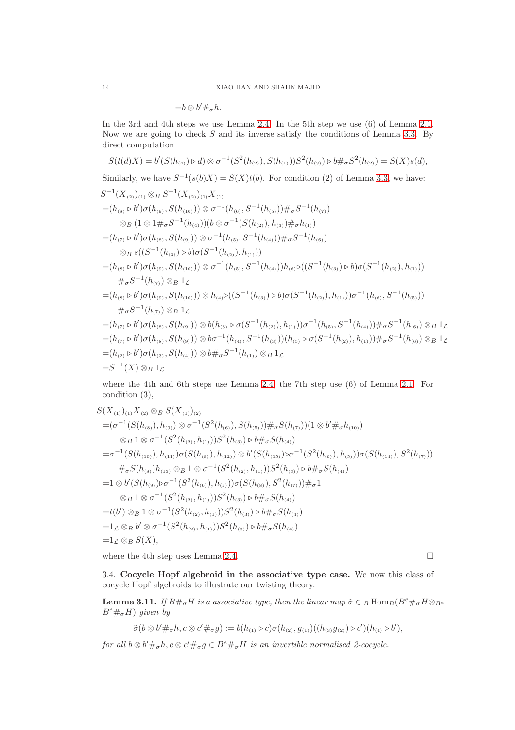$$=b\otimes b'\#_\sigma h.$$

In the 3rd and 4th steps we use Lemma 2.4. In the 5th step we use (6) of Lemma 2.1. Now we are going to check $S$ and its inverse satisfy the conditions of Lemma 3.3. By direct computation

$$S(t(d)X)=b'(S(h_{(4)})\triangleright d)\otimes\sigma^{-1}(S^2(h_{(2)}),S(h_{(1)}))S^2(h_{(3)})\triangleright b\#_\sigma S^2(h_{(2)})=S(X)s(d),$$

Similarly, we have $S^{-1}(s(b)X)=S(X)t(b)$. For condition (2) of Lemma 3.3, we have:

$$\begin{aligned}
&S^{-1}(X_{(2)})_{(1)}\otimes_B S^{-1}(X_{(2)})_{(1)}X_{(1)}\\
=&(h_{(8)}\triangleright b')\sigma(h_{(9)},S(h_{(10)}))\otimes\sigma^{-1}(h_{(6)},S^{-1}(h_{(5)}))\#_\sigma S^{-1}(h_{(7)})\\
&\quad\otimes_B(1\otimes 1\#_\sigma S^{-1}(h_{(4)}))(b\otimes\sigma^{-1}(S(h_{(2)}),h_{(3)})\#_\sigma h_{(1)})\\
=&(h_{(7)}\triangleright b')\sigma(h_{(8)},S(h_{(9)}))\otimes\sigma^{-1}(h_{(5)},S^{-1}(h_{(4)}))\#_\sigma S^{-1}(h_{(6)})\\
&\quad\otimes_B s((S^{-1}(h_{(3)})\triangleright b)\sigma(S^{-1}(h_{(2)}),h_{(1)}))\\
=&(h_{(8)}\triangleright b')\sigma(h_{(9)},S(h_{(10)}))\otimes\sigma^{-1}(h_{(5)},S^{-1}(h_{(4)}))h_{(6)}\triangleright((S^{-1}(h_{(3)})\triangleright b)\sigma(S^{-1}(h_{(2)}),h_{(1)}))\\
&\quad\#_\sigma S^{-1}(h_{(7)})\otimes_B 1_{\mathcal{L}}\\
=&(h_{(8)}\triangleright b')\sigma(h_{(9)},S(h_{(10)}))\otimes h_{(4)}\triangleright((S^{-1}(h_{(3)})\triangleright b)\sigma(S^{-1}(h_{(2)}),h_{(1)}))\sigma^{-1}(h_{(6)},S^{-1}(h_{(5)}))\\
&\quad\#_\sigma S^{-1}(h_{(7)})\otimes_B 1_{\mathcal{L}}\\
=&(h_{(7)}\triangleright b')\sigma(h_{(8)},S(h_{(9)}))\otimes b(h_{(3)}\triangleright\sigma(S^{-1}(h_{(2)}),h_{(1)}))\sigma^{-1}(h_{(5)},S^{-1}(h_{(4)}))\#_\sigma S^{-1}(h_{(6)})\otimes_B 1_{\mathcal{L}}\\
=&(h_{(7)}\triangleright b')\sigma(h_{(8)},S(h_{(9)}))\otimes b\sigma^{-1}(h_{(4)},S^{-1}(h_{(3)}))(h_{(5)}\triangleright\sigma(S^{-1}(h_{(2)}),h_{(1)}))\#_\sigma S^{-1}(h_{(6)})\otimes_B 1_{\mathcal{L}}\\
=&(h_{(2)}\triangleright b')\sigma(h_{(3)},S(h_{(4)}))\otimes b\#_\sigma S^{-1}(h_{(1)})\otimes_B 1_{\mathcal{L}}\\
=&S^{-1}(X)\otimes_B 1_{\mathcal{L}}
\end{aligned}$$

where the 4th and 6th steps use Lemma 2.4, the 7th step use (6) of Lemma 2.1. For condition (3),

$$\begin{aligned}
&S(X_{(1)})_{(1)}X_{(2)}\otimes_B S(X_{(1)})_{(2)}\\
=&(\sigma^{-1}(S(h_{(8)}),h_{(9)})\otimes\sigma^{-1}(S^2(h_{(6)}),S(h_{(5)}))\#_\sigma S(h_{(7)}))(1\otimes b'\#_\sigma h_{(10)})\\
&\quad\otimes_B 1\otimes\sigma^{-1}(S^2(h_{(2)},h_{(1)}))S^2(h_{(3)})\triangleright b\#_\sigma S(h_{(4)})\\
=&\sigma^{-1}(S(h_{(10)}),h_{(11)})\sigma(S(h_{(9)}),h_{(12)})\otimes b'(S(h_{(15)})\triangleright\sigma^{-1}(S^2(h_{(6)}),h_{(5)}))\sigma(S(h_{(14)}),S^2(h_{(7)}))\\
&\quad\#_\sigma S(h_{(8)})h_{(13)}\otimes_B 1\otimes\sigma^{-1}(S^2(h_{(2)},h_{(1)}))S^2(h_{(3)})\triangleright b\#_\sigma S(h_{(4)})\\
=&1\otimes b'(S(h_{(9)})\triangleright\sigma^{-1}(S^2(h_{(6)}),h_{(5)}))\sigma(S(h_{(8)}),S^2(h_{(7)}))\#_\sigma 1\\
&\quad\otimes_B 1\otimes\sigma^{-1}(S^2(h_{(2)},h_{(1)}))S^2(h_{(3)})\triangleright b\#_\sigma S(h_{(4)})\\
=&t(b')\otimes_B 1\otimes\sigma^{-1}(S^2(h_{(2)},h_{(1)}))S^2(h_{(3)})\triangleright b\#_\sigma S(h_{(4)})\\
=&1_{\mathcal{L}}\otimes_B b'\otimes\sigma^{-1}(S^2(h_{(2)},h_{(1)}))S^2(h_{(3)})\triangleright b\#_\sigma S(h_{(4)})\\
=&1_{\mathcal{L}}\otimes_B S(X),
\end{aligned}$$

where the 4th step uses Lemma 2.4. $\square$

### 3.4. Cocycle Hopf algebroid in the associative type case.

We now this class of cocycle Hopf algebroids to illustrate our twisting theory.

**Lemma 3.11.** *If $B\#_\sigma H$ is a associative type, then the linear map $\tilde{\sigma}\in {}_B\mathrm{Hom}_B(B^e\#_\sigma H\otimes_{B^e}B^e\#_\sigma H)$ given by*

$$\tilde{\sigma}(b\otimes b'\#_\sigma h,c\otimes c'\#_\sigma g):=b(h_{(1)}\triangleright c)\sigma(h_{(2)},g_{(1)})((h_{(3)}g_{(2)})\triangleright c')(h_{(4)}\triangleright b'),$$

*for all $b\otimes b'\#_\sigma h,c\otimes c'\#_\sigma g\in B^e\#_\sigma H$ is an invertible normalised 2-cocycle.*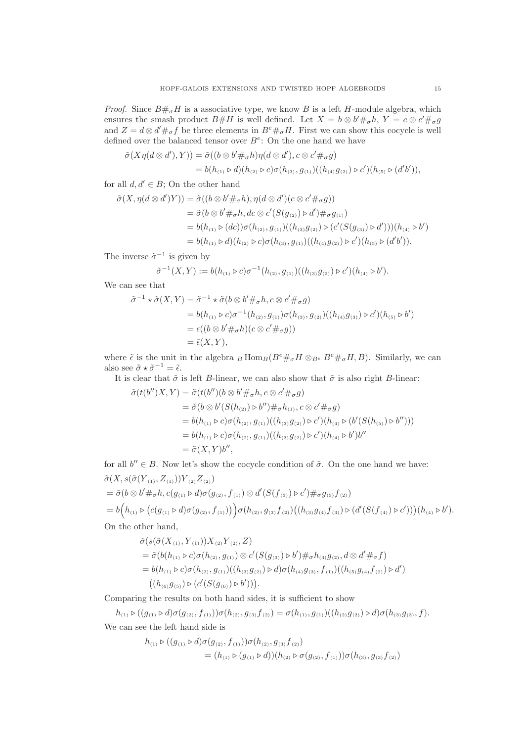*Proof.* Since $B\#_\sigma H$ is a associative type, we know $B$ is a left $H$-module algebra, which ensures the smash product $B\#H$ is well defined. Let $X = b\otimes b'\#_\sigma h$, $Y = c\otimes c'\#_\sigma g$ and $Z = d\otimes d'\#_\sigma f$ be three elements in $B^e\#_\sigma H$. First we can show this cocycle is well defined over the balanced tensor over $B^e$: On the one hand we have

$$
\begin{aligned}
\tilde{\sigma}(X\eta(d\otimes d'), Y)) &= \tilde{\sigma}((b\otimes b'\#_\sigma h)\eta(d\otimes d'), c\otimes c'\#_\sigma g)\\
&= b(h_{(1)}\triangleright d)(h_{(2)}\triangleright c)\sigma(h_{(3)}, g_{(1)})((h_{(4)}g_{(2)})\triangleright c')(h_{(5)}\triangleright (d'b')),
\end{aligned}
$$

for all $d, d' \in B$; On the other hand

$$
\begin{aligned}
\tilde{\sigma}(X, \eta(d\otimes d')Y)) &= \tilde{\sigma}((b\otimes b'\#_\sigma h), \eta(d\otimes d')(c\otimes c'\#_\sigma g))\\
&= \tilde{\sigma}(b\otimes b'\#_\sigma h, dc\otimes c'(S(g_{(2)})\triangleright d')\#_\sigma g_{(1)})\\
&= b(h_{(1)}\triangleright (dc))\sigma(h_{(2)}, g_{(1)})((h_{(3)}g_{(2)})\triangleright (c'(S(g_{(3)})\triangleright d')))(h_{(4)}\triangleright b')\\
&= b(h_{(1)}\triangleright d)(h_{(2)}\triangleright c)\sigma(h_{(3)}, g_{(1)})((h_{(4)}g_{(2)})\triangleright c')(h_{(5)}\triangleright (d'b')).
\end{aligned}
$$

The inverse $\tilde{\sigma}^{-1}$ is given by

$$
\tilde{\sigma}^{-1}(X, Y) := b(h_{(1)}\triangleright c)\sigma^{-1}(h_{(2)}, g_{(1)})((h_{(3)}g_{(2)})\triangleright c')(h_{(4)}\triangleright b').
$$

We can see that

$$
\begin{aligned}
\tilde{\sigma}^{-1}\star\tilde{\sigma}(X, Y) &= \tilde{\sigma}^{-1}\star\tilde{\sigma}(b\otimes b'\#_\sigma h, c\otimes c'\#_\sigma g)\\
&= b(h_{(1)}\triangleright c)\sigma^{-1}(h_{(2)}, g_{(1)})\sigma(h_{(3)}, g_{(2)})((h_{(4)}g_{(3)})\triangleright c')(h_{(5)}\triangleright b')\\
&= \epsilon((b\otimes b'\#_\sigma h)(c\otimes c'\#_\sigma g))\\
&= \tilde{\epsilon}(X, Y),
\end{aligned}
$$

where $\tilde{\epsilon}$ is the unit in the algebra ${}_B\mathrm{Hom}_B(B^e\#_\sigma H\otimes_{B^e} B^e\#_\sigma H, B)$. Similarly, we can also see $\tilde{\sigma}\star\tilde{\sigma}^{-1} = \tilde{\epsilon}$.

It is clear that $\tilde{\sigma}$ is left $B$-linear, we can also show that $\tilde{\sigma}$ is also right $B$-linear:

$$
\begin{aligned}
\tilde{\sigma}(t(b'')X, Y) &= \tilde{\sigma}(t(b'')(b\otimes b'\#_\sigma h, c\otimes c'\#_\sigma g)\\
&= \tilde{\sigma}(b\otimes b'(S(h_{(2)})\triangleright b'')\#_\sigma h_{(1)}, c\otimes c'\#_\sigma g)\\
&= b(h_{(1)}\triangleright c)\sigma(h_{(2)}, g_{(1)})((h_{(3)}g_{(2)})\triangleright c')(h_{(4)}\triangleright (b'(S(h_{(5)})\triangleright b'')))\\
&= b(h_{(1)}\triangleright c)\sigma(h_{(2)}, g_{(1)})((h_{(3)}g_{(2)})\triangleright c')(h_{(4)}\triangleright b')b''\\
&= \tilde{\sigma}(X, Y)b'',
\end{aligned}
$$

for all $b'' \in B$. Now let's show the cocycle condition of $\tilde{\sigma}$. On the one hand we have:

$$
\begin{aligned}
&\tilde{\sigma}(X, s(\tilde{\sigma}(Y_{(1)}, Z_{(1)}))Y_{(2)}Z_{(2)})\\
&= \tilde{\sigma}(b\otimes b'\#_\sigma h, c(g_{(1)}\triangleright d)\sigma(g_{(2)}, f_{(1)})\otimes d'(S(f_{(3)})\triangleright c')\#_\sigma g_{(3)}f_{(2)})\\
&= b\Big(h_{(1)}\triangleright \big(c(g_{(1)}\triangleright d)\sigma(g_{(2)}, f_{(1)})\big)\Big)\sigma(h_{(2)}, g_{(3)}f_{(2)})\big((h_{(3)}g_{(4)}f_{(3)})\triangleright (d'(S(f_{(4)})\triangleright c'))\big)(h_{(4)}\triangleright b').
\end{aligned}
$$

On the other hand,

$$
\begin{aligned}
&\tilde{\sigma}(s(\tilde{\sigma}(X_{(1)}, Y_{(1)}))X_{(2)}Y_{(2)}, Z)\\
&= \tilde{\sigma}(b(h_{(1)}\triangleright c)\sigma(h_{(2)}, g_{(1)})\otimes c'(S(g_{(3)})\triangleright b')\#_\sigma h_{(3)}g_{(2)}, d\otimes d'\#_\sigma f)\\
&= b(h_{(1)}\triangleright c)\sigma(h_{(2)}, g_{(1)})((h_{(3)}g_{(2)})\triangleright d)\sigma(h_{(4)}g_{(3)}, f_{(1)})((h_{(5)}g_{(4)}f_{(2)})\triangleright d')\\
&\quad \big((h_{(6)}g_{(5)})\triangleright (c'(S(g_{(6)})\triangleright b'))\big).
\end{aligned}
$$

Comparing the results on both hand sides, it is sufficient to show

$$
h_{(1)}\triangleright((g_{(1)}\triangleright d)\sigma(g_{(2)}, f_{(1)}))\sigma(h_{(2)}, g_{(3)}f_{(2)}) = \sigma(h_{(1)}, g_{(1)})((h_{(2)}g_{(2)})\triangleright d)\sigma(h_{(3)}g_{(3)}, f).
$$

We can see the left hand side is

$$
\begin{aligned}
&h_{(1)}\triangleright((g_{(1)}\triangleright d)\sigma(g_{(2)}, f_{(1)}))\sigma(h_{(2)}, g_{(3)}f_{(2)})\\
&\qquad = (h_{(1)}\triangleright (g_{(1)}\triangleright d))(h_{(2)}\triangleright \sigma(g_{(2)}, f_{(1)}))\sigma(h_{(3)}, g_{(3)}f_{(2)})
\end{aligned}
$$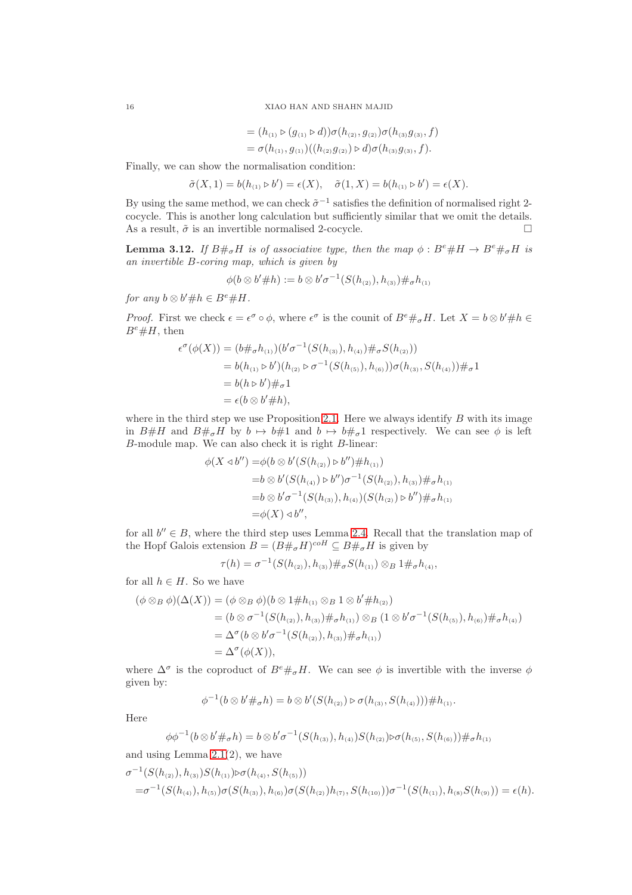$$
\begin{aligned}
&= (h_{(1)} \triangleright (g_{(1)} \triangleright d))\sigma(h_{(2)}, g_{(2)})\sigma(h_{(3)}g_{(3)}, f)\\
&= \sigma(h_{(1)}, g_{(1)})((h_{(2)}g_{(2)}) \triangleright d)\sigma(h_{(3)}g_{(3)}, f).
\end{aligned}
$$

Finally, we can show the normalisation condition:

$$
\tilde{\sigma}(X, 1) = b(h_{(1)} \triangleright b') = \epsilon(X), \quad \tilde{\sigma}(1, X) = b(h_{(1)} \triangleright b') = \epsilon(X).
$$

By using the same method, we can check $\tilde{\sigma}^{-1}$ satisfies the definition of normalised right 2-cocycle. This is another long calculation but sufficiently similar that we omit the details. As a result, $\tilde{\sigma}$ is an invertible normalised 2-cocycle. □

**Lemma 3.12.** *If $B\#_\sigma H$ is of associative type, then the map $\phi : B^e\#H \to B^e\#_\sigma H$ is an invertible $B$-coring map, which is given by*

$$
\phi(b \otimes b'\#h) := b \otimes b'\sigma^{-1}(S(h_{(2)}), h_{(3)})\#_\sigma h_{(1)}
$$

*for any $b \otimes b'\#h \in B^e\#H$.*

*Proof.* First we check $\epsilon = \epsilon^\sigma \circ \phi$, where $\epsilon^\sigma$ is the counit of $B^e\#_\sigma H$. Let $X = b \otimes b'\#h \in B^e\#H$, then

$$
\begin{aligned}
\epsilon^\sigma(\phi(X)) &= (b\#_\sigma h_{(1)})(b'\sigma^{-1}(S(h_{(3)}), h_{(4)})\#_\sigma S(h_{(2)}))\\
&= b(h_{(1)} \triangleright b')(h_{(2)} \triangleright \sigma^{-1}(S(h_{(5)}), h_{(6)}))\sigma(h_{(3)}, S(h_{(4)}))\#_\sigma 1\\
&= b(h \triangleright b')\#_\sigma 1\\
&= \epsilon(b \otimes b'\#h),
\end{aligned}
$$

where in the third step we use Proposition 2.1. Here we always identify $B$ with its image in $B\#H$ and $B\#_\sigma H$ by $b \mapsto b\#1$ and $b \mapsto b\#_\sigma 1$ respectively. We can see $\phi$ is left $B$-module map. We can also check it is right $B$-linear:

$$
\begin{aligned}
\phi(X \triangleleft b'') &= \phi(b \otimes b'(S(h_{(2)}) \triangleright b'')\#h_{(1)})\\
&= b \otimes b'(S(h_{(4)}) \triangleright b'')\sigma^{-1}(S(h_{(2)}), h_{(3)})\#_\sigma h_{(1)}\\
&= b \otimes b'\sigma^{-1}(S(h_{(3)}), h_{(4)})(S(h_{(2)}) \triangleright b'')\#_\sigma h_{(1)}\\
&= \phi(X) \triangleleft b'',
\end{aligned}
$$

for all $b'' \in B$, where the third step uses Lemma 2.4. Recall that the translation map of the Hopf Galois extension $B = (B\#_\sigma H)^{coH} \subseteq B\#_\sigma H$ is given by

$$
\tau(h) = \sigma^{-1}(S(h_{(2)}), h_{(3)})\#_\sigma S(h_{(1)}) \otimes_B 1\#_\sigma h_{(4)},
$$

for all $h \in H$. So we have

$$
\begin{aligned}
(\phi \otimes_B \phi)(\Delta(X)) &= (\phi \otimes_B \phi)(b \otimes 1\#h_{(1)} \otimes_B 1 \otimes b'\#h_{(2)})\\
&= (b \otimes \sigma^{-1}(S(h_{(2)}), h_{(3)})\#_\sigma h_{(1)}) \otimes_B (1 \otimes b'\sigma^{-1}(S(h_{(5)}), h_{(6)})\#_\sigma h_{(4)})\\
&= \Delta^\sigma(b \otimes b'\sigma^{-1}(S(h_{(2)}), h_{(3)})\#_\sigma h_{(1)})\\
&= \Delta^\sigma(\phi(X)),
\end{aligned}
$$

where $\Delta^\sigma$ is the coproduct of $B^e\#_\sigma H$. We can see $\phi$ is invertible with the inverse $\phi$ given by:

$$
\phi^{-1}(b \otimes b'\#_\sigma h) = b \otimes b'(S(h_{(2)}) \triangleright \sigma(h_{(3)}, S(h_{(4)})))\#h_{(1)}.
$$

Here

$$
\phi\phi^{-1}(b \otimes b'\#_\sigma h) = b \otimes b'\sigma^{-1}(S(h_{(3)}), h_{(4)})S(h_{(2)}) \triangleright \sigma(h_{(5)}, S(h_{(6)}))\#_\sigma h_{(1)}
$$

and using Lemma 2.1(2), we have

$$
\begin{aligned}
&\sigma^{-1}(S(h_{(2)}), h_{(3)})S(h_{(1)}) \triangleright \sigma(h_{(4)}, S(h_{(5)}))\\
&= \sigma^{-1}(S(h_{(4)}), h_{(5)})\sigma(S(h_{(3)}), h_{(6)})\sigma(S(h_{(2)})h_{(7)}, S(h_{(10)}))\sigma^{-1}(S(h_{(1)}), h_{(8)}S(h_{(9)})) = \epsilon(h).
\end{aligned}
$$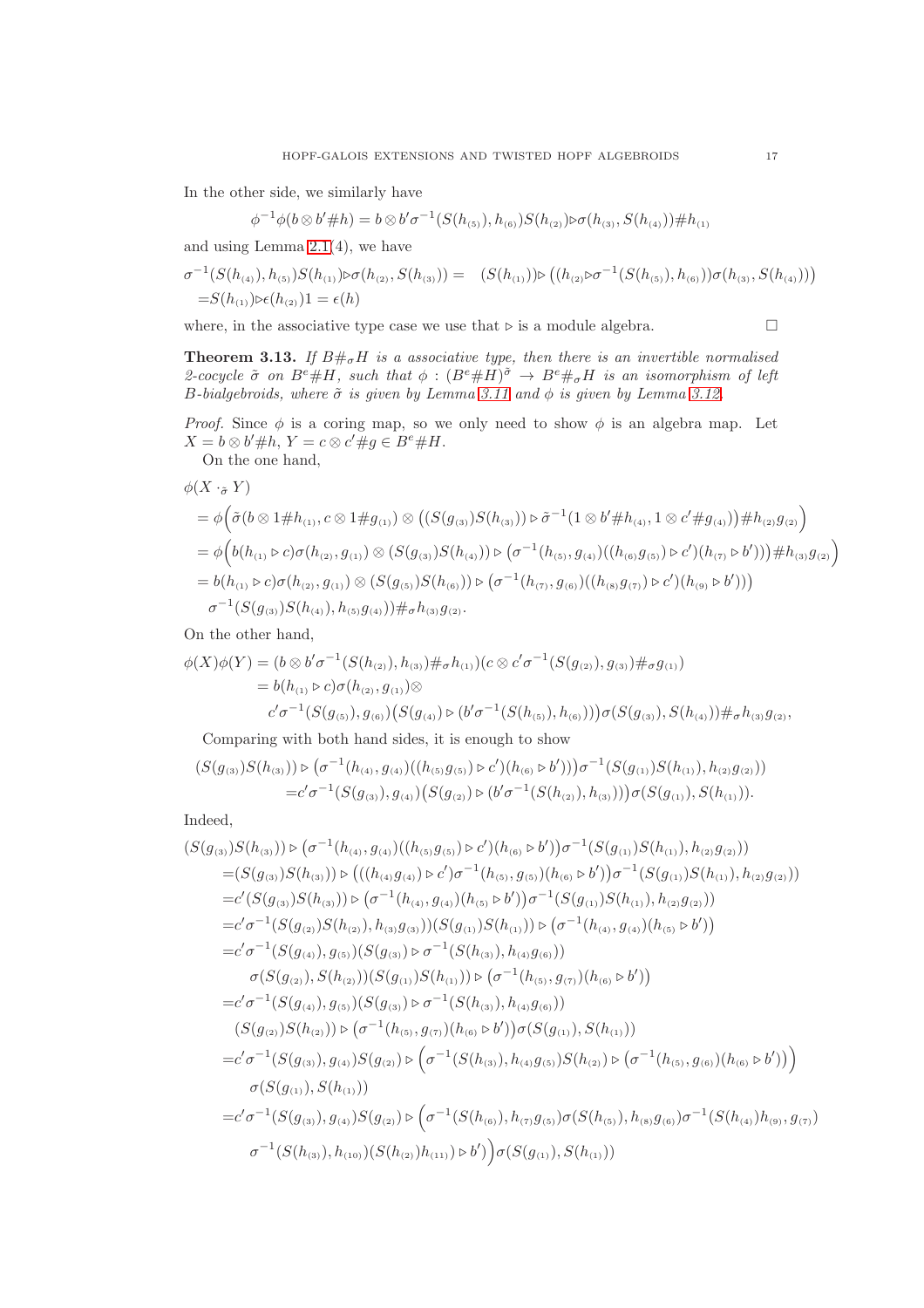In the other side, we similarly have

$$\phi^{-1}\phi(b\otimes b'\# h) = b\otimes b'\sigma^{-1}(S(h_{(5)}), h_{(6)})S(h_{(2)})\triangleright\sigma(h_{(3)}, S(h_{(4)}))\# h_{(1)}$$

and using Lemma 2.1(4), we have

$$\begin{aligned}
\sigma^{-1}(S(h_{(4)}), h_{(5)})S(h_{(1)})\triangleright\sigma(h_{(2)}, S(h_{(3)})) = &\ \ (S(h_{(1)}))\triangleright\big((h_{(2)}\triangleright\sigma^{-1}(S(h_{(5)}), h_{(6)}))\sigma(h_{(3)}, S(h_{(4)}))\big)\\
= S(h_{(1)})\triangleright\epsilon(h_{(2)})1 = \epsilon(h)&
\end{aligned}$$

where, in the associative type case we use that $\triangleright$ is a module algebra. □

**Theorem 3.13.** *If $B\#_\sigma H$ is a associative type, then there is an invertible normalised 2-cocycle $\tilde\sigma$ on $B^e\# H$, such that $\phi : (B^e\# H)^{\tilde\sigma} \to B^e\#_\sigma H$ is an isomorphism of left $B$-bialgebroids, where $\tilde\sigma$ is given by Lemma 3.11 and $\phi$ is given by Lemma 3.12.*

*Proof.* Since $\phi$ is a coring map, so we only need to show $\phi$ is an algebra map. Let $X = b\otimes b'\# h$, $Y = c\otimes c'\# g \in B^e\# H$.

On the one hand,

$$\begin{aligned}
&\phi(X\cdot_{\tilde\sigma} Y)\\
&= \phi\Big(\tilde\sigma(b\otimes 1\# h_{(1)}, c\otimes 1\# g_{(1)})\otimes\big((S(g_{(3)})S(h_{(3)}))\triangleright\tilde\sigma^{-1}(1\otimes b'\# h_{(4)}, 1\otimes c'\# g_{(4)})\big)\# h_{(2)}g_{(2)}\Big)\\
&= \phi\Big(b(h_{(1)}\triangleright c)\sigma(h_{(2)}, g_{(1)})\otimes(S(g_{(3)})S(h_{(4)}))\triangleright\big(\sigma^{-1}(h_{(5)}, g_{(4)})((h_{(6)}g_{(5)})\triangleright c')(h_{(7)}\triangleright b')\big)\# h_{(3)}g_{(2)}\Big)\\
&= b(h_{(1)}\triangleright c)\sigma(h_{(2)}, g_{(1)})\otimes(S(g_{(5)})S(h_{(6)}))\triangleright\big(\sigma^{-1}(h_{(7)}, g_{(6)})((h_{(8)}g_{(7)})\triangleright c')(h_{(9)}\triangleright b')\big)\\
&\quad\ \sigma^{-1}(S(g_{(3)})S(h_{(4)}), h_{(5)}g_{(4)}))\#_\sigma h_{(3)}g_{(2)}.
\end{aligned}$$

On the other hand,

$$\begin{aligned}
\phi(X)\phi(Y) &= (b\otimes b'\sigma^{-1}(S(h_{(2)}), h_{(3)})\#_\sigma h_{(1)})(c\otimes c'\sigma^{-1}(S(g_{(2)}), g_{(3)})\#_\sigma g_{(1)})\\
&= b(h_{(1)}\triangleright c)\sigma(h_{(2)}, g_{(1)})\otimes\\
&\quad\ c'\sigma^{-1}(S(g_{(5)}), g_{(6)})\big(S(g_{(4)})\triangleright(b'\sigma^{-1}(S(h_{(5)}), h_{(6)}))\big)\sigma(S(g_{(3)}), S(h_{(4)}))\#_\sigma h_{(3)}g_{(2)},
\end{aligned}$$

Comparing with both hand sides, it is enough to show

$$\begin{aligned}
&(S(g_{(3)})S(h_{(3)}))\triangleright\big(\sigma^{-1}(h_{(4)}, g_{(4)})((h_{(5)}g_{(5)})\triangleright c')(h_{(6)}\triangleright b')\big)\sigma^{-1}(S(g_{(1)})S(h_{(1)}), h_{(2)}g_{(2)}))\\
&\qquad = c'\sigma^{-1}(S(g_{(3)}), g_{(4)})\big(S(g_{(2)})\triangleright(b'\sigma^{-1}(S(h_{(2)}), h_{(3)}))\big)\sigma(S(g_{(1)}), S(h_{(1)})).
\end{aligned}$$

Indeed,

$$\begin{aligned}
&(S(g_{(3)})S(h_{(3)}))\triangleright\big(\sigma^{-1}(h_{(4)}, g_{(4)})((h_{(5)}g_{(5)})\triangleright c')(h_{(6)}\triangleright b')\big)\sigma^{-1}(S(g_{(1)})S(h_{(1)}), h_{(2)}g_{(2)}))\\
&\quad= (S(g_{(3)})S(h_{(3)}))\triangleright\big(((h_{(4)}g_{(4)})\triangleright c')\sigma^{-1}(h_{(5)}, g_{(5)})(h_{(6)}\triangleright b')\big)\sigma^{-1}(S(g_{(1)})S(h_{(1)}), h_{(2)}g_{(2)}))\\
&\quad= c'(S(g_{(3)})S(h_{(3)}))\triangleright\big(\sigma^{-1}(h_{(4)}, g_{(4)})(h_{(5)}\triangleright b')\big)\sigma^{-1}(S(g_{(1)})S(h_{(1)}), h_{(2)}g_{(2)}))\\
&\quad= c'\sigma^{-1}(S(g_{(2)})S(h_{(2)}), h_{(3)}g_{(3)}))(S(g_{(1)})S(h_{(1)}))\triangleright\big(\sigma^{-1}(h_{(4)}, g_{(4)})(h_{(5)}\triangleright b')\big)\\
&\quad= c'\sigma^{-1}(S(g_{(4)}), g_{(5)})(S(g_{(3)})\triangleright\sigma^{-1}(S(h_{(3)}), h_{(4)}g_{(6)}))\\
&\qquad\ \ \sigma(S(g_{(2)}), S(h_{(2)}))(S(g_{(1)})S(h_{(1)}))\triangleright\big(\sigma^{-1}(h_{(5)}, g_{(7)})(h_{(6)}\triangleright b')\big)\\
&\quad= c'\sigma^{-1}(S(g_{(4)}), g_{(5)})(S(g_{(3)})\triangleright\sigma^{-1}(S(h_{(3)}), h_{(4)}g_{(6)}))\\
&\qquad\ \ (S(g_{(2)})S(h_{(2)}))\triangleright\big(\sigma^{-1}(h_{(5)}, g_{(7)})(h_{(6)}\triangleright b')\big)\sigma(S(g_{(1)}), S(h_{(1)}))\\
&\quad= c'\sigma^{-1}(S(g_{(3)}), g_{(4)})S(g_{(2)})\triangleright\Big(\sigma^{-1}(S(h_{(3)}), h_{(4)}g_{(5)})S(h_{(2)})\triangleright\big(\sigma^{-1}(h_{(5)}, g_{(6)})(h_{(6)}\triangleright b')\big)\Big)\\
&\qquad\ \ \sigma(S(g_{(1)}), S(h_{(1)}))\\
&\quad= c'\sigma^{-1}(S(g_{(3)}), g_{(4)})S(g_{(2)})\triangleright\Big(\sigma^{-1}(S(h_{(6)}), h_{(7)}g_{(5)})\sigma(S(h_{(5)}), h_{(8)}g_{(6)})\sigma^{-1}(S(h_{(4)})h_{(9)}, g_{(7)})\\
&\qquad\ \ \sigma^{-1}(S(h_{(3)}), h_{(10)})(S(h_{(2)})h_{(11)})\triangleright b')\Big)\sigma(S(g_{(1)}), S(h_{(1)}))
\end{aligned}$$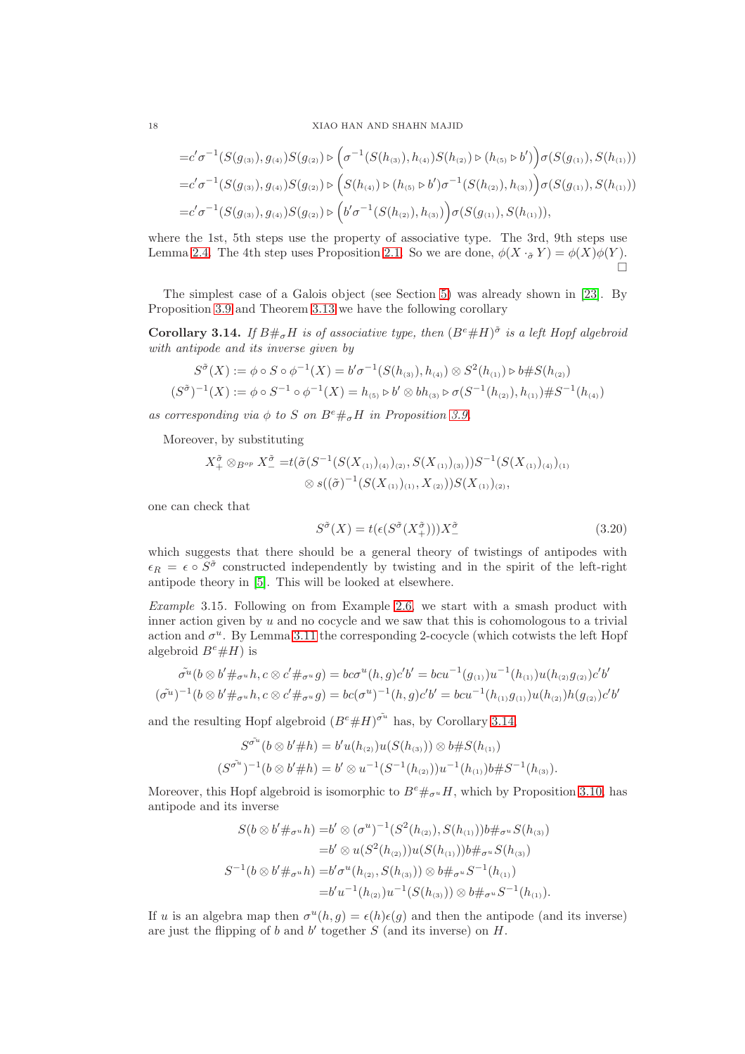$$=c'\sigma^{-1}(S(g_{(3)}),g_{(4)})S(g_{(2)})\triangleright\Big(\sigma^{-1}(S(h_{(3)}),h_{(4)})S(h_{(2)})\triangleright(h_{(5)}\triangleright b')\Big)\sigma(S(g_{(1)}),S(h_{(1)}))$$
$$=c'\sigma^{-1}(S(g_{(3)}),g_{(4)})S(g_{(2)})\triangleright\Big(S(h_{(4)})\triangleright(h_{(5)}\triangleright b')\sigma^{-1}(S(h_{(2)}),h_{(3)})\Big)\sigma(S(g_{(1)}),S(h_{(1)}))$$
$$=c'\sigma^{-1}(S(g_{(3)}),g_{(4)})S(g_{(2)})\triangleright\Big(b'\sigma^{-1}(S(h_{(2)}),h_{(3)})\Big)\sigma(S(g_{(1)}),S(h_{(1)})),$$

where the 1st, 5th steps use the property of associative type. The 3rd, 9th steps use Lemma 2.4. The 4th step uses Proposition 2.1. So we are done, $\phi(X\cdot_{\tilde\sigma}Y)=\phi(X)\phi(Y)$. □

The simplest case of a Galois object (see Section 5) was already shown in [23]. By Proposition 3.9 and Theorem 3.13 we have the following corollary

**Corollary 3.14.** *If $B\#_\sigma H$ is of associative type, then $(B^e\#H)^{\tilde\sigma}$ is a left Hopf algebroid with antipode and its inverse given by*

$$S^{\tilde\sigma}(X):=\phi\circ S\circ\phi^{-1}(X)=b'\sigma^{-1}(S(h_{(3)}),h_{(4)})\otimes S^2(h_{(1)})\triangleright b\#S(h_{(2)})$$
$$(S^{\tilde\sigma})^{-1}(X):=\phi\circ S^{-1}\circ\phi^{-1}(X)=h_{(5)}\triangleright b'\otimes bh_{(3)}\triangleright\sigma(S^{-1}(h_{(2)}),h_{(1)})\#S^{-1}(h_{(4)})$$

*as corresponding via $\phi$ to $S$ on $B^e\#_\sigma H$ in Proposition 3.9.*

Moreover, by substituting

$$X_+^{\tilde\sigma}\otimes_{B^{op}}X_-^{\tilde\sigma}=t(\tilde\sigma(S^{-1}(S(X_{(1)})_{(4)})_{(2)},S(X_{(1)})_{(3)}))S^{-1}(S(X_{(1)})_{(4)})_{(1)}$$
$$\otimes\, s((\tilde\sigma)^{-1}(S(X_{(1)})_{(1)},X_{(2)}))S(X_{(1)})_{(2)},$$

one can check that

$$S^{\tilde\sigma}(X)=t(\epsilon(S^{\tilde\sigma}(X_+^{\tilde\sigma})))X_-^{\tilde\sigma}\tag{3.20}$$

which suggests that there should be a general theory of twistings of antipodes with $\epsilon_R=\epsilon\circ S^{\tilde\sigma}$ constructed independently by twisting and in the spirit of the left-right antipode theory in [5]. This will be looked at elsewhere.

*Example* 3.15. Following on from Example 2.6, we start with a smash product with inner action given by $u$ and no cocycle and we saw that this is cohomologous to a trivial action and $\sigma^u$. By Lemma 3.11 the corresponding 2-cocycle (which cotwists the left Hopf algebroid $B^e\#H$) is

$$\tilde{\sigma^u}(b\otimes b'\#_{\sigma^u}h,c\otimes c'\#_{\sigma^u}g)=bc\sigma^u(h,g)c'b'=bcu^{-1}(g_{(1)})u^{-1}(h_{(1)})u(h_{(2)}g_{(2)})c'b'$$
$$(\tilde{\sigma^u})^{-1}(b\otimes b'\#_{\sigma^u}h,c\otimes c'\#_{\sigma^u}g)=bc(\sigma^u)^{-1}(h,g)c'b'=bcu^{-1}(h_{(1)}g_{(1)})u(h_{(2)})h(g_{(2)})c'b'$$

and the resulting Hopf algebroid $(B^e\#H)^{\tilde{\sigma^u}}$ has, by Corollary 3.14,

$$S^{\tilde{\sigma^u}}(b\otimes b'\#h)=b'u(h_{(2)})u(S(h_{(3)}))\otimes b\#S(h_{(1)})$$
$$(S^{\tilde{\sigma^u}})^{-1}(b\otimes b'\#h)=b'\otimes u^{-1}(S^{-1}(h_{(2)}))u^{-1}(h_{(1)})b\#S^{-1}(h_{(3)}).$$

Moreover, this Hopf algebroid is isomorphic to $B^e\#_{\sigma^u}H$, which by Proposition 3.10, has antipode and its inverse

$$\begin{aligned}S(b\otimes b'\#_{\sigma^u}h)=&b'\otimes(\sigma^u)^{-1}(S^2(h_{(2)}),S(h_{(1)}))b\#_{\sigma^u}S(h_{(3)})\\=&b'\otimes u(S^2(h_{(2)}))u(S(h_{(1)}))b\#_{\sigma^u}S(h_{(3)})\\S^{-1}(b\otimes b'\#_{\sigma^u}h)=&b'\sigma^u(h_{(2)},S(h_{(3)}))\otimes b\#_{\sigma^u}S^{-1}(h_{(1)})\\=&b'u^{-1}(h_{(2)})u^{-1}(S(h_{(3)}))\otimes b\#_{\sigma^u}S^{-1}(h_{(1)}).\end{aligned}$$

If $u$ is an algebra map then $\sigma^u(h,g)=\epsilon(h)\epsilon(g)$ and then the antipode (and its inverse) are just the flipping of $b$ and $b'$ together $S$ (and its inverse) on $H$.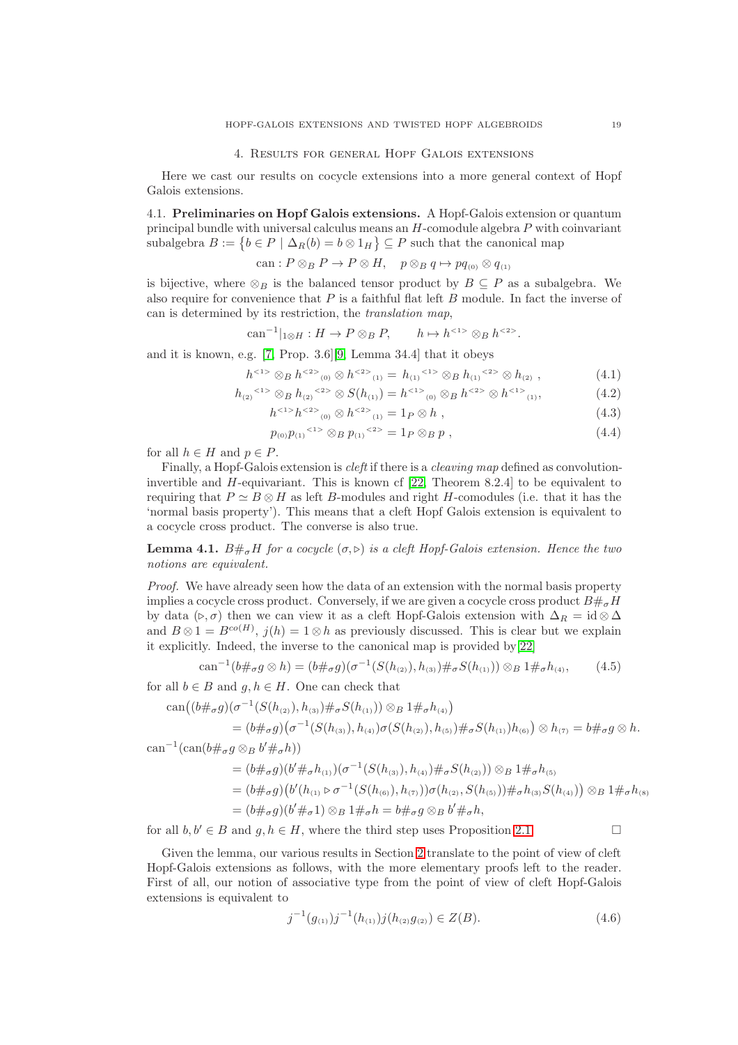## 4. Results for general Hopf Galois extensions

Here we cast our results on cocycle extensions into a more general context of Hopf Galois extensions.

**4.1. Preliminaries on Hopf Galois extensions.** A Hopf-Galois extension or quantum principal bundle with universal calculus means an $H$-comodule algebra $P$ with coinvariant subalgebra $B := \{b \in P \mid \Delta_R(b) = b \otimes 1_H\} \subseteq P$ such that the canonical map

$$\mathrm{can} : P \otimes_B P \to P \otimes H, \quad p \otimes_B q \mapsto pq_{(0)} \otimes q_{(1)}$$

is bijective, where $\otimes_B$ is the balanced tensor product by $B \subseteq P$ as a subalgebra. We also require for convenience that $P$ is a faithful flat left $B$ module. In fact the inverse of can is determined by its restriction, the *translation map*,

$$\mathrm{can}^{-1}|_{1 \otimes H} : H \to P \otimes_B P, \qquad h \mapsto h^{<1>} \otimes_B h^{<2>}.$$

and it is known, e.g. [7, Prop. 3.6][9, Lemma 34.4] that it obeys

$$h^{<1>} \otimes_B h^{<2>}{}_{(0)} \otimes h^{<2>}{}_{(1)} = h_{(1)}{}^{<1>} \otimes_B h_{(1)}{}^{<2>} \otimes h_{(2)}\ , \tag{4.1}$$

$$h_{(2)}{}^{<1>} \otimes_B h_{(2)}{}^{<2>} \otimes S(h_{(1)}) = h^{<1>}{}_{(0)} \otimes_B h^{<2>} \otimes h^{<1>}{}_{(1)}, \tag{4.2}$$

$$h^{<1>} h^{<2>}{}_{(0)} \otimes h^{<2>}{}_{(1)} = 1_P \otimes h\ , \tag{4.3}$$

$$p_{(0)} p_{(1)}{}^{<1>} \otimes_B p_{(1)}{}^{<2>} = 1_P \otimes_B p\ , \tag{4.4}$$

for all $h \in H$ and $p \in P$.

Finally, a Hopf-Galois extension is *cleft* if there is a *cleaving map* defined as convolution-invertible and $H$-equivariant. This is known cf [22, Theorem 8.2.4] to be equivalent to requiring that $P \simeq B \otimes H$ as left $B$-modules and right $H$-comodules (i.e. that it has the 'normal basis property'). This means that a cleft Hopf Galois extension is equivalent to a cocycle cross product. The converse is also true.

**Lemma 4.1.** *$B\#_\sigma H$ for a cocycle $(\sigma, \triangleright)$ is a cleft Hopf-Galois extension. Hence the two notions are equivalent.*

*Proof.* We have already seen how the data of an extension with the normal basis property implies a cocycle cross product. Conversely, if we are given a cocycle cross product $B\#_\sigma H$ by data $(\triangleright, \sigma)$ then we can view it as a cleft Hopf-Galois extension with $\Delta_R = \mathrm{id} \otimes \Delta$ and $B \otimes 1 = B^{co(H)}$, $j(h) = 1 \otimes h$ as previously discussed. This is clear but we explain it explicitly. Indeed, the inverse to the canonical map is provided by [22]

$$\mathrm{can}^{-1}(b\#_\sigma g \otimes h) = (b\#_\sigma g)(\sigma^{-1}(S(h_{(2)}), h_{(3)})\#_\sigma S(h_{(1)})) \otimes_B 1\#_\sigma h_{(4)}, \tag{4.5}$$

for all $b \in B$ and $g, h \in H$. One can check that

$$\begin{aligned}
&\mathrm{can}\big((b\#_\sigma g)(\sigma^{-1}(S(h_{(2)}), h_{(3)})\#_\sigma S(h_{(1)})) \otimes_B 1\#_\sigma h_{(4)}\big) \\
&\quad = (b\#_\sigma g)\big(\sigma^{-1}(S(h_{(3)}), h_{(4)})\sigma(S(h_{(2)}), h_{(5)})\#_\sigma S(h_{(1)})h_{(6)}\big) \otimes h_{(7)} = b\#_\sigma g \otimes h.
\end{aligned}$$

$$\begin{aligned}
&\mathrm{can}^{-1}(\mathrm{can}(b\#_\sigma g \otimes_B b'\#_\sigma h)) \\
&\quad = (b\#_\sigma g)(b'\#_\sigma h_{(1)})(\sigma^{-1}(S(h_{(3)}), h_{(4)})\#_\sigma S(h_{(2)})) \otimes_B 1\#_\sigma h_{(5)} \\
&\quad = (b\#_\sigma g)\big(b'(h_{(1)} \triangleright \sigma^{-1}(S(h_{(6)}), h_{(7)}))\sigma(h_{(2)}, S(h_{(5)}))\#_\sigma h_{(3)} S(h_{(4)})\big) \otimes_B 1\#_\sigma h_{(8)} \\
&\quad = (b\#_\sigma g)(b'\#_\sigma 1) \otimes_B 1\#_\sigma h = b\#_\sigma g \otimes_B b'\#_\sigma h,
\end{aligned}$$

for all $b, b' \in B$ and $g, h \in H$, where the third step uses Proposition 2.1. $\square$

Given the lemma, our various results in Section 2 translate to the point of view of cleft Hopf-Galois extensions as follows, with the more elementary proofs left to the reader. First of all, our notion of associative type from the point of view of cleft Hopf-Galois extensions is equivalent to

$$j^{-1}(g_{(1)})j^{-1}(h_{(1)})j(h_{(2)}g_{(2)}) \in Z(B). \tag{4.6}$$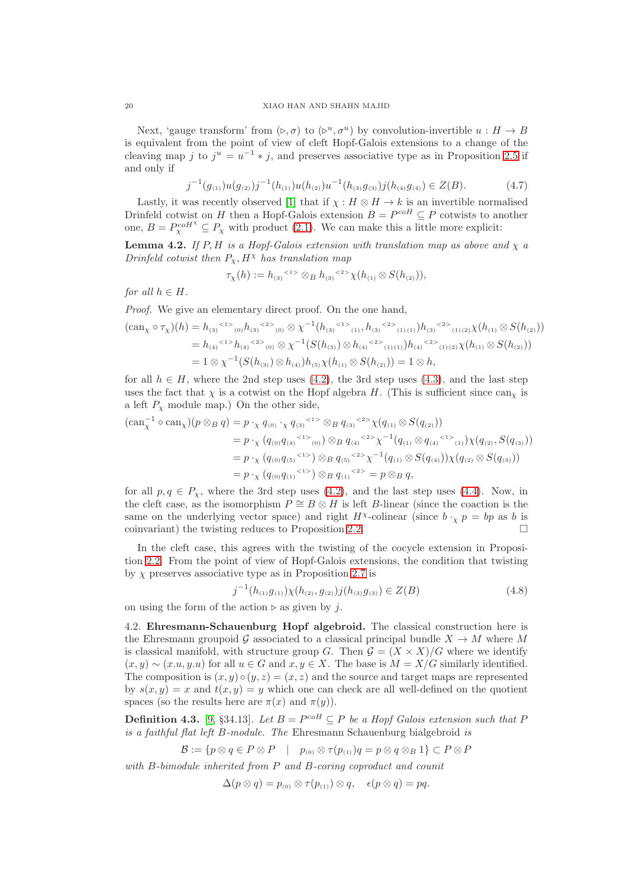Next, 'gauge transform' from $(\triangleright, \sigma)$ to $(\triangleright^u, \sigma^u)$ by convolution-invertible $u : H \to B$ is equivalent from the point of view of cleft Hopf-Galois extensions to a change of the cleaving map $j$ to $j^u = u^{-1} * j$, and preserves associative type as in Proposition 2.5 if and only if

$$j^{-1}(g_{(1)})u(g_{(2)})j^{-1}(h_{(1)})u(h_{(2)})u^{-1}(h_{(3)}g_{(3)})j(h_{(4)}g_{(4)}) \in Z(B). \tag{4.7}$$

Lastly, it was recently observed [1] that if $\chi : H \otimes H \to k$ is an invertible normalised Drinfeld cotwist on $H$ then a Hopf-Galois extension $B = P^{coH} \subseteq P$ cotwists to another one, $B = P_\chi^{coH^\chi} \subseteq P_\chi$ with product (2.1). We can make this a little more explicit:

**Lemma 4.2.** *If $P, H$ is a Hopf-Galois extension with translation map as above and $\chi$ a Drinfeld cotwist then $P_\chi, H^\chi$ has translation map*

$$\tau_\chi(h) := h_{(3)}{}^{<1>} \otimes_B h_{(3)}{}^{<2>}\chi(h_{(1)} \otimes S(h_{(2)})),$$

*for all $h \in H$.*

*Proof.* We give an elementary direct proof. On the one hand,

$$\begin{aligned}
(\mathrm{can}_\chi \circ \tau_\chi)(h) &= h_{(3)}{}^{<1>}{}_{(0)}h_{(3)}{}^{<2>}{}_{(0)} \otimes \chi^{-1}(h_{(3)}{}^{<1>}{}_{(1)}, h_{(3)}{}^{<2>}{}_{(1)(1)})h_{(3)}{}^{<2>}{}_{(1)(2)}\chi(h_{(1)} \otimes S(h_{(2)}))\\
&= h_{(4)}{}^{<1>}h_{(4)}{}^{<2>}{}_{(0)} \otimes \chi^{-1}(S(h_{(3)}) \otimes h_{(4)}{}^{<2>}{}_{(1)(1)})h_{(4)}{}^{<2>}{}_{(1)(2)}\chi(h_{(1)} \otimes S(h_{(2)}))\\
&= 1 \otimes \chi^{-1}(S(h_{(3)}) \otimes h_{(4)})h_{(5)}\chi(h_{(1)} \otimes S(h_{(2)})) = 1 \otimes h,
\end{aligned}$$

for all $h \in H$, where the 2nd step uses (4.2), the 3rd step uses (4.3), and the last step uses the fact that $\chi$ is a cotwist on the Hopf algebra $H$. (This is sufficient since $\mathrm{can}_\chi$ is a left $P_\chi$ module map.) On the other side,

$$\begin{aligned}
(\mathrm{can}_\chi^{-1} \circ \mathrm{can}_\chi)(p \otimes_B q) &= p \cdot_\chi q_{(0)} \cdot_\chi q_{(3)}{}^{<1>} \otimes_B q_{(3)}{}^{<2>}\chi(q_{(1)} \otimes S(q_{(2)}))\\
&= p \cdot_\chi (q_{(0)}q_{(4)}{}^{<1>}{}_{(0)}) \otimes_B q_{(4)}{}^{<2>}\chi^{-1}(q_{(1)} \otimes q_{(4)}{}^{<1>}{}_{(1)})\chi(q_{(2)}, S(q_{(3)}))\\
&= p \cdot_\chi (q_{(0)}q_{(5)}{}^{<1>}) \otimes_B q_{(5)}{}^{<2>}\chi^{-1}(q_{(1)} \otimes S(q_{(4)}))\chi(q_{(2)} \otimes S(q_{(3)}))\\
&= p \cdot_\chi (q_{(0)}q_{(1)}{}^{<1>}) \otimes_B q_{(1)}{}^{<2>} = p \otimes_B q,
\end{aligned}$$

for all $p, q \in P_\chi$, where the 3rd step uses (4.2), and the last step uses (4.4). Now, in the cleft case, as the isomorphism $P \cong B \otimes H$ is left $B$-linear (since the coaction is the same on the underlying vector space) and right $H^\chi$-colinear (since $b \cdot_\chi p = bp$ as $b$ is coinvariant) the twisting reduces to Proposition 2.2. □

In the cleft case, this agrees with the twisting of the cocycle extension in Proposition 2.2. From the point of view of Hopf-Galois extensions, the condition that twisting by $\chi$ preserves associative type as in Proposition 2.7 is

$$j^{-1}(h_{(1)}g_{(1)})\chi(h_{(2)}, g_{(2)})j(h_{(3)}g_{(3)}) \in Z(B) \tag{4.8}$$

on using the form of the action $\triangleright$ as given by $j$.

4.2. **Ehresmann-Schauenburg Hopf algebroid.** The classical construction here is the Ehresmann groupoid $\mathcal{G}$ associated to a classical principal bundle $X \to M$ where $M$ is classical manifold, with structure group $G$. Then $\mathcal{G} = (X \times X)/G$ where we identify $(x, y) \sim (x.u, y.u)$ for all $u \in G$ and $x, y \in X$. The base is $M = X/G$ similarly identified. The composition is $(x, y) \circ (y, z) = (x, z)$ and the source and target maps are represented by $s(x, y) = x$ and $t(x, y) = y$ which one can check are all well-defined on the quotient spaces (so the results here are $\pi(x)$ and $\pi(y)$).

**Definition 4.3.** [9, §34.13]. *Let $B = P^{coH} \subseteq P$ be a Hopf Galois extension such that $P$ is a faithful flat left $B$-module. The* Ehresmann Schauenburg bialgebroid *is*

$$\mathcal{B} := \{p \otimes q \in P \otimes P \quad | \quad p_{(0)} \otimes \tau(p_{(1)})q = p \otimes q \otimes_B 1\} \subset P \otimes P$$

*with $B$-bimodule inherited from $P$ and $B$-coring coproduct and counit*

$$\Delta(p \otimes q) = p_{(0)} \otimes \tau(p_{(1)}) \otimes q, \quad \epsilon(p \otimes q) = pq.$$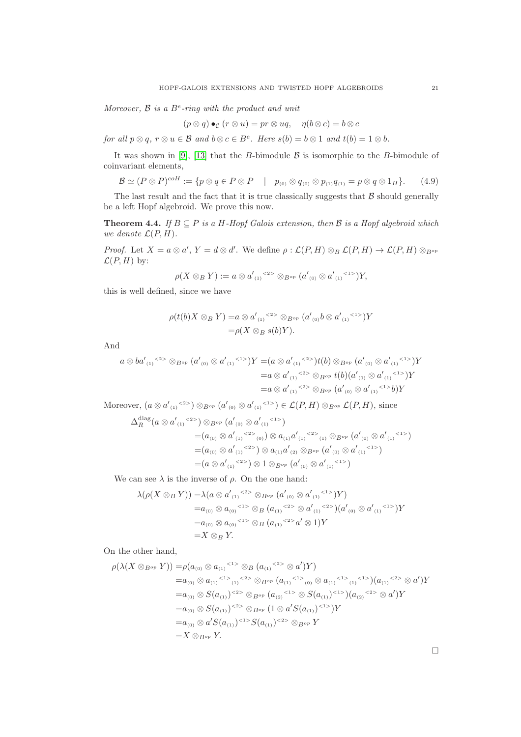*Moreover, $\mathcal{B}$ is a $B^e$-ring with the product and unit*

$$(p \otimes q) \bullet_{\mathcal{C}} (r \otimes u) = pr \otimes uq, \quad \eta(b \otimes c) = b \otimes c$$

*for all $p \otimes q$, $r \otimes u \in \mathcal{B}$ and $b \otimes c \in B^e$. Here $s(b) = b \otimes 1$ and $t(b) = 1 \otimes b$.*

It was shown in [9], [13] that the $B$-bimodule $\mathcal{B}$ is isomorphic to the $B$-bimodule of coinvariant elements,

$$\mathcal{B} \simeq (P \otimes P)^{coH} := \{p \otimes q \in P \otimes P \quad | \quad p_{(0)} \otimes q_{(0)} \otimes p_{(1)} q_{(1)} = p \otimes q \otimes 1_H\}. \tag{4.9}$$

The last result and the fact that it is true classically suggests that $\mathcal{B}$ should generally be a left Hopf algebroid. We prove this now.

**Theorem 4.4.** *If $B \subseteq P$ is a $H$-Hopf Galois extension, then $\mathcal{B}$ is a Hopf algebroid which we denote $\mathcal{L}(P, H)$.*

*Proof.* Let $X = a \otimes a'$, $Y = d \otimes d'$. We define $\rho : \mathcal{L}(P, H) \otimes_B \mathcal{L}(P, H) \to \mathcal{L}(P, H) \otimes_{B^{op}} \mathcal{L}(P, H)$ by:

$$\rho(X \otimes_B Y) := a \otimes {a'_{(1)}}^{<2>} \otimes_{B^{op}} (a'_{(0)} \otimes {a'_{(1)}}^{<1>})Y,$$

this is well defined, since we have

$$\begin{aligned}
\rho(t(b)X \otimes_B Y) =& a \otimes {a'_{(1)}}^{<2>} \otimes_{B^{op}} (a'_{(0)} b \otimes {a'_{(1)}}^{<1>})Y \\
=& \rho(X \otimes_B s(b)Y).
\end{aligned}$$

And

$$\begin{aligned}
a \otimes b{a'_{(1)}}^{<2>} \otimes_{B^{op}} (a'_{(0)} \otimes {a'_{(1)}}^{<1>})Y =& (a \otimes {a'_{(1)}}^{<2>})t(b) \otimes_{B^{op}} (a'_{(0)} \otimes {a'_{(1)}}^{<1>})Y \\
=& a \otimes {a'_{(1)}}^{<2>} \otimes_{B^{op}} t(b)(a'_{(0)} \otimes {a'_{(1)}}^{<1>})Y \\
=& a \otimes {a'_{(1)}}^{<2>} \otimes_{B^{op}} (a'_{(0)} \otimes {a'_{(1)}}^{<1>} b)Y
\end{aligned}$$

Moreover, $(a \otimes {a'_{(1)}}^{<2>}) \otimes_{B^{op}} (a'_{(0)} \otimes {a'_{(1)}}^{<1>}) \in \mathcal{L}(P, H) \otimes_{B^{op}} \mathcal{L}(P, H)$, since

$$\begin{aligned}
\Delta_R^{\mathrm{diag}}&(a \otimes {a'_{(1)}}^{<2>}) \otimes_{B^{op}} (a'_{(0)} \otimes {a'_{(1)}}^{<1>}) \\
&= (a_{(0)} \otimes {{a'_{(1)}}^{<2>}}_{(0)}) \otimes a_{(1)} {{a'_{(1)}}^{<2>}}_{(1)} \otimes_{B^{op}} (a'_{(0)} \otimes {a'_{(1)}}^{<1>}) \\
&= (a_{(0)} \otimes {a'_{(1)}}^{<2>}) \otimes a_{(1)} a'_{(2)} \otimes_{B^{op}} (a'_{(0)} \otimes {a'_{(1)}}^{<1>}) \\
&= (a \otimes {a'_{(1)}}^{<2>}) \otimes 1 \otimes_{B^{op}} (a'_{(0)} \otimes {a'_{(1)}}^{<1>})
\end{aligned}$$

We can see $\lambda$ is the inverse of $\rho$. On the one hand:

$$\begin{aligned}
\lambda(\rho(X \otimes_B Y)) =& \lambda(a \otimes {a'_{(1)}}^{<2>} \otimes_{B^{op}} (a'_{(0)} \otimes {a'_{(1)}}^{<1>})Y) \\
=& a_{(0)} \otimes {a_{(0)}}^{<1>} \otimes_B ({a_{(1)}}^{<2>} \otimes {a'_{(1)}}^{<2>})(a'_{(0)} \otimes {a'_{(1)}}^{<1>})Y \\
=& a_{(0)} \otimes {a_{(0)}}^{<1>} \otimes_B ({a_{(1)}}^{<2>} a' \otimes 1)Y \\
=& X \otimes_B Y.
\end{aligned}$$

On the other hand,

$$\begin{aligned}
\rho(\lambda(X \otimes_{B^{op}} Y)) =& \rho(a_{(0)} \otimes {a_{(1)}}^{<1>} \otimes_B ({a_{(1)}}^{<2>} \otimes a')Y) \\
=& a_{(0)} \otimes {{{a_{(1)}}^{<1>}}_{(1)}}^{<2>} \otimes_{B^{op}} ({{a_{(1)}}^{<1>}}_{(0)} \otimes {{{a_{(1)}}^{<1>}}_{(1)}}^{<1>})({a_{(1)}}^{<2>} \otimes a')Y \\
=& a_{(0)} \otimes S(a_{(1)})^{<2>} \otimes_{B^{op}} ({a_{(2)}}^{<1>} \otimes S(a_{(1)})^{<1>})({a_{(2)}}^{<2>} \otimes a')Y \\
=& a_{(0)} \otimes S(a_{(1)})^{<2>} \otimes_{B^{op}} (1 \otimes a' S(a_{(1)})^{<1>})Y \\
=& a_{(0)} \otimes a' S(a_{(1)})^{<1>} S(a_{(1)})^{<2>} \otimes_{B^{op}} Y \\
=& X \otimes_{B^{op}} Y.
\end{aligned}$$

□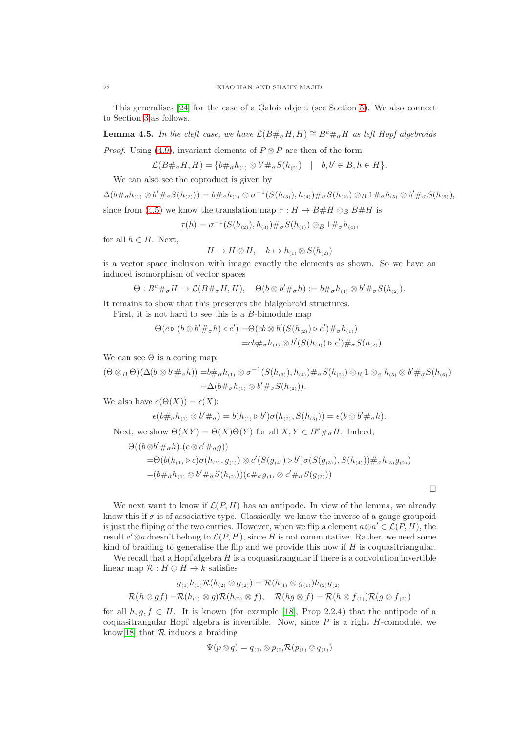This generalises [24] for the case of a Galois object (see Section 5). We also connect to Section 3 as follows.

**Lemma 4.5.** *In the cleft case, we have $\mathcal{L}(B\#_\sigma H, H) \cong B^e\#_\sigma H$ as left Hopf algebroids*

*Proof.* Using (4.9), invariant elements of $P\otimes P$ are then of the form

$$\mathcal{L}(B\#_\sigma H, H) = \{b\#_\sigma h_{(1)} \otimes b'\#_\sigma S(h_{(2)}) \quad | \quad b, b' \in B, h \in H\}.$$

We can also see the coproduct is given by

$$\Delta(b\#_\sigma h_{(1)} \otimes b'\#_\sigma S(h_{(2)})) = b\#_\sigma h_{(1)} \otimes \sigma^{-1}(S(h_{(3)}), h_{(4)})\#_\sigma S(h_{(2)}) \otimes_B 1\#_\sigma h_{(5)} \otimes b'\#_\sigma S(h_{(6)}),$$

since from (4.5) we know the translation map $\tau : H \to B\#H \otimes_B B\#H$ is

$$\tau(h) = \sigma^{-1}(S(h_{(2)}), h_{(3)})\#_\sigma S(h_{(1)}) \otimes_B 1\#_\sigma h_{(4)},$$

for all $h \in H$. Next,

$$H \to H \otimes H, \quad h \mapsto h_{(1)} \otimes S(h_{(2)})$$

is a vector space inclusion with image exactly the elements as shown. So we have an induced isomorphism of vector spaces

$$\Theta : B^e\#_\sigma H \to \mathcal{L}(B\#_\sigma H, H), \quad \Theta(b \otimes b'\#_\sigma h) := b\#_\sigma h_{(1)} \otimes b'\#_\sigma S(h_{(2)}).$$

It remains to show that this preserves the bialgebroid structures.

First, it is not hard to see this is a $B$-bimodule map

$$\begin{aligned}\Theta(c \triangleright (b \otimes b'\#_\sigma h) \triangleleft c') =& \Theta(cb \otimes b'(S(h_{(2)}) \triangleright c')\#_\sigma h_{(1)})\\ =& cb\#_\sigma h_{(1)} \otimes b'(S(h_{(3)}) \triangleright c')\#_\sigma S(h_{(2)}).\end{aligned}$$

We can see $\Theta$ is a coring map:

$$\begin{aligned}(\Theta \otimes_B \Theta)(\Delta(b \otimes b'\#_\sigma h)) =& b\#_\sigma h_{(1)} \otimes \sigma^{-1}(S(h_{(3)}), h_{(4)})\#_\sigma S(h_{(2)}) \otimes_B 1 \otimes_\sigma h_{(5)} \otimes b'\#_\sigma S(h_{(6)})\\ =& \Delta(b\#_\sigma h_{(1)} \otimes b'\#_\sigma S(h_{(2)})).\end{aligned}$$

We also have $\epsilon(\Theta(X)) = \epsilon(X)$:

$$\epsilon(b\#_\sigma h_{(1)} \otimes b'\#_\sigma) = b(h_{(1)} \triangleright b')\sigma(h_{(2)}, S(h_{(3)})) = \epsilon(b \otimes b'\#_\sigma h).$$

Next, we show $\Theta(XY) = \Theta(X)\Theta(Y)$ for all $X, Y \in B^e\#_\sigma H$. Indeed,

$$\begin{aligned}&\Theta((b \otimes b'\#_\sigma h).(c \otimes c'\#_\sigma g))\\ =& \Theta(b(h_{(1)} \triangleright c)\sigma(h_{(2)}, g_{(1)}) \otimes c'(S(g_{(4)}) \triangleright b')\sigma(S(g_{(3)}), S(h_{(4)}))\#_\sigma h_{(3)}g_{(2)})\\ =& (b\#_\sigma h_{(1)} \otimes b'\#_\sigma S(h_{(2)}))(c\#_\sigma g_{(1)} \otimes c'\#_\sigma S(g_{(2)}))\end{aligned}$$

□

We next want to know if $\mathcal{L}(P, H)$ has an antipode. In view of the lemma, we already know this if $\sigma$ is of associative type. Classically, we know the inverse of a gauge groupoid is just the fliping of the two entries. However, when we flip a element $a\otimes a' \in \mathcal{L}(P, H)$, the result $a'\otimes a$ doesn't belong to $\mathcal{L}(P, H)$, since $H$ is not commutative. Rather, we need some kind of braiding to generalise the flip and we provide this now if $H$ is coquasitriangular.

We recall that a Hopf algebra $H$ is a coquasitriangular if there is a convolution invertible linear map $\mathcal{R} : H \otimes H \to k$ satisfies

$$g_{(1)}h_{(1)}\mathcal{R}(h_{(2)} \otimes g_{(2)}) = \mathcal{R}(h_{(1)} \otimes g_{(1)})h_{(2)}g_{(2)}$$

$$\mathcal{R}(h \otimes gf) = \mathcal{R}(h_{(1)} \otimes g)\mathcal{R}(h_{(2)} \otimes f), \quad \mathcal{R}(hg \otimes f) = \mathcal{R}(h \otimes f_{(1)})\mathcal{R}(g \otimes f_{(2)})$$

for all $h, g, f \in H$. It is known (for example [18], Prop 2.2.4) that the antipode of a coquasitriangular Hopf algebra is invertible. Now, since $P$ is a right $H$-comodule, we know[18] that $\mathcal{R}$ induces a braiding

$$\Psi(p \otimes q) = q_{(0)} \otimes p_{(0)}\mathcal{R}(p_{(1)} \otimes q_{(1)})$$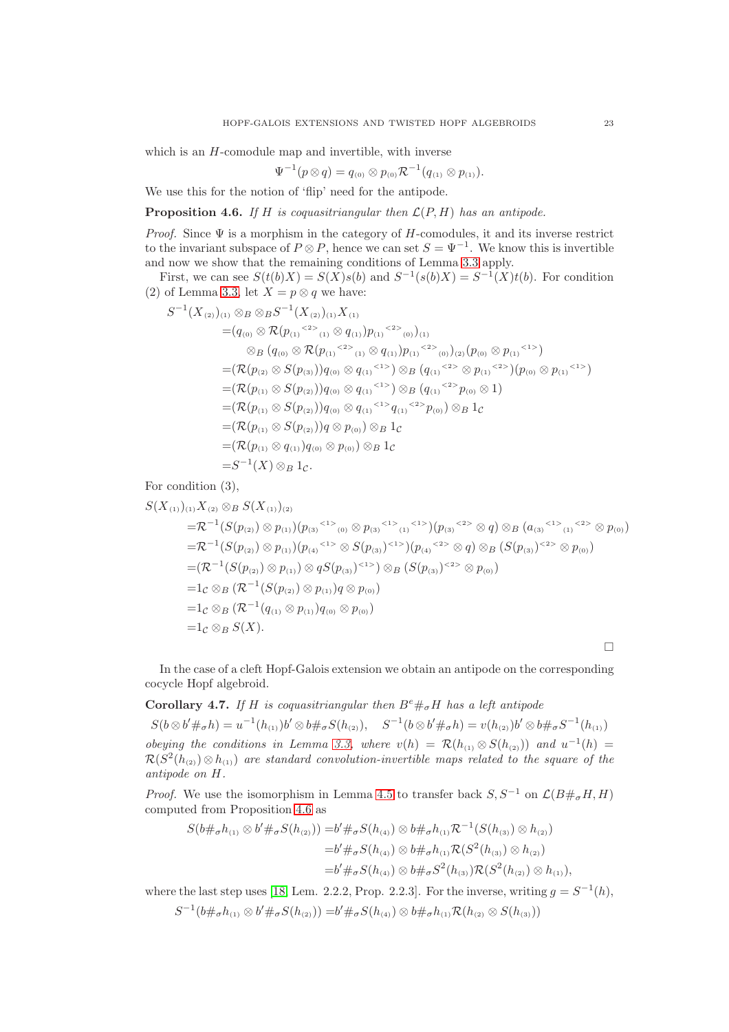which is an $H$-comodule map and invertible, with inverse

$$\Psi^{-1}(p\otimes q)=q_{(0)}\otimes p_{(0)}\mathcal{R}^{-1}(q_{(1)}\otimes p_{(1)}).$$

We use this for the notion of 'flip' need for the antipode.

**Proposition 4.6.** *If $H$ is coquasitriangular then $\mathcal{L}(P,H)$ has an antipode.*

*Proof.* Since $\Psi$ is a morphism in the category of $H$-comodules, it and its inverse restrict to the invariant subspace of $P\otimes P$, hence we can set $S=\Psi^{-1}$. We know this is invertible and now we show that the remaining conditions of Lemma 3.3 apply.

First, we can see $S(t(b)X)=S(X)s(b)$ and $S^{-1}(s(b)X)=S^{-1}(X)t(b)$. For condition (2) of Lemma 3.3, let $X=p\otimes q$ we have:

$$\begin{aligned}
S^{-1}(X_{(2)})_{(1)}\otimes_B\otimes_B S^{-1}(X_{(2)})_{(1)}X_{(1)}
=&(q_{(0)}\otimes\mathcal{R}(p_{(1)}{}^{<2>}{}_{(1)}\otimes q_{(1)})p_{(1)}{}^{<2>}{}_{(0)})_{(1)}\\
&\otimes_B(q_{(0)}\otimes\mathcal{R}(p_{(1)}{}^{<2>}{}_{(1)}\otimes q_{(1)})p_{(1)}{}^{<2>}{}_{(0)})_{(2)}(p_{(0)}\otimes p_{(1)}{}^{<1>})\\
=&(\mathcal{R}(p_{(2)}\otimes S(p_{(3)}))q_{(0)}\otimes q_{(1)}{}^{<1>})\otimes_B(q_{(1)}{}^{<2>}\otimes p_{(1)}{}^{<2>})(p_{(0)}\otimes p_{(1)}{}^{<1>})\\
=&(\mathcal{R}(p_{(1)}\otimes S(p_{(2)}))q_{(0)}\otimes q_{(1)}{}^{<1>})\otimes_B(q_{(1)}{}^{<2>}p_{(0)}\otimes 1)\\
=&(\mathcal{R}(p_{(1)}\otimes S(p_{(2)}))q_{(0)}\otimes q_{(1)}{}^{<1>}q_{(1)}{}^{<2>}p_{(0)})\otimes_B 1_{\mathcal{C}}\\
=&(\mathcal{R}(p_{(1)}\otimes S(p_{(2)}))q\otimes p_{(0)})\otimes_B 1_{\mathcal{C}}\\
=&(\mathcal{R}(p_{(1)}\otimes q_{(1)})q_{(0)}\otimes p_{(0)})\otimes_B 1_{\mathcal{C}}\\
=&S^{-1}(X)\otimes_B 1_{\mathcal{C}}.
\end{aligned}$$

For condition (3),

$$\begin{aligned}
S(X_{(1)})_{(1)}X_{(2)}\otimes_B S(X_{(1)})_{(2)}
=&\mathcal{R}^{-1}(S(p_{(2)})\otimes p_{(1)})(p_{(3)}{}^{<1>}{}_{(0)}\otimes p_{(3)}{}^{<1>}{}_{(1)}{}^{<1>})(p_{(3)}{}^{<2>}\otimes q)\otimes_B(a_{(3)}{}^{<1>}{}_{(1)}{}^{<2>}\otimes p_{(0)})\\
=&\mathcal{R}^{-1}(S(p_{(2)})\otimes p_{(1)})(p_{(4)}{}^{<1>}\otimes S(p_{(3)})^{<1>})(p_{(4)}{}^{<2>}\otimes q)\otimes_B(S(p_{(3)})^{<2>}\otimes p_{(0)})\\
=&(\mathcal{R}^{-1}(S(p_{(2)})\otimes p_{(1)})\otimes qS(p_{(3)})^{<1>})\otimes_B(S(p_{(3)})^{<2>}\otimes p_{(0)})\\
=&1_{\mathcal{C}}\otimes_B(\mathcal{R}^{-1}(S(p_{(2)})\otimes p_{(1)})q\otimes p_{(0)})\\
=&1_{\mathcal{C}}\otimes_B(\mathcal{R}^{-1}(q_{(1)}\otimes p_{(1)})q_{(0)}\otimes p_{(0)})\\
=&1_{\mathcal{C}}\otimes_B S(X).
\end{aligned}$$

$\square$

In the case of a cleft Hopf-Galois extension we obtain an antipode on the corresponding cocycle Hopf algebroid.

**Corollary 4.7.** *If $H$ is coquasitriangular then $B^e\#_\sigma H$ has a left antipode*

$$S(b\otimes b'\#_\sigma h)=u^{-1}(h_{(1)})b'\otimes b\#_\sigma S(h_{(2)}),\quad S^{-1}(b\otimes b'\#_\sigma h)=v(h_{(2)})b'\otimes b\#_\sigma S^{-1}(h_{(1)})$$

*obeying the conditions in Lemma 3.3, where $v(h)=\mathcal{R}(h_{(1)}\otimes S(h_{(2)}))$ and $u^{-1}(h)=\mathcal{R}(S^2(h_{(2)})\otimes h_{(1)})$ are standard convolution-invertible maps related to the square of the antipode on $H$.*

*Proof.* We use the isomorphism in Lemma 4.5 to transfer back $S,S^{-1}$ on $\mathcal{L}(B\#_\sigma H,H)$ computed from Proposition 4.6 as

$$\begin{aligned}
S(b\#_\sigma h_{(1)}\otimes b'\#_\sigma S(h_{(2)}))=&b'\#_\sigma S(h_{(4)})\otimes b\#_\sigma h_{(1)}\mathcal{R}^{-1}(S(h_{(3)})\otimes h_{(2)})\\
=&b'\#_\sigma S(h_{(4)})\otimes b\#_\sigma h_{(1)}\mathcal{R}(S^2(h_{(3)})\otimes h_{(2)})\\
=&b'\#_\sigma S(h_{(4)})\otimes b\#_\sigma S^2(h_{(3)})\mathcal{R}(S^2(h_{(2)})\otimes h_{(1)}),
\end{aligned}$$

where the last step uses [18, Lem. 2.2.2, Prop. 2.2.3]. For the inverse, writing $g=S^{-1}(h)$,

$$S^{-1}(b\#_\sigma h_{(1)}\otimes b'\#_\sigma S(h_{(2)}))=b'\#_\sigma S(h_{(4)})\otimes b\#_\sigma h_{(1)}\mathcal{R}(h_{(2)}\otimes S(h_{(3)}))$$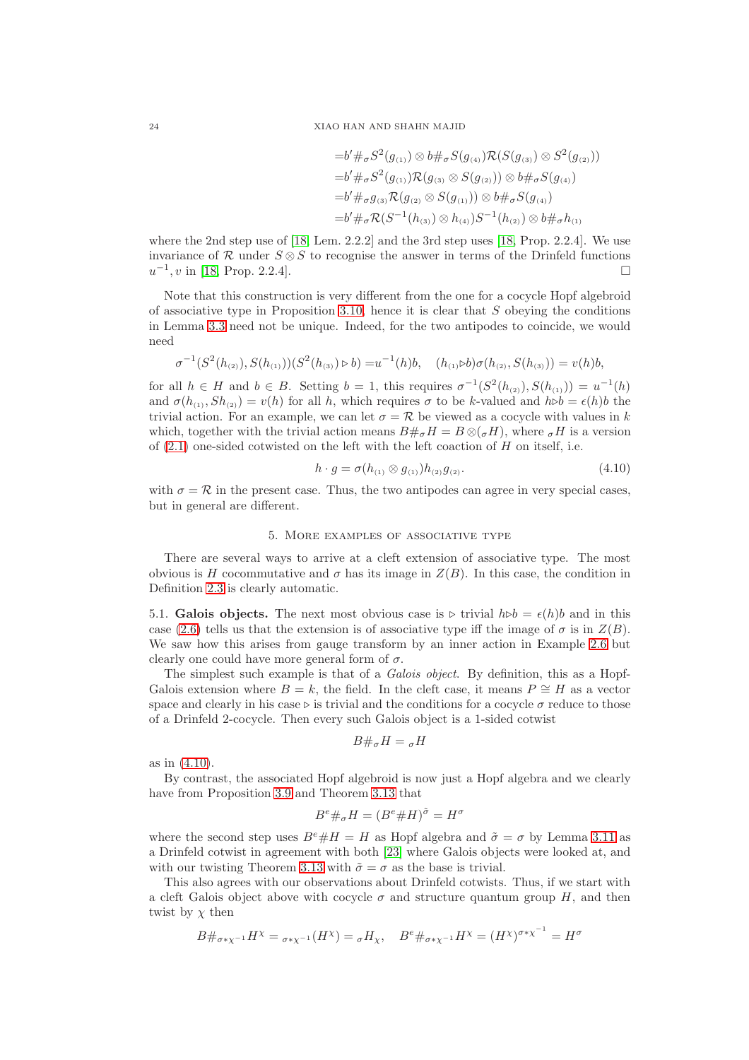$$
\begin{aligned}
&= b'\#_\sigma S^2(g_{(1)}) \otimes b\#_\sigma S(g_{(4)})\mathcal{R}(S(g_{(3)}) \otimes S^2(g_{(2)}))\\
&= b'\#_\sigma S^2(g_{(1)})\mathcal{R}(g_{(3)} \otimes S(g_{(2)})) \otimes b\#_\sigma S(g_{(4)})\\
&= b'\#_\sigma g_{(3)}\mathcal{R}(g_{(2)} \otimes S(g_{(1)})) \otimes b\#_\sigma S(g_{(4)})\\
&= b'\#_\sigma \mathcal{R}(S^{-1}(h_{(3)}) \otimes h_{(4)})S^{-1}(h_{(2)}) \otimes b\#_\sigma h_{(1)}
\end{aligned}
$$

where the 2nd step use of [18, Lem. 2.2.2] and the 3rd step uses [18, Prop. 2.2.4]. We use invariance of $\mathcal{R}$ under $S \otimes S$ to recognise the answer in terms of the Drinfeld functions $u^{-1}, v$ in [18, Prop. 2.2.4]. □

Note that this construction is very different from the one for a cocycle Hopf algebroid of associative type in Proposition 3.10, hence it is clear that $S$ obeying the conditions in Lemma 3.3 need not be unique. Indeed, for the two antipodes to coincide, we would need

$$
\sigma^{-1}(S^2(h_{(2)}), S(h_{(1)}))(S^2(h_{(3)}) \triangleright b) = u^{-1}(h)b, \quad (h_{(1)} \triangleright b)\sigma(h_{(2)}, S(h_{(3)})) = v(h)b,
$$

for all $h \in H$ and $b \in B$. Setting $b = 1$, this requires $\sigma^{-1}(S^2(h_{(2)}), S(h_{(1)})) = u^{-1}(h)$ and $\sigma(h_{(1)}, Sh_{(2)}) = v(h)$ for all $h$, which requires $\sigma$ to be $k$-valued and $h \triangleright b = \epsilon(h)b$ the trivial action. For an example, we can let $\sigma = \mathcal{R}$ be viewed as a cocycle with values in $k$ which, together with the trivial action means $B\#_\sigma H = B \otimes ({}_\sigma H)$, where ${}_\sigma H$ is a version of (2.1) one-sided cotwisted on the left with the left coaction of $H$ on itself, i.e.

$$
h \cdot g = \sigma(h_{(1)} \otimes g_{(1)})h_{(2)}g_{(2)}. \tag{4.10}
$$

with $\sigma = \mathcal{R}$ in the present case. Thus, the two antipodes can agree in very special cases, but in general are different.

## 5. More examples of associative type

There are several ways to arrive at a cleft extension of associative type. The most obvious is $H$ cocommutative and $\sigma$ has its image in $Z(B)$. In this case, the condition in Definition 2.3 is clearly automatic.

**5.1. Galois objects.** The next most obvious case is $\triangleright$ trivial $h \triangleright b = \epsilon(h)b$ and in this case (2.6) tells us that the extension is of associative type iff the image of $\sigma$ is in $Z(B)$. We saw how this arises from gauge transform by an inner action in Example 2.6 but clearly one could have more general form of $\sigma$.

The simplest such example is that of a *Galois object*. By definition, this as a Hopf-Galois extension where $B = k$, the field. In the cleft case, it means $P \cong H$ as a vector space and clearly in his case $\triangleright$ is trivial and the conditions for a cocycle $\sigma$ reduce to those of a Drinfeld 2-cocycle. Then every such Galois object is a 1-sided cotwist

$$
B\#_\sigma H = {}_\sigma H
$$

as in (4.10).

By contrast, the associated Hopf algebroid is now just a Hopf algebra and we clearly have from Proposition 3.9 and Theorem 3.13 that

$$
B^e\#_\sigma H = (B^e\#H)^{\tilde{\sigma}} = H^\sigma
$$

where the second step uses $B^e\#H = H$ as Hopf algebra and $\tilde{\sigma} = \sigma$ by Lemma 3.11 as a Drinfeld cotwist in agreement with both [23] where Galois objects were looked at, and with our twisting Theorem 3.13 with $\tilde{\sigma} = \sigma$ as the base is trivial.

This also agrees with our observations about Drinfeld cotwists. Thus, if we start with a cleft Galois object above with cocycle $\sigma$ and structure quantum group $H$, and then twist by $\chi$ then

$$
B\#_{\sigma * \chi^{-1}}H^\chi = {}_{\sigma*\chi^{-1}}(H^\chi) = {}_\sigma H_\chi, \quad B^e\#_{\sigma*\chi^{-1}}H^\chi = (H^\chi)^{\sigma*\chi^{-1}} = H^\sigma
$$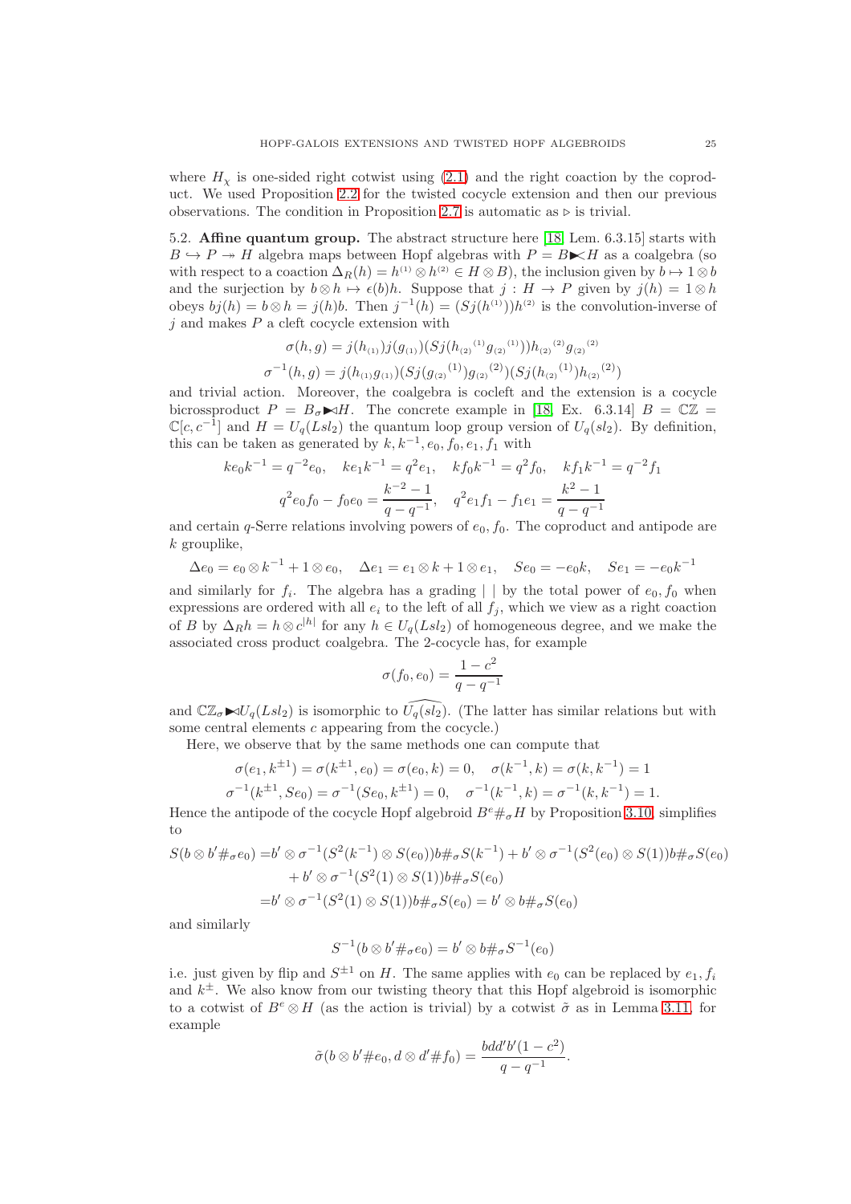where $H_\chi$ is one-sided right cotwist using (2.1) and the right coaction by the coproduct. We used Proposition 2.2 for the twisted cocycle extension and then our previous observations. The condition in Proposition 2.7 is automatic as $\triangleright$ is trivial.

### 5.2. Affine quantum group.

The abstract structure here [18, Lem. 6.3.15] starts with $B \hookrightarrow P \twoheadrightarrow H$ algebra maps between Hopf algebras with $P = B{\blacktriangleright\!\!<} H$ as a coalgebra (so with respect to a coaction $\Delta_R(h) = h^{(1)} \otimes h^{(2)} \in H \otimes B$), the inclusion given by $b \mapsto 1 \otimes b$ and the surjection by $b \otimes h \mapsto \epsilon(b)h$. Suppose that $j : H \to P$ given by $j(h) = 1 \otimes h$ obeys $bj(h) = b \otimes h = j(h)b$. Then $j^{-1}(h) = (Sj(h^{(1)}))h^{(2)}$ is the convolution-inverse of $j$ and makes $P$ a cleft cocycle extension with

$$\sigma(h, g) = j(h_{(1)})j(g_{(1)})(Sj({h_{(2)}}^{(1)}{g_{(2)}}^{(1)})){h_{(2)}}^{(2)}{g_{(2)}}^{(2)}$$

$$\sigma^{-1}(h, g) = j(h_{(1)}g_{(1)})(Sj({g_{(2)}}^{(1)}){g_{(2)}}^{(2)})(Sj({h_{(2)}}^{(1)}){h_{(2)}}^{(2)})$$

and trivial action. Moreover, the coalgebra is cocleft and the extension is a cocycle bicrossproduct $P = B_\sigma{\blacktriangleright\!\!\triangleleft} H$. The concrete example in [18, Ex. 6.3.14] $B = \mathbb{C}\mathbb{Z} = \mathbb{C}[c, c^{-1}]$ and $H = U_q(Lsl_2)$ the quantum loop group version of $U_q(sl_2)$. By definition, this can be taken as generated by $k, k^{-1}, e_0, f_0, e_1, f_1$ with

$$ke_0k^{-1} = q^{-2}e_0, \quad ke_1k^{-1} = q^2e_1, \quad kf_0k^{-1} = q^2f_0, \quad kf_1k^{-1} = q^{-2}f_1$$

$$q^2e_0f_0 - f_0e_0 = \frac{k^{-2}-1}{q-q^{-1}}, \quad q^2e_1f_1 - f_1e_1 = \frac{k^2-1}{q-q^{-1}}$$

and certain $q$-Serre relations involving powers of $e_0, f_0$. The coproduct and antipode are $k$ grouplike,

$$\Delta e_0 = e_0 \otimes k^{-1} + 1 \otimes e_0, \quad \Delta e_1 = e_1 \otimes k + 1 \otimes e_1, \quad Se_0 = -e_0k, \quad Se_1 = -e_0k^{-1}$$

and similarly for $f_i$. The algebra has a grading $|\ |$ by the total power of $e_0, f_0$ when expressions are ordered with all $e_i$ to the left of all $f_j$, which we view as a right coaction of $B$ by $\Delta_R h = h \otimes c^{|h|}$ for any $h \in U_q(Lsl_2)$ of homogeneous degree, and we make the associated cross product coalgebra. The 2-cocycle has, for example

$$\sigma(f_0, e_0) = \frac{1-c^2}{q-q^{-1}}$$

and $\mathbb{C}\mathbb{Z}_\sigma{\blacktriangleright\!\!\triangleleft} U_q(Lsl_2)$ is isomorphic to $\widehat{U_q(sl_2)}$. (The latter has similar relations but with some central elements $c$ appearing from the cocycle.)

Here, we observe that by the same methods one can compute that

$$\sigma(e_1, k^{\pm 1}) = \sigma(k^{\pm 1}, e_0) = \sigma(e_0, k) = 0, \quad \sigma(k^{-1}, k) = \sigma(k, k^{-1}) = 1$$

$$\sigma^{-1}(k^{\pm 1}, Se_0) = \sigma^{-1}(Se_0, k^{\pm 1}) = 0, \quad \sigma^{-1}(k^{-1}, k) = \sigma^{-1}(k, k^{-1}) = 1.$$

Hence the antipode of the cocycle Hopf algebroid $B^e\#_\sigma H$ by Proposition 3.10, simplifies to

$$\begin{aligned}
S(b \otimes b'\#_\sigma e_0) =& b' \otimes \sigma^{-1}(S^2(k^{-1}) \otimes S(e_0))b\#_\sigma S(k^{-1}) + b' \otimes \sigma^{-1}(S^2(e_0) \otimes S(1))b\#_\sigma S(e_0) \\
&+ b' \otimes \sigma^{-1}(S^2(1) \otimes S(1))b\#_\sigma S(e_0) \\
=& b' \otimes \sigma^{-1}(S^2(1) \otimes S(1))b\#_\sigma S(e_0) = b' \otimes b\#_\sigma S(e_0)
\end{aligned}$$

and similarly

$$S^{-1}(b \otimes b'\#_\sigma e_0) = b' \otimes b\#_\sigma S^{-1}(e_0)$$

i.e. just given by flip and $S^{\pm 1}$ on $H$. The same applies with $e_0$ can be replaced by $e_1, f_i$ and $k^{\pm}$. We also know from our twisting theory that this Hopf algebroid is isomorphic to a cotwist of $B^e \otimes H$ (as the action is trivial) by a cotwist $\tilde{\sigma}$ as in Lemma 3.11, for example

$$\tilde{\sigma}(b \otimes b'\#e_0, d \otimes d'\#f_0) = \frac{bdd'b'(1-c^2)}{q-q^{-1}}.$$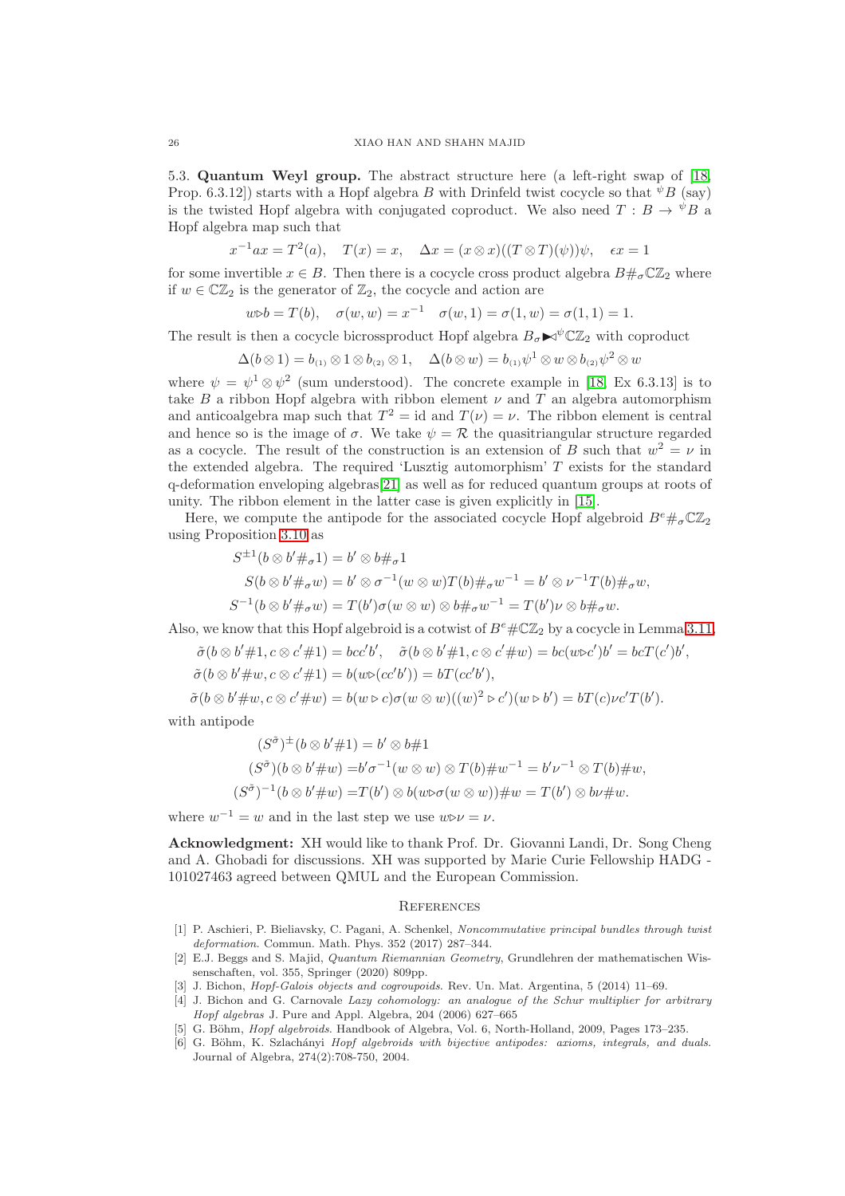5.3. **Quantum Weyl group.** The abstract structure here (a left-right swap of [18, Prop. 6.3.12]) starts with a Hopf algebra $B$ with Drinfeld twist cocycle so that ${}^{\psi}B$ (say) is the twisted Hopf algebra with conjugated coproduct. We also need $T : B \to {}^{\psi}B$ a Hopf algebra map such that

$$x^{-1}ax = T^2(a), \quad T(x) = x, \quad \Delta x = (x \otimes x)((T \otimes T)(\psi))\psi, \quad \epsilon x = 1$$

for some invertible $x \in B$. Then there is a cocycle cross product algebra $B\#_\sigma \mathbb{C}\mathbb{Z}_2$ where if $w \in \mathbb{C}\mathbb{Z}_2$ is the generator of $\mathbb{Z}_2$, the cocycle and action are

$$w \triangleright b = T(b), \quad \sigma(w, w) = x^{-1} \quad \sigma(w, 1) = \sigma(1, w) = \sigma(1, 1) = 1.$$

The result is then a cocycle bicrossproduct Hopf algebra $B_\sigma \blacktriangleright\!\!\triangleleft^{\psi} \mathbb{C}\mathbb{Z}_2$ with coproduct

$$\Delta(b \otimes 1) = b_{(1)} \otimes 1 \otimes b_{(2)} \otimes 1, \quad \Delta(b \otimes w) = b_{(1)}\psi^1 \otimes w \otimes b_{(2)}\psi^2 \otimes w$$

where $\psi = \psi^1 \otimes \psi^2$ (sum understood). The concrete example in [18, Ex 6.3.13] is to take $B$ a ribbon Hopf algebra with ribbon element $\nu$ and $T$ an algebra automorphism and anticoalgebra map such that $T^2 = \mathrm{id}$ and $T(\nu) = \nu$. The ribbon element is central and hence so is the image of $\sigma$. We take $\psi = \mathcal{R}$ the quasitriangular structure regarded as a cocycle. The result of the construction is an extension of $B$ such that $w^2 = \nu$ in the extended algebra. The required 'Lusztig automorphism' $T$ exists for the standard q-deformation enveloping algebras[21] as well as for reduced quantum groups at roots of unity. The ribbon element in the latter case is given explicitly in [15].

Here, we compute the antipode for the associated cocycle Hopf algebroid $B^e\#_\sigma \mathbb{C}\mathbb{Z}_2$ using Proposition 3.10 as

$$S^{\pm 1}(b \otimes b'\#_\sigma 1) = b' \otimes b\#_\sigma 1$$
$$S(b \otimes b'\#_\sigma w) = b' \otimes \sigma^{-1}(w \otimes w)T(b)\#_\sigma w^{-1} = b' \otimes \nu^{-1}T(b)\#_\sigma w,$$
$$S^{-1}(b \otimes b'\#_\sigma w) = T(b')\sigma(w \otimes w) \otimes b\#_\sigma w^{-1} = T(b')\nu \otimes b\#_\sigma w.$$

Also, we know that this Hopf algebroid is a cotwist of $B^e\#\mathbb{C}\mathbb{Z}_2$ by a cocycle in Lemma 3.11,

$$\tilde{\sigma}(b \otimes b'\#1, c \otimes c'\#1) = bcc'b', \quad \tilde{\sigma}(b \otimes b'\#1, c \otimes c'\#w) = bc(w \triangleright c')b' = bcT(c')b',$$
$$\tilde{\sigma}(b \otimes b'\#w, c \otimes c'\#1) = b(w \triangleright (cc'b')) = bT(cc'b'),$$
$$\tilde{\sigma}(b \otimes b'\#w, c \otimes c'\#w) = b(w \triangleright c)\sigma(w \otimes w)((w)^2 \triangleright c')(w \triangleright b') = bT(c)\nu c'T(b').$$

with antipode

$$(S^{\tilde{\sigma}})^{\pm}(b \otimes b'\#1) = b' \otimes b\#1$$
$$(S^{\tilde{\sigma}})(b \otimes b'\#w) = b'\sigma^{-1}(w \otimes w) \otimes T(b)\#w^{-1} = b'\nu^{-1} \otimes T(b)\#w,$$
$$(S^{\tilde{\sigma}})^{-1}(b \otimes b'\#w) = T(b') \otimes b(w \triangleright \sigma(w \otimes w))\#w = T(b') \otimes b\nu\#w.$$

where $w^{-1} = w$ and in the last step we use $w \triangleright \nu = \nu$.

**Acknowledgment:** XH would like to thank Prof. Dr. Giovanni Landi, Dr. Song Cheng and A. Ghobadi for discussions. XH was supported by Marie Curie Fellowship HADG - 101027463 agreed between QMUL and the European Commission.

## References

[1] P. Aschieri, P. Bieliavsky, C. Pagani, A. Schenkel, *Noncommutative principal bundles through twist deformation*. Commun. Math. Phys. 352 (2017) 287–344.

[2] E.J. Beggs and S. Majid, *Quantum Riemannian Geometry*, Grundlehren der mathematischen Wissenschaften, vol. 355, Springer (2020) 809pp.

[3] J. Bichon, *Hopf-Galois objects and cogroupoids*. Rev. Un. Mat. Argentina, 5 (2014) 11–69.

[4] J. Bichon and G. Carnovale *Lazy cohomology: an analogue of the Schur multiplier for arbitrary Hopf algebras* J. Pure and Appl. Algebra, 204 (2006) 627–665

[5] G. Böhm, *Hopf algebroids*. Handbook of Algebra, Vol. 6, North-Holland, 2009, Pages 173–235.

[6] G. Böhm, K. Szlachányi *Hopf algebroids with bijective antipodes: axioms, integrals, and duals.* Journal of Algebra, 274(2):708-750, 2004.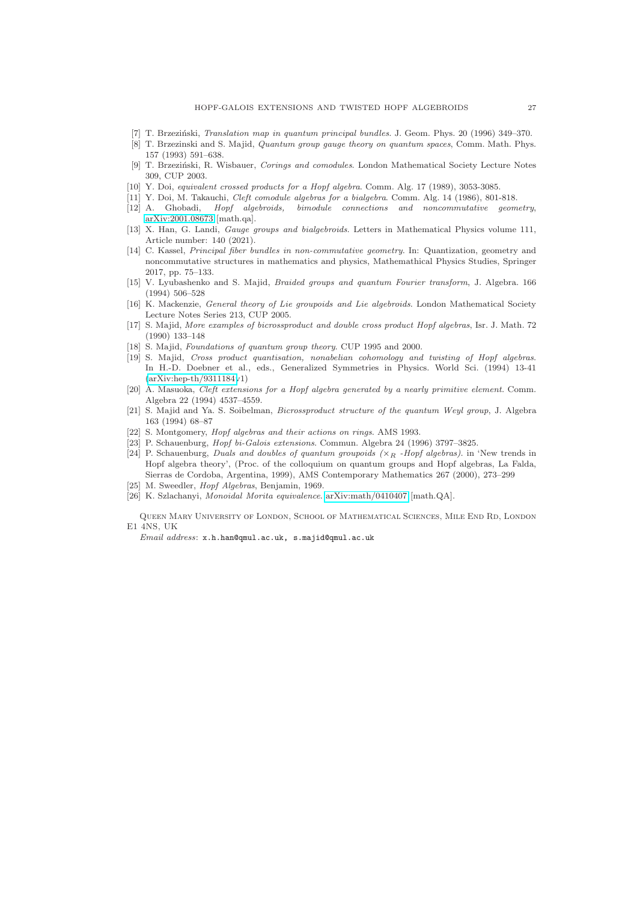[7] T. Brzeziński, *Translation map in quantum principal bundles*. J. Geom. Phys. 20 (1996) 349–370.

[8] T. Brzezinski and S. Majid, *Quantum group gauge theory on quantum spaces*, Comm. Math. Phys. 157 (1993) 591–638.

[9] T. Brzeziński, R. Wisbauer, *Corings and comodules*. London Mathematical Society Lecture Notes 309, CUP 2003.

[10] Y. Doi, *equivalent crossed products for a Hopf algebra*. Comm. Alg. 17 (1989), 3053-3085.

[11] Y. Doi, M. Takauchi, *Cleft comodule algebras for a bialgebra*. Comm. Alg. 14 (1986), 801-818.

[12] A. Ghobadi, *Hopf algebroids, bimodule connections and noncommutative geometry*, arXiv:2001.08673 [math.qa].

[13] X. Han, G. Landi, *Gauge groups and bialgebroids*. Letters in Mathematical Physics volume 111, Article number: 140 (2021).

[14] C. Kassel, *Principal fiber bundles in non-commutative geometry*. In: Quantization, geometry and noncommutative structures in mathematics and physics, Mathemathical Physics Studies, Springer 2017, pp. 75–133.

[15] V. Lyubashenko and S. Majid, *Braided groups and quantum Fourier transform*, J. Algebra. 166 (1994) 506–528

[16] K. Mackenzie, *General theory of Lie groupoids and Lie algebroids*. London Mathematical Society Lecture Notes Series 213, CUP 2005.

[17] S. Majid, *More examples of bicrossproduct and double cross product Hopf algebras*, Isr. J. Math. 72 (1990) 133–148

[18] S. Majid, *Foundations of quantum group theory*. CUP 1995 and 2000.

[19] S. Majid, *Cross product quantisation, nonabelian cohomology and twisting of Hopf algebras*. In H.-D. Doebner et al., eds., Generalized Symmetries in Physics. World Sci. (1994) 13-41 (arXiv:hep-th/9311184v1)

[20] A. Masuoka, *Cleft extensions for a Hopf algebra generated by a nearly primitive element*. Comm. Algebra 22 (1994) 4537–4559.

[21] S. Majid and Ya. S. Soibelman, *Bicrossproduct structure of the quantum Weyl group*, J. Algebra 163 (1994) 68–87

[22] S. Montgomery, *Hopf algebras and their actions on rings*. AMS 1993.

[23] P. Schauenburg, *Hopf bi-Galois extensions*. Commun. Algebra 24 (1996) 3797–3825.

[24] P. Schauenburg, *Duals and doubles of quantum groupoids ($\times_R$ -Hopf algebras)*. in 'New trends in Hopf algebra theory', (Proc. of the colloquium on quantum groups and Hopf algebras, La Falda, Sierras de Cordoba, Argentina, 1999), AMS Contemporary Mathematics 267 (2000), 273–299

[25] M. Sweedler, *Hopf Algebras*, Benjamin, 1969.

[26] K. Szlachanyi, *Monoidal Morita equivalence*. arXiv:math/0410407 [math.QA].

Queen Mary University of London, School of Mathematical Sciences, Mile End Rd, London E1 4NS, UK

*Email address*: x.h.han@qmul.ac.uk, s.majid@qmul.ac.uk